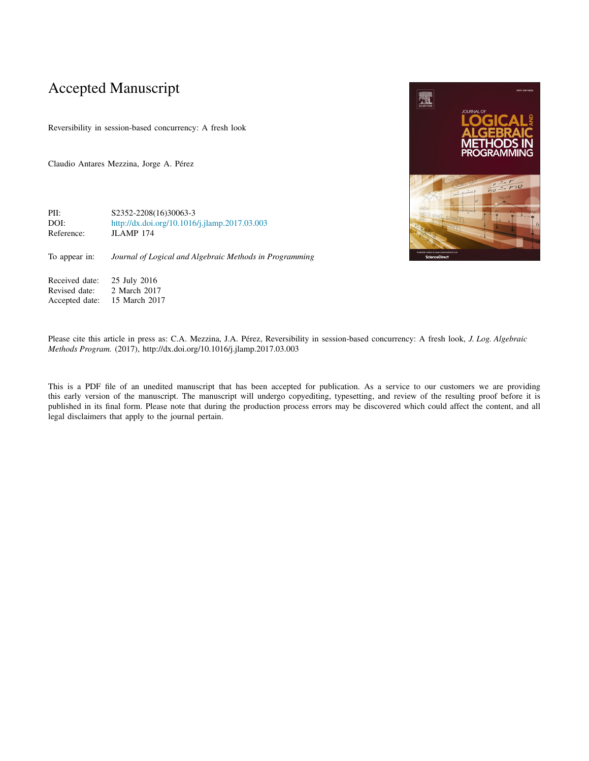# Accepted Manuscript

Reversibility in session-based concurrency: A fresh look

Claudio Antares Mezzina, Jorge A. Pérez

| | |
|---|---|
| PII: | S2352-2208(16)30063-3 |
| DOI: | http://dx.doi.org/10.1016/j.jlamp.2017.03.003 |
| Reference: | JLAMP 174 |

To appear in: *Journal of Logical and Algebraic Methods in Programming*

| | |
|---|---|
| Received date: | 25 July 2016 |
| Revised date: | 2 March 2017 |
| Accepted date: | 15 March 2017 |

Please cite this article in press as: C.A. Mezzina, J.A. Pérez, Reversibility in session-based concurrency: A fresh look, *J. Log. Algebraic Methods Program.* (2017), http://dx.doi.org/10.1016/j.jlamp.2017.03.003

This is a PDF file of an unedited manuscript that has been accepted for publication. As a service to our customers we are providing this early version of the manuscript. The manuscript will undergo copyediting, typesetting, and review of the resulting proof before it is published in its final form. Please note that during the production process errors may be discovered which could affect the content, and all legal disclaimers that apply to the journal pertain.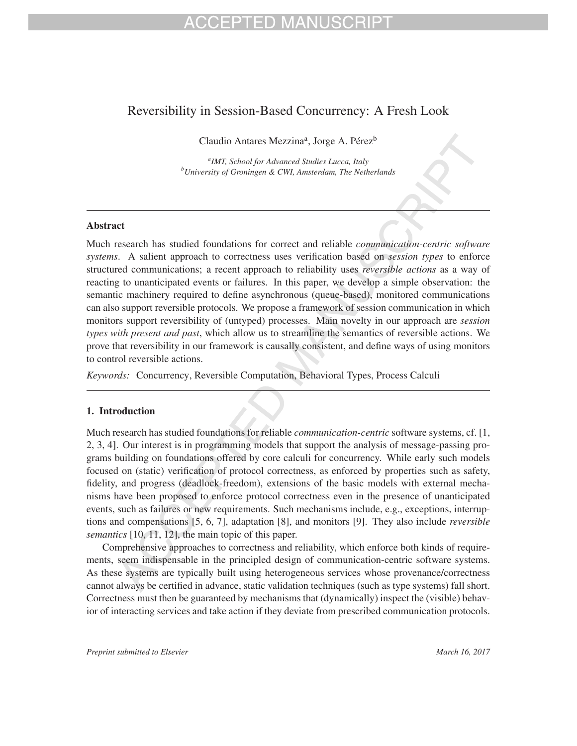# Reversibility in Session-Based Concurrency: A Fresh Look

Claudio Antares Mezzina[a], Jorge A. Pérez[b]

[a] *IMT, School for Advanced Studies Lucca, Italy*
[b] *University of Groningen & CWI, Amsterdam, The Netherlands*

---

## Abstract

Much research has studied foundations for correct and reliable *communication-centric software systems*. A salient approach to correctness uses verification based on *session types* to enforce structured communications; a recent approach to reliability uses *reversible actions* as a way of reacting to unanticipated events or failures. In this paper, we develop a simple observation: the semantic machinery required to define asynchronous (queue-based), monitored communications can also support reversible protocols. We propose a framework of session communication in which monitors support reversibility of (untyped) processes. Main novelty in our approach are *session types with present and past*, which allow us to streamline the semantics of reversible actions. We prove that reversibility in our framework is causally consistent, and define ways of using monitors to control reversible actions.

*Keywords:* Concurrency, Reversible Computation, Behavioral Types, Process Calculi

---

## 1. Introduction

Much research has studied foundations for reliable *communication-centric* software systems, cf. [1, 2, 3, 4]. Our interest is in programming models that support the analysis of message-passing programs building on foundations offered by core calculi for concurrency. While early such models focused on (static) verification of protocol correctness, as enforced by properties such as safety, fidelity, and progress (deadlock-freedom), extensions of the basic models with external mechanisms have been proposed to enforce protocol correctness even in the presence of unanticipated events, such as failures or new requirements. Such mechanisms include, e.g., exceptions, interruptions and compensations [5, 6, 7], adaptation [8], and monitors [9]. They also include *reversible semantics* [10, 11, 12], the main topic of this paper.

Comprehensive approaches to correctness and reliability, which enforce both kinds of requirements, seem indispensable in the principled design of communication-centric software systems. As these systems are typically built using heterogeneous services whose provenance/correctness cannot always be certified in advance, static validation techniques (such as type systems) fall short. Correctness must then be guaranteed by mechanisms that (dynamically) inspect the (visible) behavior of interacting services and take action if they deviate from prescribed communication protocols.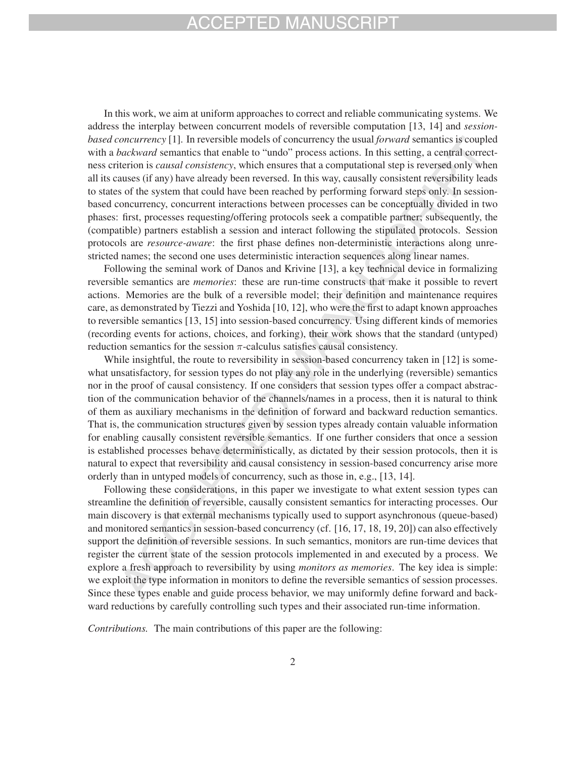In this work, we aim at uniform approaches to correct and reliable communicating systems. We address the interplay between concurrent models of reversible computation [13, 14] and *session-based concurrency* [1]. In reversible models of concurrency the usual *forward* semantics is coupled with a *backward* semantics that enable to "undo" process actions. In this setting, a central correctness criterion is *causal consistency*, which ensures that a computational step is reversed only when all its causes (if any) have already been reversed. In this way, causally consistent reversibility leads to states of the system that could have been reached by performing forward steps only. In session-based concurrency, concurrent interactions between processes can be conceptually divided in two phases: first, processes requesting/offering protocols seek a compatible partner; subsequently, the (compatible) partners establish a session and interact following the stipulated protocols. Session protocols are *resource-aware*: the first phase defines non-deterministic interactions along unrestricted names; the second one uses deterministic interaction sequences along linear names.

Following the seminal work of Danos and Krivine [13], a key technical device in formalizing reversible semantics are *memories*: these are run-time constructs that make it possible to revert actions. Memories are the bulk of a reversible model; their definition and maintenance requires care, as demonstrated by Tiezzi and Yoshida [10, 12], who were the first to adapt known approaches to reversible semantics [13, 15] into session-based concurrency. Using different kinds of memories (recording events for actions, choices, and forking), their work shows that the standard (untyped) reduction semantics for the session $\pi$-calculus satisfies causal consistency.

While insightful, the route to reversibility in session-based concurrency taken in [12] is somewhat unsatisfactory, for session types do not play any role in the underlying (reversible) semantics nor in the proof of causal consistency. If one considers that session types offer a compact abstraction of the communication behavior of the channels/names in a process, then it is natural to think of them as auxiliary mechanisms in the definition of forward and backward reduction semantics. That is, the communication structures given by session types already contain valuable information for enabling causally consistent reversible semantics. If one further considers that once a session is established processes behave deterministically, as dictated by their session protocols, then it is natural to expect that reversibility and causal consistency in session-based concurrency arise more orderly than in untyped models of concurrency, such as those in, e.g., [13, 14].

Following these considerations, in this paper we investigate to what extent session types can streamline the definition of reversible, causally consistent semantics for interacting processes. Our main discovery is that external mechanisms typically used to support asynchronous (queue-based) and monitored semantics in session-based concurrency (cf. [16, 17, 18, 19, 20]) can also effectively support the definition of reversible sessions. In such semantics, monitors are run-time devices that register the current state of the session protocols implemented in and executed by a process. We explore a fresh approach to reversibility by using *monitors as memories*. The key idea is simple: we exploit the type information in monitors to define the reversible semantics of session processes. Since these types enable and guide process behavior, we may uniformly define forward and backward reductions by carefully controlling such types and their associated run-time information.

*Contributions.* The main contributions of this paper are the following: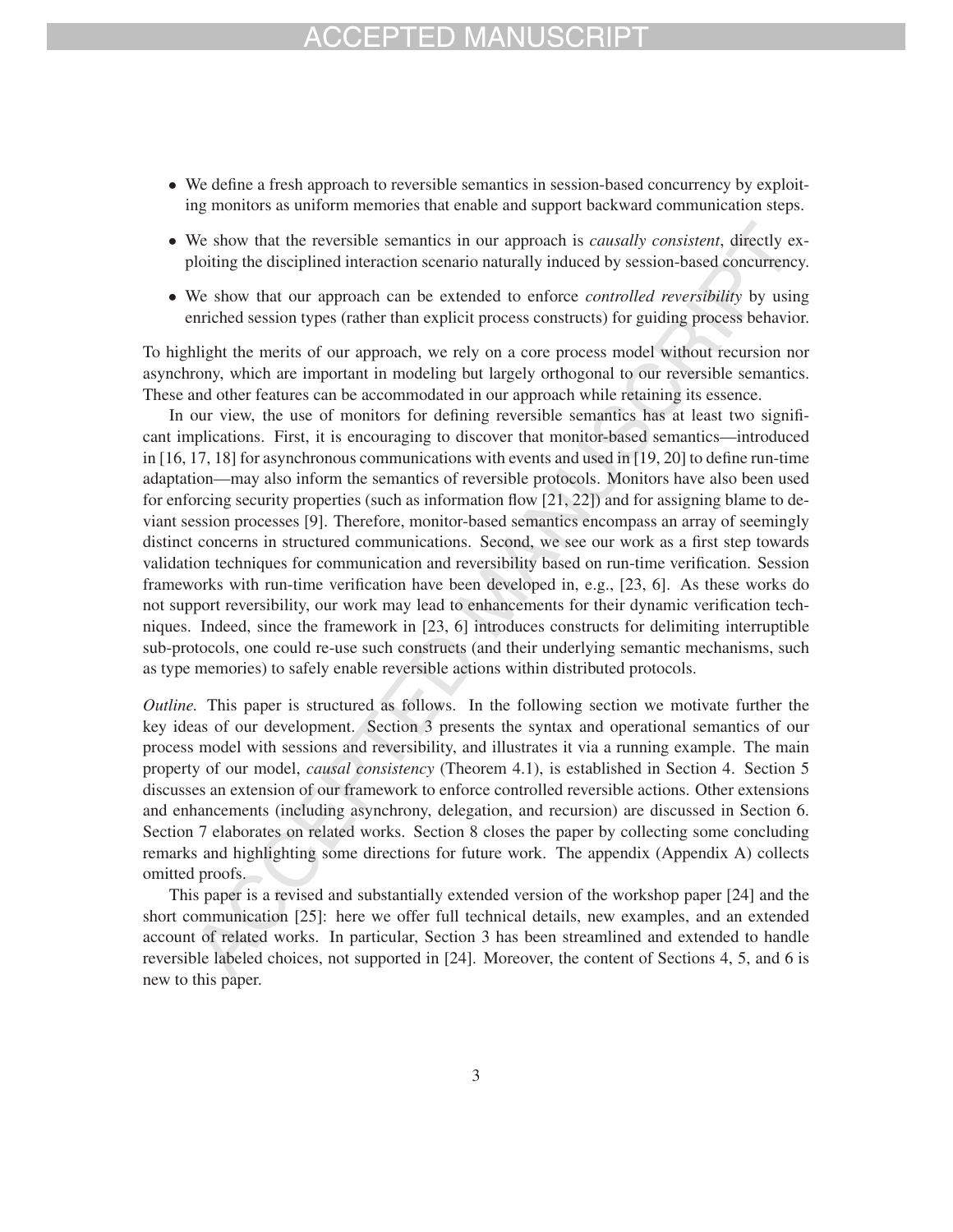- We define a fresh approach to reversible semantics in session-based concurrency by exploiting monitors as uniform memories that enable and support backward communication steps.
- We show that the reversible semantics in our approach is *causally consistent*, directly exploiting the disciplined interaction scenario naturally induced by session-based concurrency.
- We show that our approach can be extended to enforce *controlled reversibility* by using enriched session types (rather than explicit process constructs) for guiding process behavior.

To highlight the merits of our approach, we rely on a core process model without recursion nor asynchrony, which are important in modeling but largely orthogonal to our reversible semantics. These and other features can be accommodated in our approach while retaining its essence.

In our view, the use of monitors for defining reversible semantics has at least two significant implications. First, it is encouraging to discover that monitor-based semantics—introduced in [16, 17, 18] for asynchronous communications with events and used in [19, 20] to define run-time adaptation—may also inform the semantics of reversible protocols. Monitors have also been used for enforcing security properties (such as information flow [21, 22]) and for assigning blame to deviant session processes [9]. Therefore, monitor-based semantics encompass an array of seemingly distinct concerns in structured communications. Second, we see our work as a first step towards validation techniques for communication and reversibility based on run-time verification. Session frameworks with run-time verification have been developed in, e.g., [23, 6]. As these works do not support reversibility, our work may lead to enhancements for their dynamic verification techniques. Indeed, since the framework in [23, 6] introduces constructs for delimiting interruptible sub-protocols, one could re-use such constructs (and their underlying semantic mechanisms, such as type memories) to safely enable reversible actions within distributed protocols.

*Outline.* This paper is structured as follows. In the following section we motivate further the key ideas of our development. Section 3 presents the syntax and operational semantics of our process model with sessions and reversibility, and illustrates it via a running example. The main property of our model, *causal consistency* (Theorem 4.1), is established in Section 4. Section 5 discusses an extension of our framework to enforce controlled reversible actions. Other extensions and enhancements (including asynchrony, delegation, and recursion) are discussed in Section 6. Section 7 elaborates on related works. Section 8 closes the paper by collecting some concluding remarks and highlighting some directions for future work. The appendix (Appendix A) collects omitted proofs.

This paper is a revised and substantially extended version of the workshop paper [24] and the short communication [25]: here we offer full technical details, new examples, and an extended account of related works. In particular, Section 3 has been streamlined and extended to handle reversible labeled choices, not supported in [24]. Moreover, the content of Sections 4, 5, and 6 is new to this paper.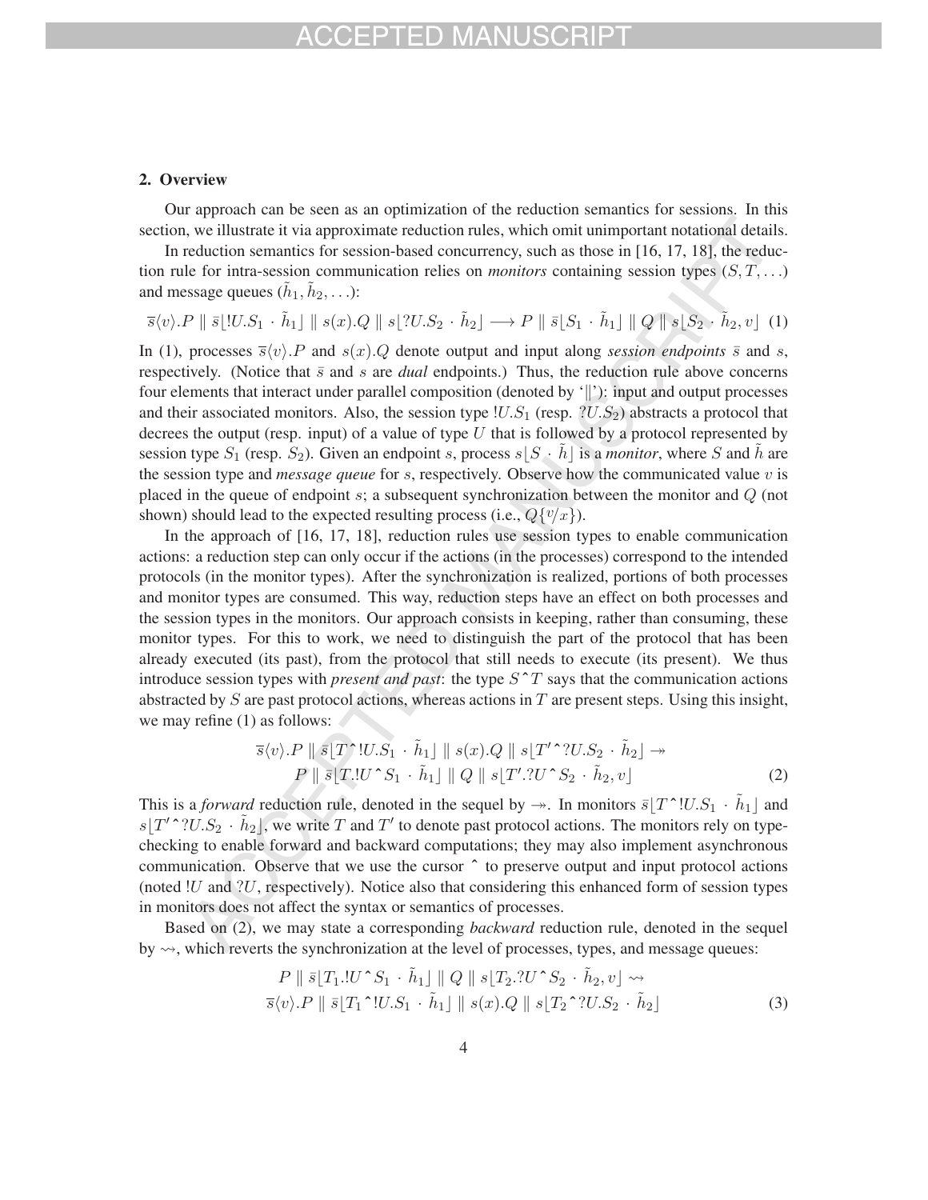## 2. Overview

Our approach can be seen as an optimization of the reduction semantics for sessions. In this section, we illustrate it via approximate reduction rules, which omit unimportant notational details.

In reduction semantics for session-based concurrency, such as those in [16, 17, 18], the reduction rule for intra-session communication relies on *monitors* containing session types $(S, T, \ldots)$ and message queues $(\tilde{h}_1, \tilde{h}_2, \ldots)$:

$$\overline{s}\langle v\rangle.P \parallel \bar{s}\lfloor !U.S_1 \cdot \tilde{h}_1\rfloor \parallel s(x).Q \parallel s\lfloor ?U.S_2 \cdot \tilde{h}_2\rfloor \longrightarrow P \parallel \bar{s}\lfloor S_1 \cdot \tilde{h}_1\rfloor \parallel Q \parallel s\lfloor S_2 \cdot \tilde{h}_2, v\rfloor \quad (1)$$

In (1), processes $\overline{s}\langle v\rangle.P$ and $s(x).Q$ denote output and input along *session endpoints* $\bar{s}$ and $s$, respectively. (Notice that $\bar{s}$ and $s$ are *dual* endpoints.) Thus, the reduction rule above concerns four elements that interact under parallel composition (denoted by '$\parallel$'): input and output processes and their associated monitors. Also, the session type $!U.S_1$ (resp. $?U.S_2$) abstracts a protocol that decrees the output (resp. input) of a value of type $U$ that is followed by a protocol represented by session type $S_1$ (resp. $S_2$). Given an endpoint $s$, process $s\lfloor S \cdot \tilde{h}\rfloor$ is a *monitor*, where $S$ and $\tilde{h}$ are the session type and *message queue* for $s$, respectively. Observe how the communicated value $v$ is placed in the queue of endpoint $s$; a subsequent synchronization between the monitor and $Q$ (not shown) should lead to the expected resulting process (i.e., $Q\{v/x\}$).

In the approach of [16, 17, 18], reduction rules use session types to enable communication actions: a reduction step can only occur if the actions (in the processes) correspond to the intended protocols (in the monitor types). After the synchronization is realized, portions of both processes and monitor types are consumed. This way, reduction steps have an effect on both processes and the session types in the monitors. Our approach consists in keeping, rather than consuming, these monitor types. For this to work, we need to distinguish the part of the protocol that has been already executed (its past), from the protocol that still needs to execute (its present). We thus introduce session types with *present and past*: the type $S\,\hat{}\,T$ says that the communication actions abstracted by $S$ are past protocol actions, whereas actions in $T$ are present steps. Using this insight, we may refine (1) as follows:

$$\begin{aligned}\overline{s}\langle v\rangle.P \parallel \bar{s}\lfloor T\,\hat{}\,!U.S_1 \cdot \tilde{h}_1\rfloor \parallel s(x).Q \parallel s\lfloor T'\,\hat{}\,?U.S_2 \cdot \tilde{h}_2\rfloor \twoheadrightarrow \\ P \parallel \bar{s}\lfloor T.!U\,\hat{}\,S_1 \cdot \tilde{h}_1\rfloor \parallel Q \parallel s\lfloor T'.?U\,\hat{}\,S_2 \cdot \tilde{h}_2, v\rfloor\end{aligned} \quad (2)$$

This is a *forward* reduction rule, denoted in the sequel by $\twoheadrightarrow$. In monitors $\bar{s}\lfloor T\,\hat{}\,!U.S_1 \cdot \tilde{h}_1\rfloor$ and $s\lfloor T'\,\hat{}\,?U.S_2 \cdot \tilde{h}_2\rfloor$, we write $T$ and $T'$ to denote past protocol actions. The monitors rely on type-checking to enable forward and backward computations; they may also implement asynchronous communication. Observe that we use the cursor $\hat{}$ to preserve output and input protocol actions (noted $!U$ and $?U$, respectively). Notice also that considering this enhanced form of session types in monitors does not affect the syntax or semantics of processes.

Based on (2), we may state a corresponding *backward* reduction rule, denoted in the sequel by $\rightsquigarrow$, which reverts the synchronization at the level of processes, types, and message queues:

$$\begin{aligned}P \parallel \bar{s}\lfloor T_1.!U\,\hat{}\,S_1 \cdot \tilde{h}_1\rfloor \parallel Q \parallel s\lfloor T_2.?U\,\hat{}\,S_2 \cdot \tilde{h}_2, v\rfloor \rightsquigarrow \\ \overline{s}\langle v\rangle.P \parallel \bar{s}\lfloor T_1\,\hat{}\,!U.S_1 \cdot \tilde{h}_1\rfloor \parallel s(x).Q \parallel s\lfloor T_2\,\hat{}\,?U.S_2 \cdot \tilde{h}_2\rfloor\end{aligned} \quad (3)$$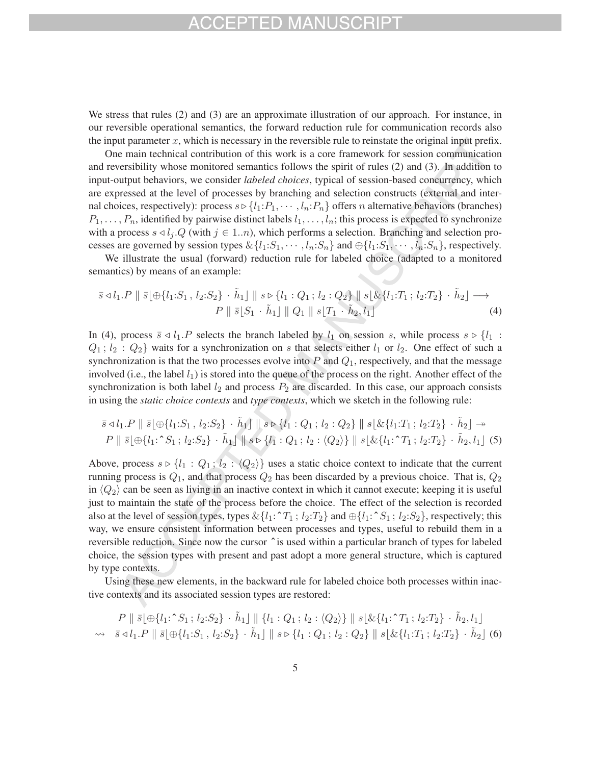We stress that rules (2) and (3) are an approximate illustration of our approach. For instance, in our reversible operational semantics, the forward reduction rule for communication records also the input parameter $x$, which is necessary in the reversible rule to reinstate the original input prefix.

One main technical contribution of this work is a core framework for session communication and reversibility whose monitored semantics follows the spirit of rules (2) and (3). In addition to input-output behaviors, we consider *labeled choices*, typical of session-based concurrency, which are expressed at the level of processes by branching and selection constructs (external and internal choices, respectively): process $s \triangleright \{l_1{:}P_1, \cdots, l_n{:}P_n\}$ offers $n$ alternative behaviors (branches) $P_1, \ldots, P_n$, identified by pairwise distinct labels $l_1, \ldots, l_n$; this process is expected to synchronize with a process $s \triangleleft l_j.Q$ (with $j \in 1..n$), which performs a selection. Branching and selection processes are governed by session types $\&\{l_1{:}S_1, \cdots, l_n{:}S_n\}$ and $\oplus\{l_1{:}S_1, \cdots, l_n{:}S_n\}$, respectively.

We illustrate the usual (forward) reduction rule for labeled choice (adapted to a monitored semantics) by means of an example:

$$\bar{s} \triangleleft l_1.P \parallel \bar{s}\lfloor \oplus\{l_1{:}S_1\,,\, l_2{:}S_2\} \cdot \tilde{h}_1 \rfloor \parallel s \triangleright \{l_1 : Q_1\,;\, l_2 : Q_2\} \parallel s\lfloor \&\{l_1{:}T_1\,;\, l_2{:}T_2\} \cdot \tilde{h}_2 \rfloor \longrightarrow$$
$$P \parallel \bar{s}\lfloor S_1 \cdot \tilde{h}_1 \rfloor \parallel Q_1 \parallel s\lfloor T_1 \cdot \tilde{h}_2, l_1 \rfloor \tag{4}$$

In (4), process $\bar{s} \triangleleft l_1.P$ selects the branch labeled by $l_1$ on session $s$, while process $s \triangleright \{l_1 : Q_1\,;\, l_2 : Q_2\}$ waits for a synchronization on $s$ that selects either $l_1$ or $l_2$. One effect of such a synchronization is that the two processes evolve into $P$ and $Q_1$, respectively, and that the message involved (i.e., the label $l_1$) is stored into the queue of the process on the right. Another effect of the synchronization is both label $l_2$ and process $P_2$ are discarded. In this case, our approach consists in using the *static choice contexts* and *type contexts*, which we sketch in the following rule:

$$\bar{s} \triangleleft l_1.P \parallel \bar{s}\lfloor \oplus\{l_1{:}S_1\,,\, l_2{:}S_2\} \cdot \tilde{h}_1 \rfloor \parallel s \triangleright \{l_1 : Q_1\,;\, l_2 : Q_2\} \parallel s\lfloor \&\{l_1{:}T_1\,;\, l_2{:}T_2\} \cdot \tilde{h}_2 \rfloor \twoheadrightarrow$$
$$P \parallel \bar{s}\lfloor \oplus\{l_1{:}\hat{\ }S_1\,;\, l_2{:}S_2\} \cdot \tilde{h}_1 \rfloor \parallel s \triangleright \{l_1 : Q_1\,;\, l_2 : \langle Q_2 \rangle\} \parallel s\lfloor \&\{l_1{:}\hat{\ }T_1\,;\, l_2{:}T_2\} \cdot \tilde{h}_2, l_1 \rfloor \tag{5}$$

Above, process $s \triangleright \{l_1 : Q_1\,;\, l_2 : \langle Q_2 \rangle\}$ uses a static choice context to indicate that the current running process is $Q_1$, and that process $Q_2$ has been discarded by a previous choice. That is, $Q_2$ in $\langle Q_2 \rangle$ can be seen as living in an inactive context in which it cannot execute; keeping it is useful just to maintain the state of the process before the choice. The effect of the selection is recorded also at the level of session types, types $\&\{l_1{:}\hat{\ }T_1\,;\, l_2{:}T_2\}$ and $\oplus\{l_1{:}\hat{\ }S_1\,;\, l_2{:}S_2\}$, respectively; this way, we ensure consistent information between processes and types, useful to rebuild them in a reversible reduction. Since now the cursor $\hat{\ }$ is used within a particular branch of types for labeled choice, the session types with present and past adopt a more general structure, which is captured by type contexts.

Using these new elements, in the backward rule for labeled choice both processes within inactive contexts and its associated session types are restored:

$$P \parallel \bar{s}\lfloor \oplus\{l_1{:}\hat{\ }S_1\,;\, l_2{:}S_2\} \cdot \tilde{h}_1 \rfloor \parallel \{l_1 : Q_1\,;\, l_2 : \langle Q_2 \rangle\} \parallel s\lfloor \&\{l_1{:}\hat{\ }T_1\,;\, l_2{:}T_2\} \cdot \tilde{h}_2, l_1 \rfloor$$
$$\rightsquigarrow \quad \bar{s} \triangleleft l_1.P \parallel \bar{s}\lfloor \oplus\{l_1{:}S_1\,,\, l_2{:}S_2\} \cdot \tilde{h}_1 \rfloor \parallel s \triangleright \{l_1 : Q_1\,;\, l_2 : Q_2\} \parallel s\lfloor \&\{l_1{:}T_1\,;\, l_2{:}T_2\} \cdot \tilde{h}_2 \rfloor \tag{6}$$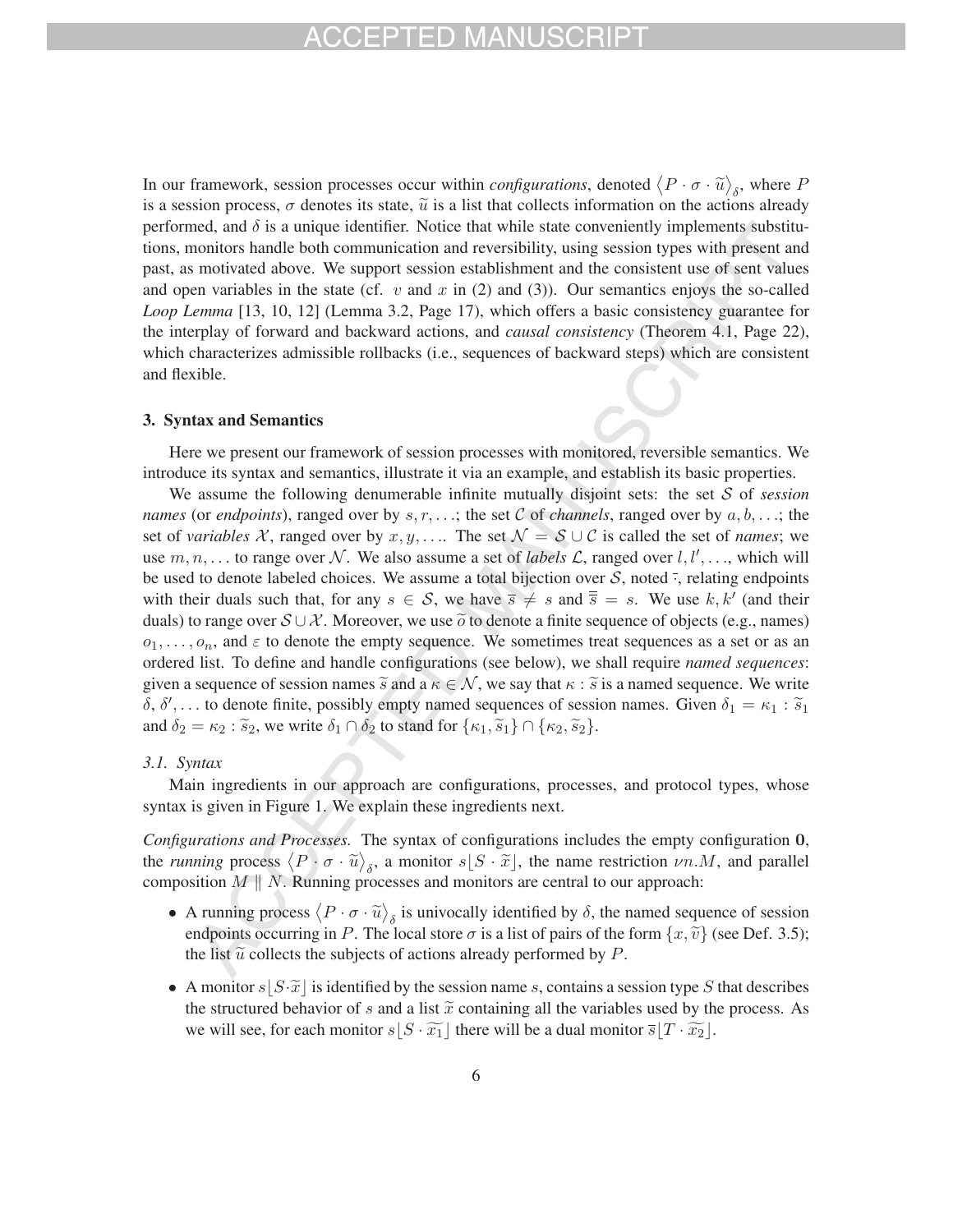In our framework, session processes occur within *configurations*, denoted $\langle P \cdot \sigma \cdot \widetilde{u} \rangle_\delta$, where $P$ is a session process, $\sigma$ denotes its state, $\widetilde{u}$ is a list that collects information on the actions already performed, and $\delta$ is a unique identifier. Notice that while state conveniently implements substitutions, monitors handle both communication and reversibility, using session types with present and past, as motivated above. We support session establishment and the consistent use of sent values and open variables in the state (cf. $v$ and $x$ in (2) and (3)). Our semantics enjoys the so-called *Loop Lemma* [13, 10, 12] (Lemma 3.2, Page 17), which offers a basic consistency guarantee for the interplay of forward and backward actions, and *causal consistency* (Theorem 4.1, Page 22), which characterizes admissible rollbacks (i.e., sequences of backward steps) which are consistent and flexible.

## 3. Syntax and Semantics

Here we present our framework of session processes with monitored, reversible semantics. We introduce its syntax and semantics, illustrate it via an example, and establish its basic properties.

We assume the following denumerable infinite mutually disjoint sets: the set $\mathcal{S}$ of *session names* (or *endpoints*), ranged over by $s, r, \ldots$; the set $\mathcal{C}$ of *channels*, ranged over by $a, b, \ldots$; the set of *variables* $\mathcal{X}$, ranged over by $x, y, \ldots$. The set $\mathcal{N} = \mathcal{S} \cup \mathcal{C}$ is called the set of *names*; we use $m, n, \ldots$ to range over $\mathcal{N}$. We also assume a set of *labels* $\mathcal{L}$, ranged over $l, l', \ldots$, which will be used to denote labeled choices. We assume a total bijection over $\mathcal{S}$, noted $\bar{\cdot}$, relating endpoints with their duals such that, for any $s \in \mathcal{S}$, we have $\overline{s} \neq s$ and $\overline{\overline{s}} = s$. We use $k, k'$ (and their duals) to range over $\mathcal{S} \cup \mathcal{X}$. Moreover, we use $\widetilde{o}$ to denote a finite sequence of objects (e.g., names) $o_1, \ldots, o_n$, and $\varepsilon$ to denote the empty sequence. We sometimes treat sequences as a set or as an ordered list. To define and handle configurations (see below), we shall require *named sequences*: given a sequence of session names $\widetilde{s}$ and a $\kappa \in \mathcal{N}$, we say that $\kappa : \widetilde{s}$ is a named sequence. We write $\delta, \delta', \ldots$ to denote finite, possibly empty named sequences of session names. Given $\delta_1 = \kappa_1 : \widetilde{s}_1$ and $\delta_2 = \kappa_2 : \widetilde{s}_2$, we write $\delta_1 \cap \delta_2$ to stand for $\{\kappa_1, \widetilde{s}_1\} \cap \{\kappa_2, \widetilde{s}_2\}$.

### 3.1. Syntax

Main ingredients in our approach are configurations, processes, and protocol types, whose syntax is given in Figure 1. We explain these ingredients next.

*Configurations and Processes.* The syntax of configurations includes the empty configuration $\mathbf{0}$, the *running* process $\langle P \cdot \sigma \cdot \widetilde{u} \rangle_\delta$, a monitor $s\lfloor S \cdot \widetilde{x} \rfloor$, the name restriction $\nu n.M$, and parallel composition $M \parallel N$. Running processes and monitors are central to our approach:

- A running process $\langle P \cdot \sigma \cdot \widetilde{u} \rangle_\delta$ is univocally identified by $\delta$, the named sequence of session endpoints occurring in $P$. The local store $\sigma$ is a list of pairs of the form $\{x, \widetilde{v}\}$ (see Def. 3.5); the list $\widetilde{u}$ collects the subjects of actions already performed by $P$.
- A monitor $s\lfloor S \cdot \widetilde{x} \rfloor$ is identified by the session name $s$, contains a session type $S$ that describes the structured behavior of $s$ and a list $\widetilde{x}$ containing all the variables used by the process. As we will see, for each monitor $s\lfloor S \cdot \widetilde{x_1} \rfloor$ there will be a dual monitor $\overline{s}\lfloor T \cdot \widetilde{x_2} \rfloor$.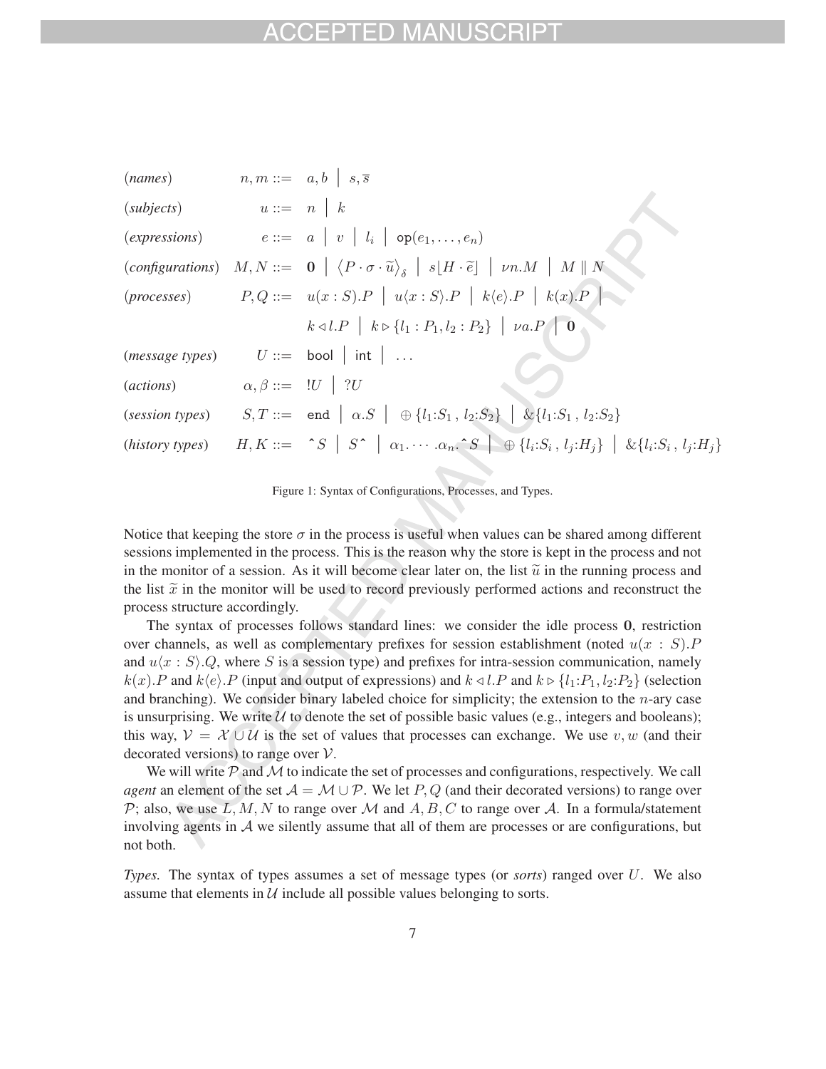$$
\begin{array}{llcl}
(\textit{names}) & n, m & ::= & a, b \;\big|\; s, \overline{s} \\
(\textit{subjects}) & u & ::= & n \;\big|\; k \\
(\textit{expressions}) & e & ::= & a \;\big|\; v \;\big|\; l_i \;\big|\; \mathsf{op}(e_1, \ldots, e_n) \\
(\textit{configurations}) & M, N & ::= & \mathbf{0} \;\big|\; \langle P \cdot \sigma \cdot \widetilde{u} \rangle_{\delta} \;\big|\; s\lfloor H \cdot \widetilde{e} \rfloor \;\big|\; \nu n.M \;\big|\; M \parallel N \\
(\textit{processes}) & P, Q & ::= & u(x : S).P \;\big|\; u\langle x : S \rangle.P \;\big|\; k\langle e \rangle.P \;\big|\; k(x).P \;\big| \\
& & & k \triangleleft l.P \;\big|\; k \triangleright \{l_1 : P_1, l_2 : P_2\} \;\big|\; \nu a.P \;\big|\; \mathbf{0} \\
(\textit{message types}) & U & ::= & \mathsf{bool} \;\big|\; \mathsf{int} \;\big|\; \ldots \\
(\textit{actions}) & \alpha, \beta & ::= & !U \;\big|\; ?U \\
(\textit{session types}) & S, T & ::= & \mathsf{end} \;\big|\; \alpha.S \;\big|\; \oplus\{l_1{:}S_1 \,,\, l_2{:}S_2\} \;\big|\; \&\{l_1{:}S_1 \,,\, l_2{:}S_2\} \\
(\textit{history types}) & H, K & ::= & \hat{\ } S \;\big|\; S\hat{\ } \;\big|\; \alpha_1. \cdots .\alpha_n.\hat{\ } S \;\big|\; \oplus\{l_i{:}S_i \,,\, l_j{:}H_j\} \;\big|\; \&\{l_i{:}S_i \,,\, l_j{:}H_j\}
\end{array}
$$

Figure 1: Syntax of Configurations, Processes, and Types.

Notice that keeping the store $\sigma$ in the process is useful when values can be shared among different sessions implemented in the process. This is the reason why the store is kept in the process and not in the monitor of a session. As it will become clear later on, the list $\widetilde{u}$ in the running process and the list $\widetilde{x}$ in the monitor will be used to record previously performed actions and reconstruct the process structure accordingly.

The syntax of processes follows standard lines: we consider the idle process $\mathbf{0}$, restriction over channels, as well as complementary prefixes for session establishment (noted $u(x : S).P$ and $u\langle x : S\rangle.Q$, where $S$ is a session type) and prefixes for intra-session communication, namely $k(x).P$ and $k\langle e\rangle.P$ (input and output of expressions) and $k \triangleleft l.P$ and $k \triangleright \{l_1{:}P_1, l_2{:}P_2\}$ (selection and branching). We consider binary labeled choice for simplicity; the extension to the $n$-ary case is unsurprising. We write $\mathcal{U}$ to denote the set of possible basic values (e.g., integers and booleans); this way, $\mathcal{V} = \mathcal{X} \cup \mathcal{U}$ is the set of values that processes can exchange. We use $v, w$ (and their decorated versions) to range over $\mathcal{V}$.

We will write $\mathcal{P}$ and $\mathcal{M}$ to indicate the set of processes and configurations, respectively. We call *agent* an element of the set $\mathcal{A} = \mathcal{M} \cup \mathcal{P}$. We let $P, Q$ (and their decorated versions) to range over $\mathcal{P}$; also, we use $L, M, N$ to range over $\mathcal{M}$ and $A, B, C$ to range over $\mathcal{A}$. In a formula/statement involving agents in $\mathcal{A}$ we silently assume that all of them are processes or are configurations, but not both.

*Types.* The syntax of types assumes a set of message types (or *sorts*) ranged over $U$. We also assume that elements in $\mathcal{U}$ include all possible values belonging to sorts.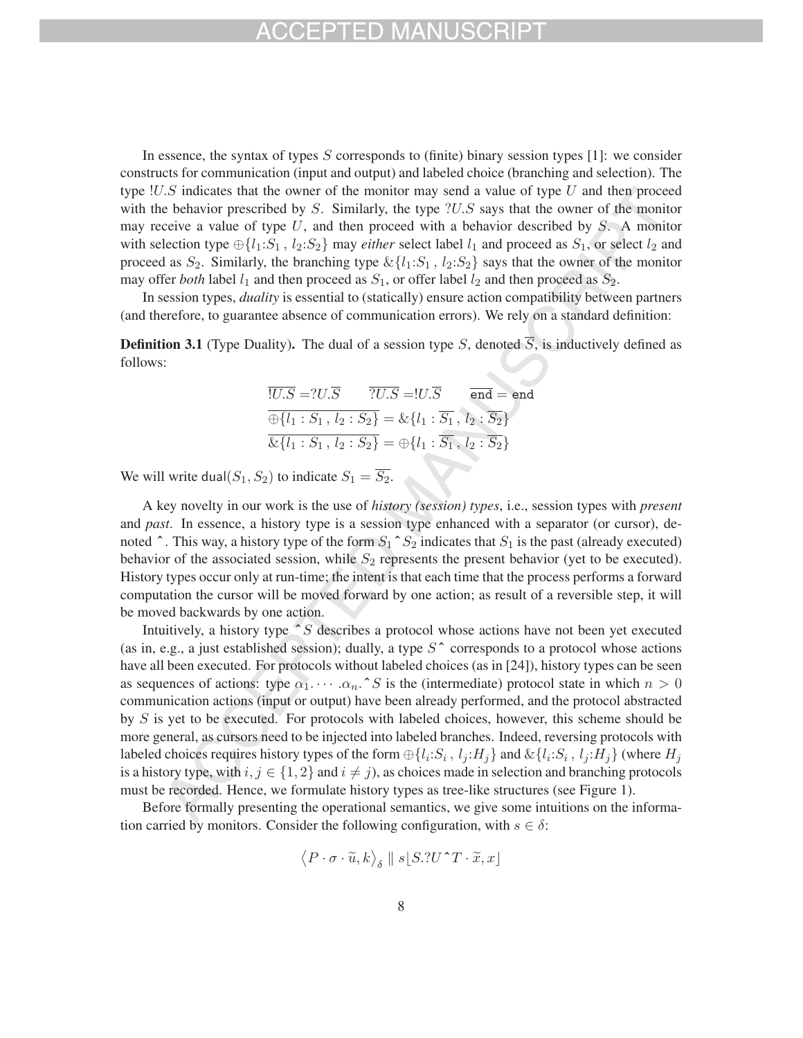In essence, the syntax of types $S$ corresponds to (finite) binary session types [1]: we consider constructs for communication (input and output) and labeled choice (branching and selection). The type $!U.S$ indicates that the owner of the monitor may send a value of type $U$ and then proceed with the behavior prescribed by $S$. Similarly, the type $?U.S$ says that the owner of the monitor may receive a value of type $U$, and then proceed with a behavior described by $S$. A monitor with selection type $\oplus\{l_1{:}S_1 \,,\, l_2{:}S_2\}$ may *either* select label $l_1$ and proceed as $S_1$, or select $l_2$ and proceed as $S_2$. Similarly, the branching type $\&\{l_1{:}S_1 \,,\, l_2{:}S_2\}$ says that the owner of the monitor may offer *both* label $l_1$ and then proceed as $S_1$, or offer label $l_2$ and then proceed as $S_2$.

In session types, *duality* is essential to (statically) ensure action compatibility between partners (and therefore, to guarantee absence of communication errors). We rely on a standard definition:

**Definition 3.1** (Type Duality)**.** The dual of a session type $S$, denoted $\overline{S}$, is inductively defined as follows:

$$\overline{!U.S} = ?U.\overline{S} \qquad \overline{?U.S} = !U.\overline{S} \qquad \overline{\mathtt{end}} = \mathtt{end}$$

$$\overline{\oplus\{l_1 : S_1 \,,\, l_2 : S_2\}} = \&\{l_1 : \overline{S_1} \,,\, l_2 : \overline{S_2}\}$$

$$\overline{\&\{l_1 : S_1 \,,\, l_2 : S_2\}} = \oplus\{l_1 : \overline{S_1} \,,\, l_2 : \overline{S_2}\}$$

We will write $\mathsf{dual}(S_1, S_2)$ to indicate $S_1 = \overline{S_2}$.

A key novelty in our work is the use of *history (session) types*, i.e., session types with *present* and *past*. In essence, a history type is a session type enhanced with a separator (or cursor), denoted $\hat{}$. This way, a history type of the form $S_1 \hat{} S_2$ indicates that $S_1$ is the past (already executed) behavior of the associated session, while $S_2$ represents the present behavior (yet to be executed). History types occur only at run-time; the intent is that each time that the process performs a forward computation the cursor will be moved forward by one action; as result of a reversible step, it will be moved backwards by one action.

Intuitively, a history type $\hat{} S$ describes a protocol whose actions have not been yet executed (as in, e.g., a just established session); dually, a type $S \hat{}$ corresponds to a protocol whose actions have all been executed. For protocols without labeled choices (as in [24]), history types can be seen as sequences of actions: type $\alpha_1. \cdots .\alpha_n. \hat{} S$ is the (intermediate) protocol state in which $n > 0$ communication actions (input or output) have been already performed, and the protocol abstracted by $S$ is yet to be executed. For protocols with labeled choices, however, this scheme should be more general, as cursors need to be injected into labeled branches. Indeed, reversing protocols with labeled choices requires history types of the form $\oplus\{l_i{:}S_i \,,\, l_j{:}H_j\}$ and $\&\{l_i{:}S_i \,,\, l_j{:}H_j\}$ (where $H_j$ is a history type, with $i, j \in \{1, 2\}$ and $i \neq j$), as choices made in selection and branching protocols must be recorded. Hence, we formulate history types as tree-like structures (see Figure 1).

Before formally presenting the operational semantics, we give some intuitions on the information carried by monitors. Consider the following configuration, with $s \in \delta$:

$$\left\langle P \cdot \sigma \cdot \widetilde{u}, k \right\rangle_{\delta} \parallel s\lfloor S.?U \hat{} T \cdot \widetilde{x}, x \rfloor$$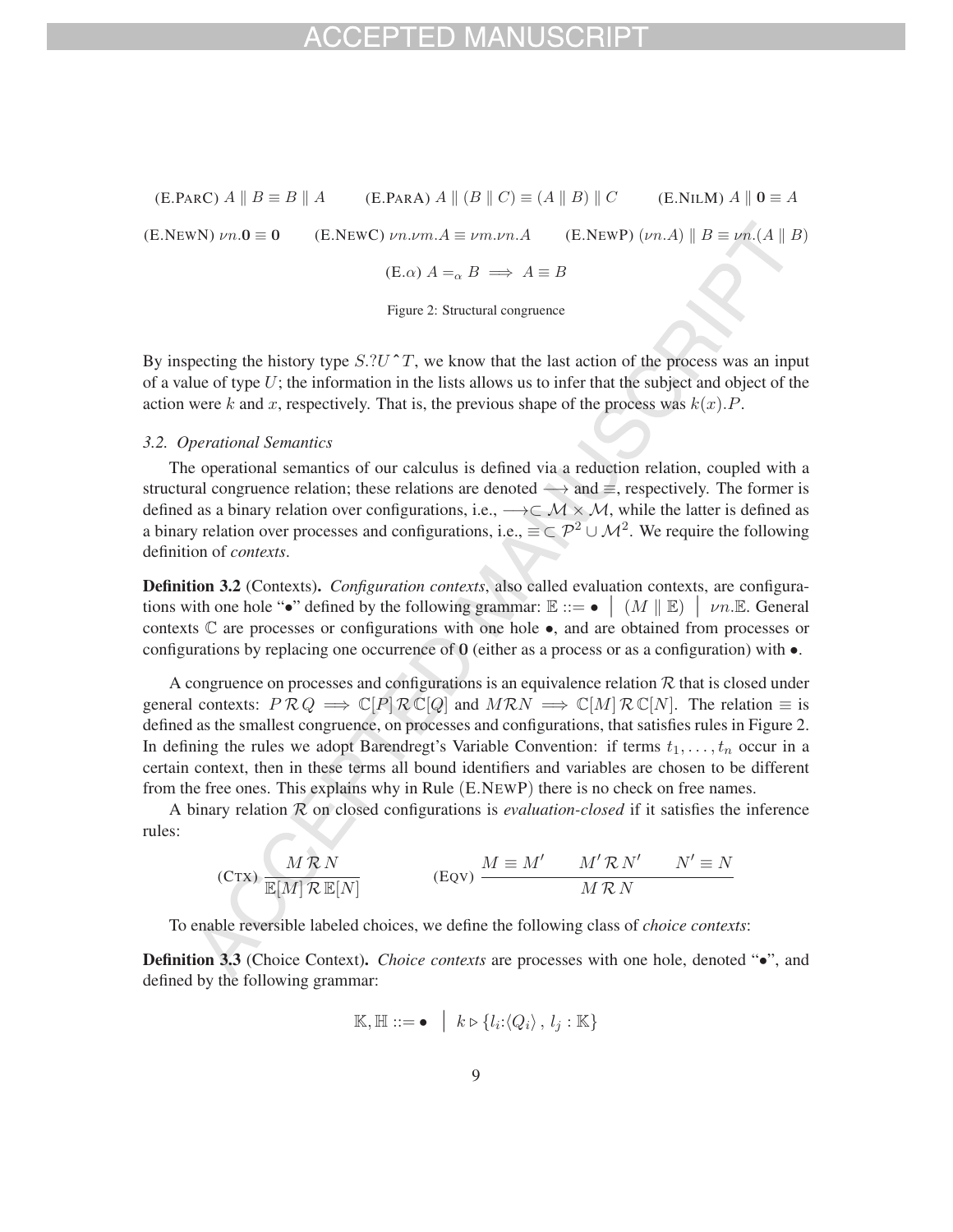$$(\text{E.ParC})\ A \parallel B \equiv B \parallel A \qquad (\text{E.ParA})\ A \parallel (B \parallel C) \equiv (A \parallel B) \parallel C \qquad (\text{E.NilM})\ A \parallel \mathbf{0} \equiv A$$

$$(\text{E.NewN})\ \nu n.\mathbf{0} \equiv \mathbf{0} \qquad (\text{E.NewC})\ \nu n.\nu m.A \equiv \nu m.\nu n.A \qquad (\text{E.NewP})\ (\nu n.A) \parallel B \equiv \nu n.(A \parallel B)$$

$$(\text{E.}\alpha)\ A =_\alpha B \implies A \equiv B$$

Figure 2: Structural congruence

By inspecting the history type $S.?U\,\hat{}\,T$, we know that the last action of the process was an input of a value of type $U$; the information in the lists allows us to infer that the subject and object of the action were $k$ and $x$, respectively. That is, the previous shape of the process was $k(x).P$.

### 3.2. Operational Semantics

The operational semantics of our calculus is defined via a reduction relation, coupled with a structural congruence relation; these relations are denoted $\longrightarrow$ and $\equiv$, respectively. The former is defined as a binary relation over configurations, i.e., $\longrightarrow \subset \mathcal{M} \times \mathcal{M}$, while the latter is defined as a binary relation over processes and configurations, i.e., $\equiv \subset \mathcal{P}^2 \cup \mathcal{M}^2$. We require the following definition of *contexts*.

**Definition 3.2** (Contexts). *Configuration contexts, also called evaluation contexts, are configurations with one hole "$\bullet$" defined by the following grammar: $\mathbb{E} ::= \bullet \;\big|\; (M \parallel \mathbb{E}) \;\big|\; \nu n.\mathbb{E}$. General contexts $\mathbb{C}$ are processes or configurations with one hole $\bullet$, and are obtained from processes or configurations by replacing one occurrence of $\mathbf{0}$ (either as a process or as a configuration) with $\bullet$.*

A congruence on processes and configurations is an equivalence relation $\mathcal{R}$ that is closed under general contexts: $P \,\mathcal{R}\, Q \implies \mathbb{C}[P] \,\mathcal{R}\, \mathbb{C}[Q]$ and $M \mathcal{R} N \implies \mathbb{C}[M] \,\mathcal{R}\, \mathbb{C}[N]$. The relation $\equiv$ is defined as the smallest congruence, on processes and configurations, that satisfies rules in Figure 2. In defining the rules we adopt Barendregt's Variable Convention: if terms $t_1, \ldots, t_n$ occur in a certain context, then in these terms all bound identifiers and variables are chosen to be different from the free ones. This explains why in Rule (E.NewP) there is no check on free names.

A binary relation $\mathcal{R}$ on closed configurations is *evaluation-closed* if it satisfies the inference rules:

$$(\text{Ctx})\ \frac{M \,\mathcal{R}\, N}{\mathbb{E}[M] \,\mathcal{R}\, \mathbb{E}[N]} \qquad\qquad (\text{Eqv})\ \frac{M \equiv M' \qquad M' \,\mathcal{R}\, N' \qquad N' \equiv N}{M \,\mathcal{R}\, N}$$

To enable reversible labeled choices, we define the following class of *choice contexts*:

**Definition 3.3** (Choice Context). *Choice contexts are processes with one hole, denoted "$\bullet$", and defined by the following grammar:*

$$\mathbb{K}, \mathbb{H} ::= \bullet \;\;\big|\;\; k \triangleright \{l_i{:}\langle Q_i\rangle\,,\, l_j : \mathbb{K}\}$$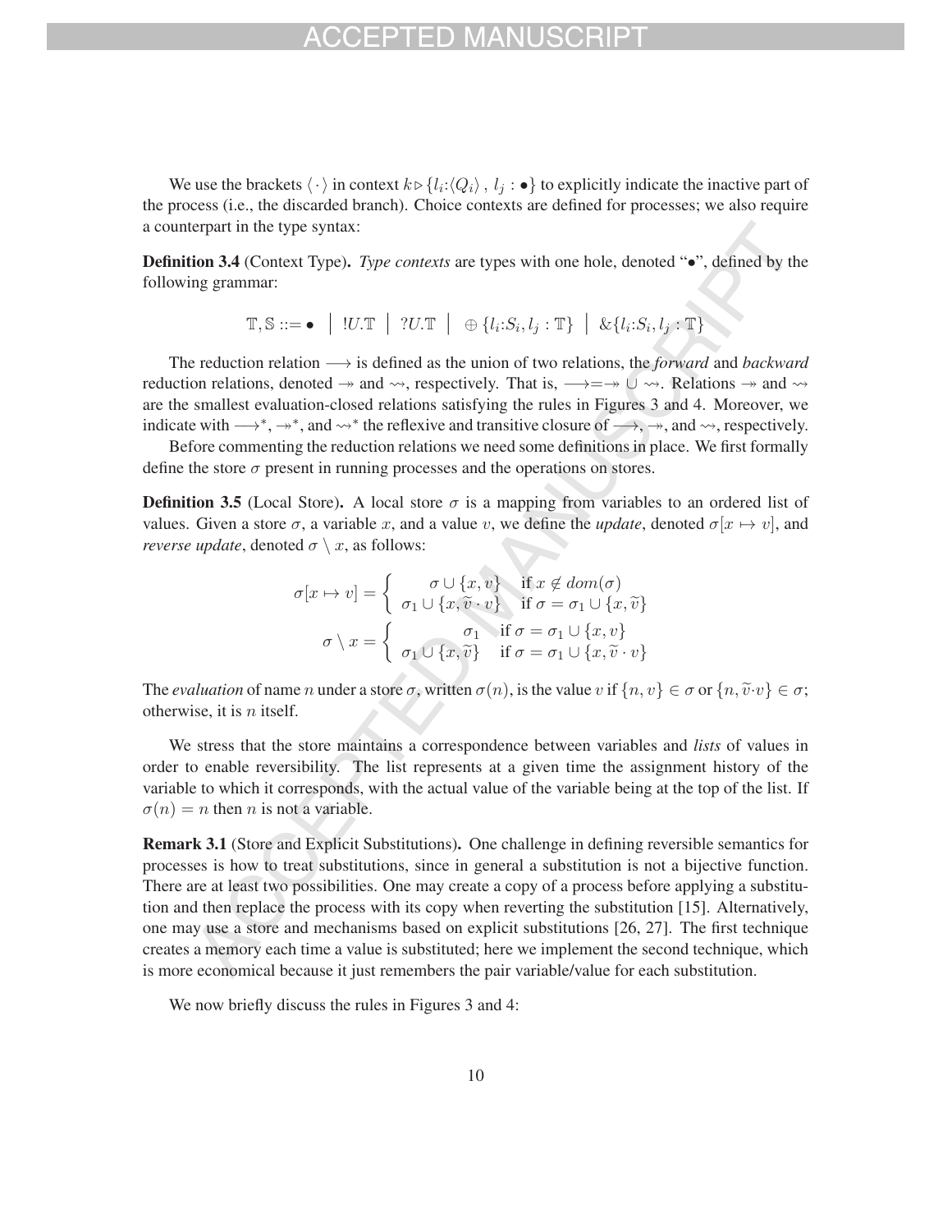We use the brackets $\langle\cdot\rangle$ in context $k \triangleright \{l_i{:}\langle Q_i\rangle\,,\, l_j : \bullet\}$ to explicitly indicate the inactive part of the process (i.e., the discarded branch). Choice contexts are defined for processes; we also require a counterpart in the type syntax:

**Definition 3.4** (Context Type)**.** *Type contexts are types with one hole, denoted "•", defined by the following grammar:*

$$\mathbb{T}, \mathbb{S} ::= \bullet \;\big|\; !U.\mathbb{T} \;\big|\; ?U.\mathbb{T} \;\big|\; \oplus\{l_i{:}S_i, l_j : \mathbb{T}\} \;\big|\; \&\{l_i{:}S_i, l_j : \mathbb{T}\}$$

The reduction relation $\longrightarrow$ is defined as the union of two relations, the *forward* and *backward* reduction relations, denoted $\twoheadrightarrow$ and $\rightsquigarrow$, respectively. That is, $\longrightarrow = \twoheadrightarrow \cup \rightsquigarrow$. Relations $\twoheadrightarrow$ and $\rightsquigarrow$ are the smallest evaluation-closed relations satisfying the rules in Figures 3 and 4. Moreover, we indicate with $\longrightarrow^*$, $\twoheadrightarrow^*$, and $\rightsquigarrow^*$ the reflexive and transitive closure of $\longrightarrow$, $\twoheadrightarrow$, and $\rightsquigarrow$, respectively.

Before commenting the reduction relations we need some definitions in place. We first formally define the store $\sigma$ present in running processes and the operations on stores.

**Definition 3.5** (Local Store)**.** A local store $\sigma$ is a mapping from variables to an ordered list of values. Given a store $\sigma$, a variable $x$, and a value $v$, we define the *update*, denoted $\sigma[x \mapsto v]$, and *reverse update*, denoted $\sigma \setminus x$, as follows:

$$\sigma[x \mapsto v] = \begin{cases} \sigma \cup \{x, v\} & \text{if } x \notin dom(\sigma) \\ \sigma_1 \cup \{x, \widetilde{v} \cdot v\} & \text{if } \sigma = \sigma_1 \cup \{x, \widetilde{v}\} \end{cases}$$

$$\sigma \setminus x = \begin{cases} \sigma_1 & \text{if } \sigma = \sigma_1 \cup \{x, v\} \\ \sigma_1 \cup \{x, \widetilde{v}\} & \text{if } \sigma = \sigma_1 \cup \{x, \widetilde{v} \cdot v\} \end{cases}$$

The *evaluation* of name $n$ under a store $\sigma$, written $\sigma(n)$, is the value $v$ if $\{n, v\} \in \sigma$ or $\{n, \widetilde{v}{\cdot}v\} \in \sigma$; otherwise, it is $n$ itself.

We stress that the store maintains a correspondence between variables and *lists* of values in order to enable reversibility. The list represents at a given time the assignment history of the variable to which it corresponds, with the actual value of the variable being at the top of the list. If $\sigma(n) = n$ then $n$ is not a variable.

**Remark 3.1** (Store and Explicit Substitutions)**.** One challenge in defining reversible semantics for processes is how to treat substitutions, since in general a substitution is not a bijective function. There are at least two possibilities. One may create a copy of a process before applying a substitution and then replace the process with its copy when reverting the substitution [15]. Alternatively, one may use a store and mechanisms based on explicit substitutions [26, 27]. The first technique creates a memory each time a value is substituted; here we implement the second technique, which is more economical because it just remembers the pair variable/value for each substitution.

We now briefly discuss the rules in Figures 3 and 4: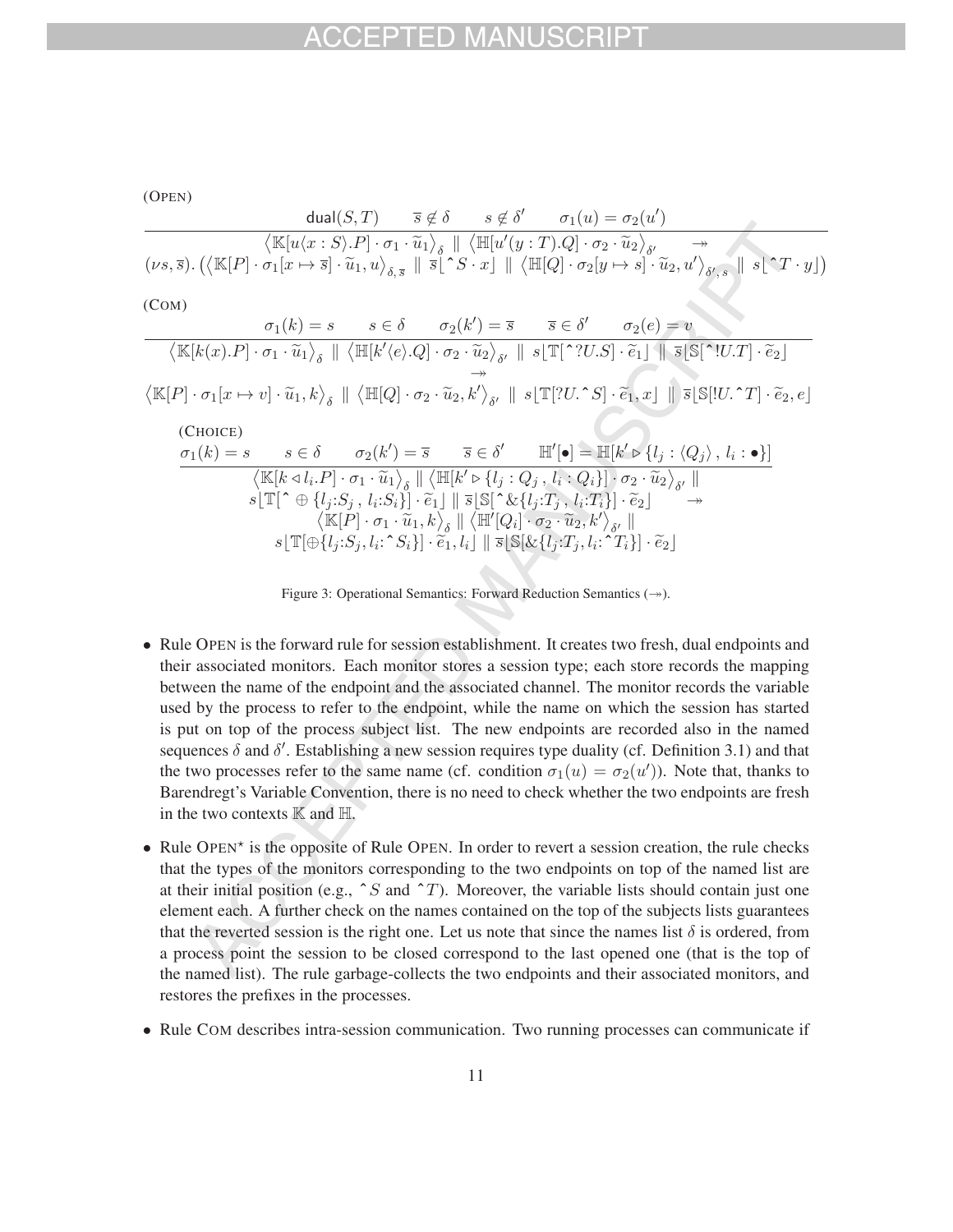(OPEN)

$$\frac{\mathsf{dual}(S,T) \qquad \overline{s} \notin \delta \qquad s \notin \delta' \qquad \sigma_1(u) = \sigma_2(u')}{\begin{array}{c}\left\langle \mathbb{K}[u\langle x:S\rangle.P]\cdot \sigma_1 \cdot \widetilde{u}_1 \right\rangle_{\delta} \parallel \left\langle \mathbb{H}[u'(y:T).Q] \cdot \sigma_2 \cdot \widetilde{u}_2 \right\rangle_{\delta'} \quad \twoheadrightarrow \\ (\nu s, \overline{s}).\left( \left\langle \mathbb{K}[P]\cdot \sigma_1[x \mapsto \overline{s}] \cdot \widetilde{u}_1, u\right\rangle_{\delta,\overline{s}} \parallel \overline{s}\lfloor \hat{\ } S \cdot x \rfloor \parallel \left\langle \mathbb{H}[Q]\cdot \sigma_2[y \mapsto s]\cdot \widetilde{u}_2, u'\right\rangle_{\delta', s} \parallel s\lfloor \hat{\ } T \cdot y\rfloor \right)\end{array}}$$

(COM)

$$\frac{\sigma_1(k) = s \qquad s \in \delta \qquad \sigma_2(k') = \overline{s} \qquad \overline{s} \in \delta' \qquad \sigma_2(e) = v}{\begin{array}{c}\left\langle \mathbb{K}[k(x).P]\cdot \sigma_1 \cdot \widetilde{u}_1\right\rangle_{\delta} \parallel \left\langle \mathbb{H}[k'\langle e\rangle.Q]\cdot \sigma_2 \cdot \widetilde{u}_2\right\rangle_{\delta'} \parallel s\lfloor \mathbb{T}[\hat{\ }?U.S]\cdot \widetilde{e}_1\rfloor \parallel \overline{s}\lfloor \mathbb{S}[\hat{\ }!U.T]\cdot \widetilde{e}_2\rfloor \\ \twoheadrightarrow \\ \left\langle \mathbb{K}[P]\cdot \sigma_1[x\mapsto v]\cdot \widetilde{u}_1, k\right\rangle_{\delta} \parallel \left\langle \mathbb{H}[Q]\cdot \sigma_2 \cdot \widetilde{u}_2, k'\right\rangle_{\delta'} \parallel s\lfloor \mathbb{T}[?U.\hat{\ }S]\cdot \widetilde{e}_1, x\rfloor \parallel \overline{s}\lfloor \mathbb{S}[!U.\hat{\ }T]\cdot \widetilde{e}_2, e\rfloor\end{array}}$$

(CHOICE)

$$\frac{\sigma_1(k) = s \qquad s \in \delta \qquad \sigma_2(k') = \overline{s} \qquad \overline{s} \in \delta' \qquad \mathbb{H}'[\bullet] = \mathbb{H}[k' \triangleright \{l_j : \langle Q_j\rangle \,,\, l_i : \bullet\}]}{\begin{array}{c}\left\langle \mathbb{K}[k \triangleleft l_i.P]\cdot \sigma_1 \cdot \widetilde{u}_1\right\rangle_{\delta} \parallel \left\langle \mathbb{H}[k' \triangleright \{l_j : Q_j \,,\, l_i : Q_i\}]\cdot \sigma_2 \cdot \widetilde{u}_2\right\rangle_{\delta'} \parallel \\ s\lfloor \mathbb{T}[\hat{\ } \oplus \{l_j{:}S_j \,,\, l_i{:}S_i\}]\cdot \widetilde{e}_1\rfloor \parallel \overline{s}\lfloor \mathbb{S}[\hat{\ }\&\{l_j{:}T_j \,,\, l_i{:}T_i\}]\cdot \widetilde{e}_2\rfloor \quad \twoheadrightarrow \\ \left\langle \mathbb{K}[P]\cdot \sigma_1 \cdot \widetilde{u}_1, k\right\rangle_{\delta} \parallel \left\langle \mathbb{H}'[Q_i]\cdot \sigma_2 \cdot \widetilde{u}_2, k'\right\rangle_{\delta'} \parallel \\ s\lfloor \mathbb{T}[\oplus\{l_j{:}S_j, l_i{:}\hat{\ }S_i\}]\cdot \widetilde{e}_1, l_i\rfloor \parallel \overline{s}\lfloor \mathbb{S}[\&\{l_j{:}T_j, l_i{:}\hat{\ }T_i\}]\cdot \widetilde{e}_2\rfloor\end{array}}$$

Figure 3: Operational Semantics: Forward Reduction Semantics ($\twoheadrightarrow$).

- Rule OPEN is the forward rule for session establishment. It creates two fresh, dual endpoints and their associated monitors. Each monitor stores a session type; each store records the mapping between the name of the endpoint and the associated channel. The monitor records the variable used by the process to refer to the endpoint, while the name on which the session has started is put on top of the process subject list. The new endpoints are recorded also in the named sequences $\delta$ and $\delta'$. Establishing a new session requires type duality (cf. Definition 3.1) and that the two processes refer to the same name (cf. condition $\sigma_1(u) = \sigma_2(u')$). Note that, thanks to Barendregt's Variable Convention, there is no need to check whether the two endpoints are fresh in the two contexts $\mathbb{K}$ and $\mathbb{H}$.
- Rule OPEN$^\star$ is the opposite of Rule OPEN. In order to revert a session creation, the rule checks that the types of the monitors corresponding to the two endpoints on top of the named list are at their initial position (e.g., $\hat{\ }S$ and $\hat{\ }T$). Moreover, the variable lists should contain just one element each. A further check on the names contained on the top of the subjects lists guarantees that the reverted session is the right one. Let us note that since the names list $\delta$ is ordered, from a process point the session to be closed correspond to the last opened one (that is the top of the named list). The rule garbage-collects the two endpoints and their associated monitors, and restores the prefixes in the processes.
- Rule COM describes intra-session communication. Two running processes can communicate if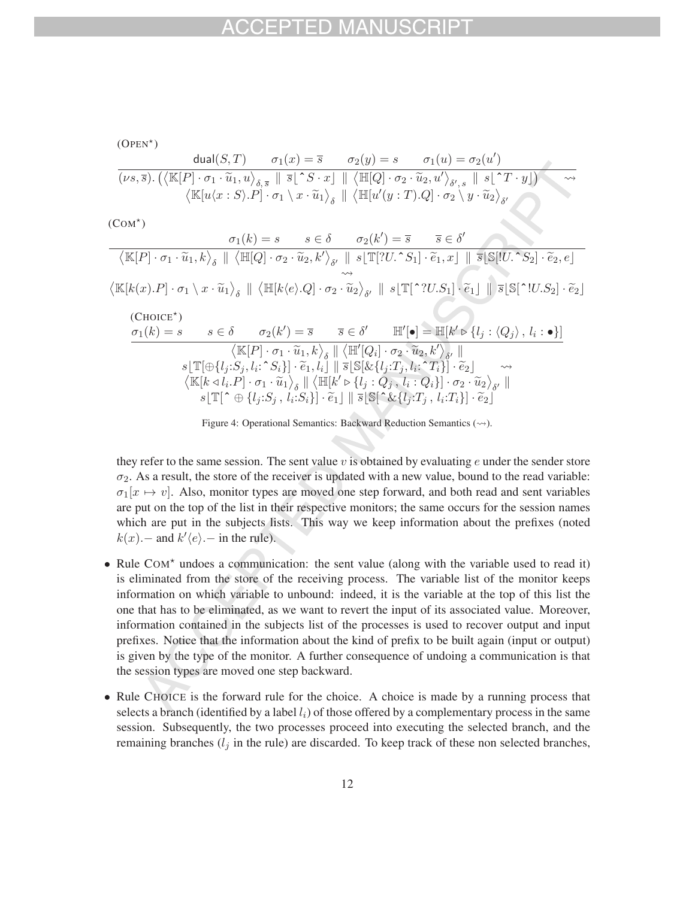(OPEN⋆)

$$\frac{\mathsf{dual}(S,T) \qquad \sigma_1(x) = \overline{s} \qquad \sigma_2(y) = s \qquad \sigma_1(u) = \sigma_2(u')}{(\nu s, \overline{s}).\, \left( \left\langle \mathbb{K}[P] \cdot \sigma_1 \cdot \widetilde{u}_1, u \right\rangle_{\delta, \overline{s}} \parallel \overline{s} \lfloor {}^\wedge S \cdot x \rfloor \parallel \left\langle \mathbb{H}[Q] \cdot \sigma_2 \cdot \widetilde{u}_2, u' \right\rangle_{\delta', s} \parallel s \lfloor {}^\wedge T \cdot y \rfloor \right) \rightsquigarrow \left\langle \mathbb{K}[u\langle x : S \rangle.P] \cdot \sigma_1 \setminus x \cdot \widetilde{u}_1 \right\rangle_{\delta} \parallel \left\langle \mathbb{H}[u'(y : T).Q] \cdot \sigma_2 \setminus y \cdot \widetilde{u}_2 \right\rangle_{\delta'}}$$

(COM⋆)

$$\frac{\sigma_1(k) = s \qquad s \in \delta \qquad \sigma_2(k') = \overline{s} \qquad \overline{s} \in \delta'}{\begin{array}{c}\left\langle \mathbb{K}[P] \cdot \sigma_1 \cdot \widetilde{u}_1, k \right\rangle_{\delta} \parallel \left\langle \mathbb{H}[Q] \cdot \sigma_2 \cdot \widetilde{u}_2, k' \right\rangle_{\delta'} \parallel s \lfloor \mathbb{T}[?U.{}^\wedge S_1] \cdot \widetilde{e}_1, x \rfloor \parallel \overline{s} \lfloor \mathbb{S}[!U.{}^\wedge S_2] \cdot \widetilde{e}_2, e \rfloor \\ \rightsquigarrow \\ \left\langle \mathbb{K}[k(x).P] \cdot \sigma_1 \setminus x \cdot \widetilde{u}_1 \right\rangle_{\delta} \parallel \left\langle \mathbb{H}[k\langle e \rangle.Q] \cdot \sigma_2 \cdot \widetilde{u}_2 \right\rangle_{\delta'} \parallel s \lfloor \mathbb{T}[{}^\wedge ?U.S_1] \cdot \widetilde{e}_1 \rfloor \parallel \overline{s} \lfloor \mathbb{S}[{}^\wedge !U.S_2] \cdot \widetilde{e}_2 \rfloor\end{array}}$$

(CHOICE⋆)

$$\frac{\sigma_1(k) = s \qquad s \in \delta \qquad \sigma_2(k') = \overline{s} \qquad \overline{s} \in \delta' \qquad \mathbb{H}'[\bullet] = \mathbb{H}[k' \triangleright \{l_j : \langle Q_j \rangle \,,\, l_i : \bullet\}]}{\begin{array}{c}\left\langle \mathbb{K}[P] \cdot \sigma_1 \cdot \widetilde{u}_1, k \right\rangle_{\delta} \parallel \left\langle \mathbb{H}'[Q_i] \cdot \sigma_2 \cdot \widetilde{u}_2, k' \right\rangle_{\delta'} \parallel \\ s \lfloor \mathbb{T}[\oplus\{l_j{:}S_j, l_i{:}{}^\wedge S_i\}] \cdot \widetilde{e}_1, l_i \rfloor \parallel \overline{s} \lfloor \mathbb{S}[\&\{l_j{:}T_j, l_i{:}{}^\wedge T_i\}] \cdot \widetilde{e}_2 \rfloor \rightsquigarrow \\ \left\langle \mathbb{K}[k \triangleleft l_i.P] \cdot \sigma_1 \cdot \widetilde{u}_1 \right\rangle_{\delta} \parallel \left\langle \mathbb{H}[k' \triangleright \{l_j : Q_j \,,\, l_i : Q_i\}] \cdot \sigma_2 \cdot \widetilde{u}_2 \right\rangle_{\delta'} \parallel \\ s \lfloor \mathbb{T}[{}^\wedge \oplus \{l_j{:}S_j \,,\, l_i{:}S_i\}] \cdot \widetilde{e}_1 \rfloor \parallel \overline{s} \lfloor \mathbb{S}[{}^\wedge \&\{l_j{:}T_j \,,\, l_i{:}T_i\}] \cdot \widetilde{e}_2 \rfloor\end{array}}$$

Figure 4: Operational Semantics: Backward Reduction Semantics ($\rightsquigarrow$).

they refer to the same session. The sent value $v$ is obtained by evaluating $e$ under the sender store $\sigma_2$. As a result, the store of the receiver is updated with a new value, bound to the read variable: $\sigma_1[x \mapsto v]$. Also, monitor types are moved one step forward, and both read and sent variables are put on the top of the list in their respective monitors; the same occurs for the session names which are put in the subjects lists. This way we keep information about the prefixes (noted $k(x).-$ and $k'\langle e \rangle.-$ in the rule).

- Rule COM⋆ undoes a communication: the sent value (along with the variable used to read it) is eliminated from the store of the receiving process. The variable list of the monitor keeps information on which variable to unbound: indeed, it is the variable at the top of this list the one that has to be eliminated, as we want to revert the input of its associated value. Moreover, information contained in the subjects list of the processes is used to recover output and input prefixes. Notice that the information about the kind of prefix to be built again (input or output) is given by the type of the monitor. A further consequence of undoing a communication is that the session types are moved one step backward.
- Rule CHOICE is the forward rule for the choice. A choice is made by a running process that selects a branch (identified by a label $l_i$) of those offered by a complementary process in the same session. Subsequently, the two processes proceed into executing the selected branch, and the remaining branches ($l_j$ in the rule) are discarded. To keep track of these non selected branches,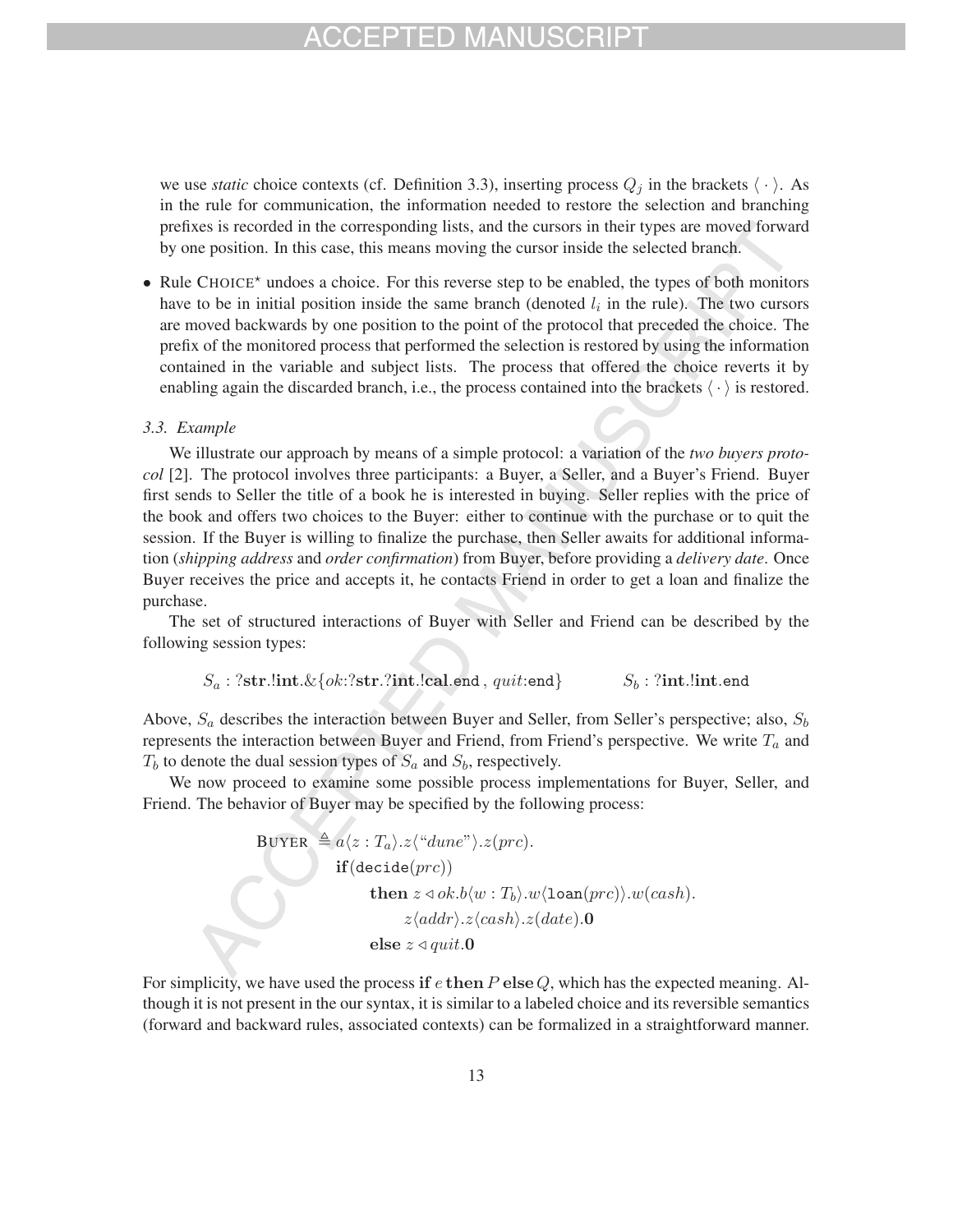we use *static* choice contexts (cf. Definition 3.3), inserting process $Q_j$ in the brackets $\langle \cdot \rangle$. As in the rule for communication, the information needed to restore the selection and branching prefixes is recorded in the corresponding lists, and the cursors in their types are moved forward by one position. In this case, this means moving the cursor inside the selected branch.

- Rule CHOICE$^\star$ undoes a choice. For this reverse step to be enabled, the types of both monitors have to be in initial position inside the same branch (denoted $l_i$ in the rule). The two cursors are moved backwards by one position to the point of the protocol that preceded the choice. The prefix of the monitored process that performed the selection is restored by using the information contained in the variable and subject lists. The process that offered the choice reverts it by enabling again the discarded branch, i.e., the process contained into the brackets $\langle \cdot \rangle$ is restored.

### 3.3. Example

We illustrate our approach by means of a simple protocol: a variation of the *two buyers protocol* [2]. The protocol involves three participants: a Buyer, a Seller, and a Buyer's Friend. Buyer first sends to Seller the title of a book he is interested in buying. Seller replies with the price of the book and offers two choices to the Buyer: either to continue with the purchase or to quit the session. If the Buyer is willing to finalize the purchase, then Seller awaits for additional information (*shipping address* and *order confirmation*) from Buyer, before providing a *delivery date*. Once Buyer receives the price and accepts it, he contacts Friend in order to get a loan and finalize the purchase.

The set of structured interactions of Buyer with Seller and Friend can be described by the following session types:

$$S_a : ?\mathbf{str}.!\mathbf{int}.\&\{ok{:}?\mathbf{str}.?\mathbf{int}.!\mathbf{cal}.\mathtt{end}\,,\, quit{:}\mathtt{end}\} \qquad\qquad S_b : ?\mathbf{int}.!\mathbf{int}.\mathtt{end}$$

Above, $S_a$ describes the interaction between Buyer and Seller, from Seller's perspective; also, $S_b$ represents the interaction between Buyer and Friend, from Friend's perspective. We write $T_a$ and $T_b$ to denote the dual session types of $S_a$ and $S_b$, respectively.

We now proceed to examine some possible process implementations for Buyer, Seller, and Friend. The behavior of Buyer may be specified by the following process:

$$
\begin{aligned}
\textsc{Buyer} \triangleq\ & a\langle z : T_a\rangle.z\langle\text{``}dune\text{''}\rangle.z(prc).\\
& \mathbf{if}(\mathtt{decide}(prc))\\
& \quad \mathbf{then}\ z \triangleleft ok.b\langle w : T_b\rangle.w\langle \mathtt{loan}(prc)\rangle.w(cash).\\
& \quad\quad z\langle addr\rangle.z\langle cash\rangle.z(date).\mathbf{0}\\
& \quad \mathbf{else}\ z \triangleleft quit.\mathbf{0}
\end{aligned}
$$

For simplicity, we have used the process $\mathbf{if}\ e\ \mathbf{then}\ P\ \mathbf{else}\ Q$, which has the expected meaning. Although it is not present in the our syntax, it is similar to a labeled choice and its reversible semantics (forward and backward rules, associated contexts) can be formalized in a straightforward manner.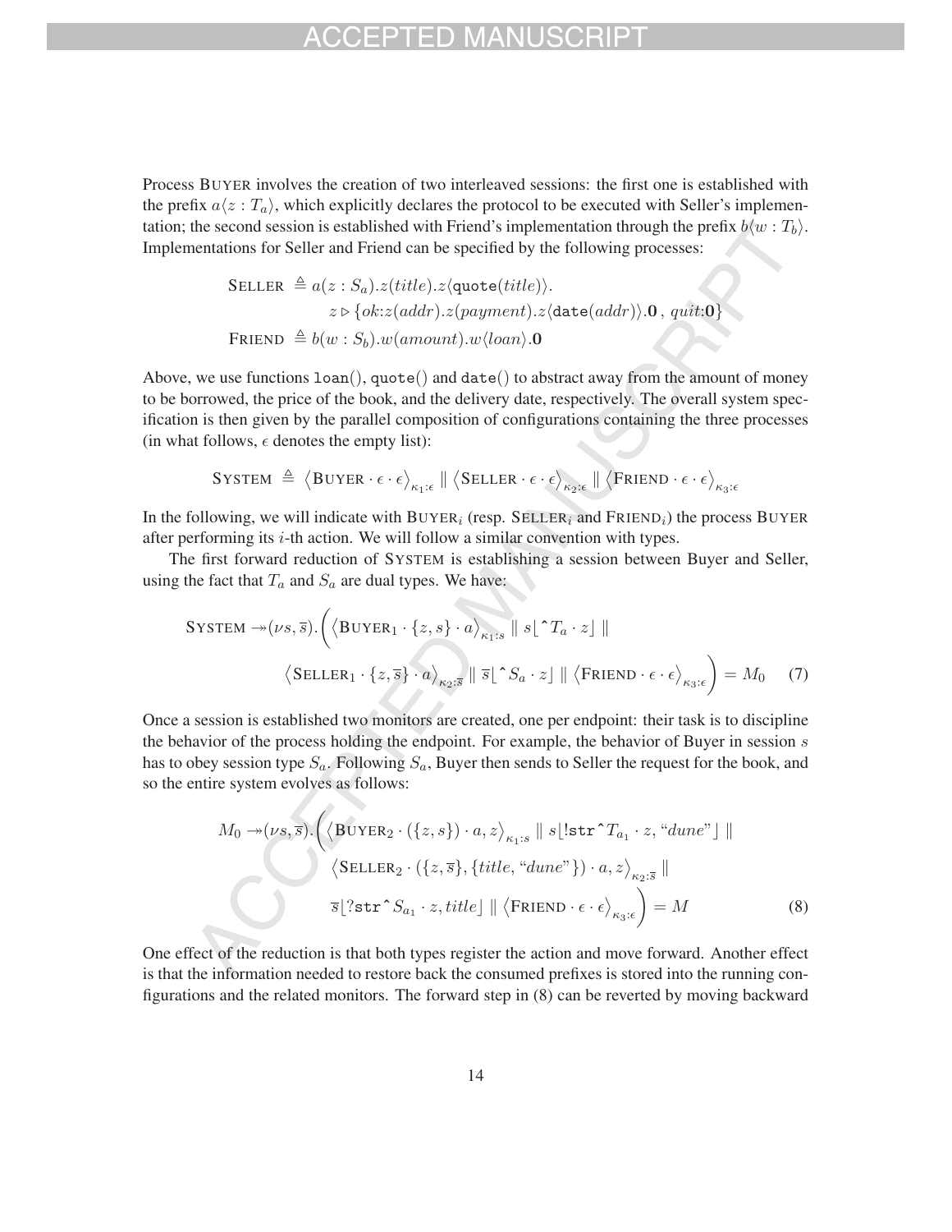Process BUYER involves the creation of two interleaved sessions: the first one is established with the prefix $a\langle z : T_a\rangle$, which explicitly declares the protocol to be executed with Seller's implementation; the second session is established with Friend's implementation through the prefix $b\langle w : T_b\rangle$. Implementations for Seller and Friend can be specified by the following processes:

$$\begin{aligned}
\textsc{Seller} &\triangleq a(z : S_a).z(\mathit{title}).z\langle \texttt{quote}(\mathit{title})\rangle. \\
&\qquad z \triangleright \{ok{:}z(\mathit{addr}).z(\mathit{payment}).z\langle \texttt{date}(\mathit{addr})\rangle.\mathbf{0}\ ,\ \mathit{quit}{:}\mathbf{0}\} \\
\textsc{Friend} &\triangleq b(w : S_b).w(\mathit{amount}).w\langle \mathit{loan}\rangle.\mathbf{0}
\end{aligned}$$

Above, we use functions $\texttt{loan}()$, $\texttt{quote}()$ and $\texttt{date}()$ to abstract away from the amount of money to be borrowed, the price of the book, and the delivery date, respectively. The overall system specification is then given by the parallel composition of configurations containing the three processes (in what follows, $\epsilon$ denotes the empty list):

$$\textsc{System} \triangleq \big\langle \textsc{Buyer} \cdot \epsilon \cdot \epsilon \big\rangle_{\kappa_1:\epsilon} \parallel \big\langle \textsc{Seller} \cdot \epsilon \cdot \epsilon \big\rangle_{\kappa_2:\epsilon} \parallel \big\langle \textsc{Friend} \cdot \epsilon \cdot \epsilon \big\rangle_{\kappa_3:\epsilon}$$

In the following, we will indicate with $\textsc{Buyer}_i$ (resp. $\textsc{Seller}_i$ and $\textsc{Friend}_i$) the process BUYER after performing its $i$-th action. We will follow a similar convention with types.

The first forward reduction of SYSTEM is establishing a session between Buyer and Seller, using the fact that $T_a$ and $S_a$ are dual types. We have:

$$\begin{aligned}
\textsc{System} \twoheadrightarrow (\nu s, \overline{s}).\Big( &\big\langle \textsc{Buyer}_1 \cdot \{z, s\} \cdot a \big\rangle_{\kappa_1:s} \parallel s\lfloor \hat{\ } T_a \cdot z \rfloor \parallel \\
&\big\langle \textsc{Seller}_1 \cdot \{z, \overline{s}\} \cdot a \big\rangle_{\kappa_2:\overline{s}} \parallel \overline{s}\lfloor \hat{\ } S_a \cdot z \rfloor \parallel \big\langle \textsc{Friend} \cdot \epsilon \cdot \epsilon \big\rangle_{\kappa_3:\epsilon} \Big) = M_0 \qquad (7)
\end{aligned}$$

Once a session is established two monitors are created, one per endpoint: their task is to discipline the behavior of the process holding the endpoint. For example, the behavior of Buyer in session $s$ has to obey session type $S_a$. Following $S_a$, Buyer then sends to Seller the request for the book, and so the entire system evolves as follows:

$$\begin{aligned}
M_0 \twoheadrightarrow (\nu s, \overline{s}).\Big( &\big\langle \textsc{Buyer}_2 \cdot (\{z, s\}) \cdot a, z \big\rangle_{\kappa_1:s} \parallel s\lfloor !\texttt{str}\hat{\ } T_{a_1} \cdot z, \text{“}\mathit{dune}\text{”} \rfloor \parallel \\
&\big\langle \textsc{Seller}_2 \cdot (\{z, \overline{s}\}, \{\mathit{title}, \text{“}\mathit{dune}\text{”}\}) \cdot a, z \big\rangle_{\kappa_2:\overline{s}} \parallel \\
&\overline{s}\lfloor ?\texttt{str}\hat{\ } S_{a_1} \cdot z, \mathit{title} \rfloor \parallel \big\langle \textsc{Friend} \cdot \epsilon \cdot \epsilon \big\rangle_{\kappa_3:\epsilon} \Big) = M \qquad (8)
\end{aligned}$$

One effect of the reduction is that both types register the action and move forward. Another effect is that the information needed to restore back the consumed prefixes is stored into the running configurations and the related monitors. The forward step in (8) can be reverted by moving backward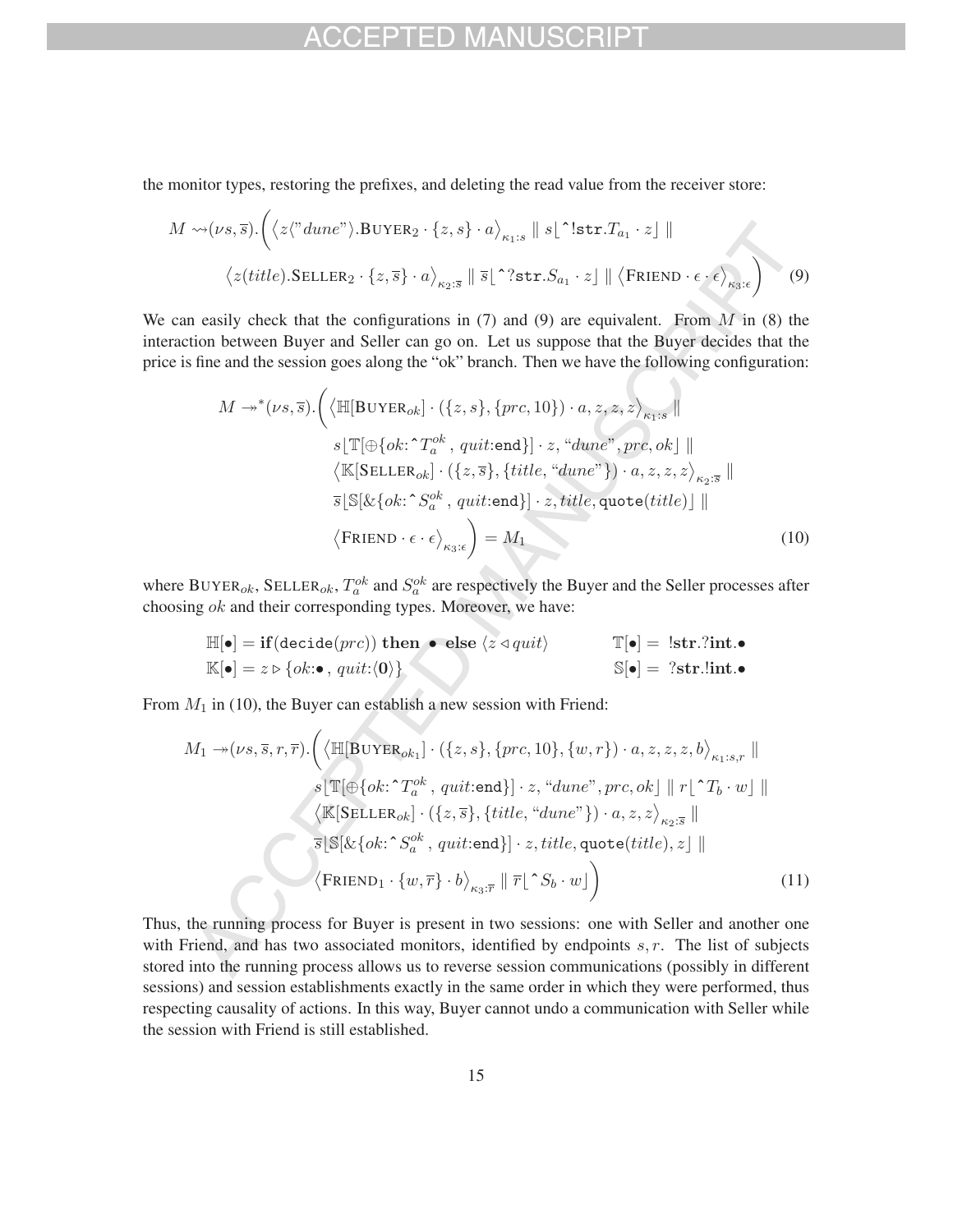the monitor types, restoring the prefixes, and deleting the read value from the receiver store:

$$M \rightsquigarrow (\nu s, \overline{s}).\Big( \big\langle z\langle\text{"}dune\text{"}\rangle.\textsc{Buyer}_2 \cdot \{z, s\} \cdot a \big\rangle_{\kappa_1:s} \parallel s\lfloor \hat{\ }!\mathtt{str}.T_{a_1} \cdot z \rfloor \parallel$$

$$\big\langle z(title).\textsc{Seller}_2 \cdot \{z, \overline{s}\} \cdot a \big\rangle_{\kappa_2:\overline{s}} \parallel \overline{s}\lfloor \hat{\ }?\mathtt{str}.S_{a_1} \cdot z \rfloor \parallel \big\langle \textsc{Friend} \cdot \epsilon \cdot \epsilon \big\rangle_{\kappa_3:\epsilon} \Big) \quad (9)$$

We can easily check that the configurations in (7) and (9) are equivalent. From $M$ in (8) the interaction between Buyer and Seller can go on. Let us suppose that the Buyer decides that the price is fine and the session goes along the "ok" branch. Then we have the following configuration:

$$\begin{aligned} M \twoheadrightarrow^* (\nu s, \overline{s}).\Big( & \big\langle \mathbb{H}[\textsc{Buyer}_{ok}] \cdot (\{z, s\}, \{prc, 10\}) \cdot a, z, z, z \big\rangle_{\kappa_1:s} \parallel \\ & s\lfloor \mathbb{T}[\oplus\{ok{:}\hat{\ }T_a^{ok}\,,\ quit{:}\mathtt{end}\}] \cdot z, \text{"}dune\text{"}, prc, ok \rfloor \parallel \\ & \big\langle \mathbb{K}[\textsc{Seller}_{ok}] \cdot (\{z, \overline{s}\}, \{title, \text{"}dune\text{"}\}) \cdot a, z, z, z \big\rangle_{\kappa_2:\overline{s}} \parallel \\ & \overline{s}\lfloor \mathbb{S}[\&\{ok{:}\hat{\ }S_a^{ok}\,,\ quit{:}\mathtt{end}\}] \cdot z, title, \mathtt{quote}(title) \rfloor \parallel \\ & \big\langle \textsc{Friend} \cdot \epsilon \cdot \epsilon \big\rangle_{\kappa_3:\epsilon} \Big) = M_1 \end{aligned} \quad (10)$$

where $\textsc{Buyer}_{ok}$, $\textsc{Seller}_{ok}$, $T_a^{ok}$ and $S_a^{ok}$ are respectively the Buyer and the Seller processes after choosing $ok$ and their corresponding types. Moreover, we have:

$$\mathbb{H}[\bullet] = \mathbf{if}(\mathtt{decide}(prc))\ \mathbf{then}\ \bullet\ \mathbf{else}\ \langle z \triangleleft quit \rangle \qquad \mathbb{T}[\bullet] = \ !\mathbf{str}.?\mathbf{int}.\bullet$$

$$\mathbb{K}[\bullet] = z \triangleright \{ok{:}\bullet\,,\ quit{:}\langle \mathbf{0} \rangle\} \qquad \mathbb{S}[\bullet] = \ ?\mathbf{str}.!\mathbf{int}.\bullet$$

From $M_1$ in (10), the Buyer can establish a new session with Friend:

$$\begin{aligned} M_1 \twoheadrightarrow (\nu s, \overline{s}, r, \overline{r}).\Big( & \big\langle \mathbb{H}[\textsc{Buyer}_{ok_1}] \cdot (\{z, s\}, \{prc, 10\}, \{w, r\}) \cdot a, z, z, z, z, b \big\rangle_{\kappa_1:s,r} \parallel \\ & s\lfloor \mathbb{T}[\oplus\{ok{:}\hat{\ }T_a^{ok}\,,\ quit{:}\mathtt{end}\}] \cdot z, \text{"}dune\text{"}, prc, ok \rfloor \parallel r\lfloor \hat{\ }T_b \cdot w \rfloor \parallel \\ & \big\langle \mathbb{K}[\textsc{Seller}_{ok}] \cdot (\{z, \overline{s}\}, \{title, \text{"}dune\text{"}\}) \cdot a, z, z, z \big\rangle_{\kappa_2:\overline{s}} \parallel \\ & \overline{s}\lfloor \mathbb{S}[\&\{ok{:}\hat{\ }S_a^{ok}\,,\ quit{:}\mathtt{end}\}] \cdot z, title, \mathtt{quote}(title), z \rfloor \parallel \\ & \big\langle \textsc{Friend}_1 \cdot \{w, \overline{r}\} \cdot b \big\rangle_{\kappa_3:\overline{r}} \parallel \overline{r}\lfloor \hat{\ }S_b \cdot w \rfloor \Big) \end{aligned} \quad (11)$$

Thus, the running process for Buyer is present in two sessions: one with Seller and another one with Friend, and has two associated monitors, identified by endpoints $s, r$. The list of subjects stored into the running process allows us to reverse session communications (possibly in different sessions) and session establishments exactly in the same order in which they were performed, thus respecting causality of actions. In this way, Buyer cannot undo a communication with Seller while the session with Friend is still established.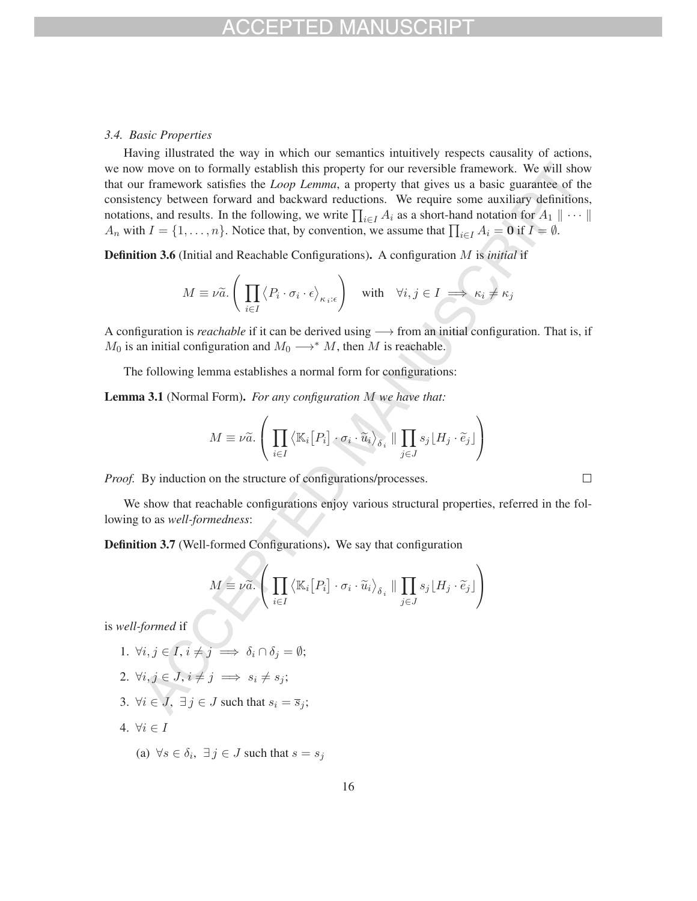### 3.4. Basic Properties

Having illustrated the way in which our semantics intuitively respects causality of actions, we now move on to formally establish this property for our reversible framework. We will show that our framework satisfies the *Loop Lemma*, a property that gives us a basic guarantee of the consistency between forward and backward reductions. We require some auxiliary definitions, notations, and results. In the following, we write $\prod_{i \in I} A_i$ as a short-hand notation for $A_1 \parallel \cdots \parallel A_n$ with $I = \{1, \ldots, n\}$. Notice that, by convention, we assume that $\prod_{i \in I} A_i = \mathbf{0}$ if $I = \emptyset$.

**Definition 3.6** (Initial and Reachable Configurations)**.** A configuration $M$ is *initial* if

$$M \equiv \nu\widetilde{a}. \left( \prod_{i \in I} \langle P_i \cdot \sigma_i \cdot \epsilon \rangle_{\kappa_i : \epsilon} \right) \quad \text{with} \quad \forall i, j \in I \implies \kappa_i \neq \kappa_j$$

A configuration is *reachable* if it can be derived using $\longrightarrow$ from an initial configuration. That is, if $M_0$ is an initial configuration and $M_0 \longrightarrow^* M$, then $M$ is reachable.

The following lemma establishes a normal form for configurations:

**Lemma 3.1** (Normal Form)**.** *For any configuration $M$ we have that:*

$$M \equiv \nu\widetilde{a}. \left( \prod_{i \in I} \langle \mathbb{K}_i[P_i] \cdot \sigma_i \cdot \widetilde{u}_i \rangle_{\delta_i} \parallel \prod_{j \in J} s_j \lfloor H_j \cdot \widetilde{e}_j \rfloor \right)$$

*Proof.* By induction on the structure of configurations/processes. □

We show that reachable configurations enjoy various structural properties, referred in the following to as *well-formedness*:

**Definition 3.7** (Well-formed Configurations)**.** We say that configuration

$$M \equiv \nu\widetilde{a}. \left( \prod_{i \in I} \langle \mathbb{K}_i[P_i] \cdot \sigma_i \cdot \widetilde{u}_i \rangle_{\delta_i} \parallel \prod_{j \in J} s_j \lfloor H_j \cdot \widetilde{e}_j \rfloor \right)$$

is *well-formed* if

1. $\forall i, j \in I, i \neq j \implies \delta_i \cap \delta_j = \emptyset$;
2. $\forall i, j \in J, i \neq j \implies s_i \neq s_j$;
3. $\forall i \in J,\ \exists j \in J$ such that $s_i = \overline{s}_j$;
4. $\forall i \in I$
   (a) $\forall s \in \delta_i,\ \exists j \in J$ such that $s = s_j$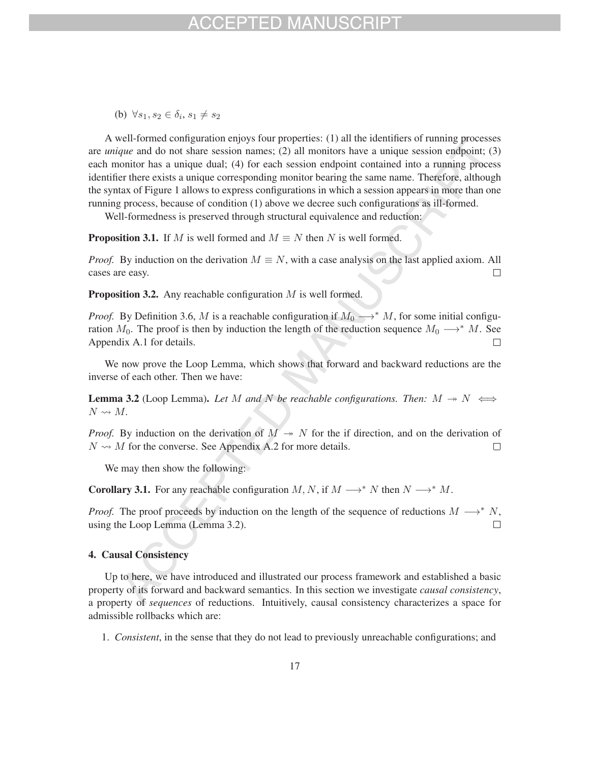(b) $\forall s_1, s_2 \in \delta_i,\ s_1 \neq s_2$

A well-formed configuration enjoys four properties: (1) all the identifiers of running processes are *unique* and do not share session names; (2) all monitors have a unique session endpoint; (3) each monitor has a unique dual; (4) for each session endpoint contained into a running process identifier there exists a unique corresponding monitor bearing the same name. Therefore, although the syntax of Figure 1 allows to express configurations in which a session appears in more than one running process, because of condition (1) above we decree such configurations as ill-formed.

Well-formedness is preserved through structural equivalence and reduction:

**Proposition 3.1.** If $M$ is well formed and $M \equiv N$ then $N$ is well formed.

*Proof.* By induction on the derivation $M \equiv N$, with a case analysis on the last applied axiom. All cases are easy. $\square$

**Proposition 3.2.** Any reachable configuration $M$ is well formed.

*Proof.* By Definition 3.6, $M$ is a reachable configuration if $M_0 \longrightarrow^* M$, for some initial configuration $M_0$. The proof is then by induction the length of the reduction sequence $M_0 \longrightarrow^* M$. See Appendix A.1 for details. $\square$

We now prove the Loop Lemma, which shows that forward and backward reductions are the inverse of each other. Then we have:

**Lemma 3.2** (Loop Lemma)**.** *Let $M$ and $N$ be reachable configurations. Then: $M \twoheadrightarrow N \iff N \rightsquigarrow M$.*

*Proof.* By induction on the derivation of $M \twoheadrightarrow N$ for the if direction, and on the derivation of $N \rightsquigarrow M$ for the converse. See Appendix A.2 for more details. $\square$

We may then show the following:

**Corollary 3.1.** For any reachable configuration $M, N$, if $M \longrightarrow^* N$ then $N \longrightarrow^* M$.

*Proof.* The proof proceeds by induction on the length of the sequence of reductions $M \longrightarrow^* N$, using the Loop Lemma (Lemma 3.2). $\square$

## 4. Causal Consistency

Up to here, we have introduced and illustrated our process framework and established a basic property of its forward and backward semantics. In this section we investigate *causal consistency*, a property of *sequences* of reductions. Intuitively, causal consistency characterizes a space for admissible rollbacks which are:

1. *Consistent*, in the sense that they do not lead to previously unreachable configurations; and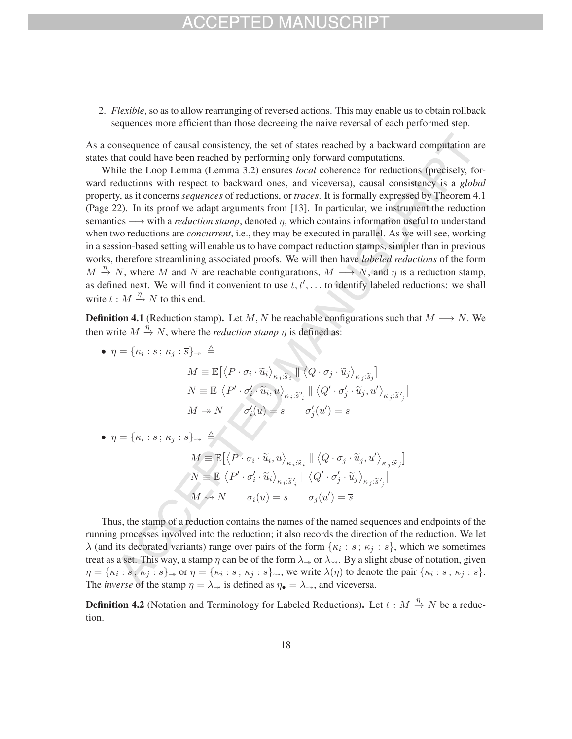2. *Flexible*, so as to allow rearranging of reversed actions. This may enable us to obtain rollback sequences more efficient than those decreeing the naive reversal of each performed step.

As a consequence of causal consistency, the set of states reached by a backward computation are states that could have been reached by performing only forward computations.

While the Loop Lemma (Lemma 3.2) ensures *local* coherence for reductions (precisely, forward reductions with respect to backward ones, and viceversa), causal consistency is a *global* property, as it concerns *sequences* of reductions, or *traces*. It is formally expressed by Theorem 4.1 (Page 22). In its proof we adapt arguments from [13]. In particular, we instrument the reduction semantics $\longrightarrow$ with a *reduction stamp*, denoted $\eta$, which contains information useful to understand when two reductions are *concurrent*, i.e., they may be executed in parallel. As we will see, working in a session-based setting will enable us to have compact reduction stamps, simpler than in previous works, therefore streamlining associated proofs. We will then have *labeled reductions* of the form $M \xrightarrow{\eta} N$, where $M$ and $N$ are reachable configurations, $M \longrightarrow N$, and $\eta$ is a reduction stamp, as defined next. We will find it convenient to use $t, t', \ldots$ to identify labeled reductions: we shall write $t : M \xrightarrow{\eta} N$ to this end.

**Definition 4.1** (Reduction stamp)**.** Let $M, N$ be reachable configurations such that $M \longrightarrow N$. We then write $M \xrightarrow{\eta} N$, where the *reduction stamp* $\eta$ is defined as:

- $\eta = \{\kappa_i : s \,;\, \kappa_j : \overline{s}\}_{\twoheadrightarrow} \triangleq$

$$M \equiv \mathbb{E}\big[\big\langle P \cdot \sigma_i \cdot \widetilde{u}_i \big\rangle_{\kappa_i : \widetilde{s}_i} \parallel \big\langle Q \cdot \sigma_j \cdot \widetilde{u}_j \big\rangle_{\kappa_j : \widetilde{s}_j}\big]$$
$$N \equiv \mathbb{E}\big[\big\langle P' \cdot \sigma'_i \cdot \widetilde{u}_i, u \big\rangle_{\kappa_i : \widetilde{s}'_i} \parallel \big\langle Q' \cdot \sigma'_j \cdot \widetilde{u}_j, u' \big\rangle_{\kappa_j : \widetilde{s}'_j}\big]$$
$$M \twoheadrightarrow N \qquad \sigma'_i(u) = s \qquad \sigma'_j(u') = \overline{s}$$

- $\eta = \{\kappa_i : s \,;\, \kappa_j : \overline{s}\}_{\rightsquigarrow} \triangleq$

$$M \equiv \mathbb{E}\big[\big\langle P \cdot \sigma_i \cdot \widetilde{u}_i, u \big\rangle_{\kappa_i : \widetilde{s}_i} \parallel \big\langle Q \cdot \sigma_j \cdot \widetilde{u}_j, u' \big\rangle_{\kappa_j : \widetilde{s}_j}\big]$$
$$N \equiv \mathbb{E}\big[\big\langle P' \cdot \sigma'_i \cdot \widetilde{u}_i \big\rangle_{\kappa_i : \widetilde{s}'_i} \parallel \big\langle Q' \cdot \sigma'_j \cdot \widetilde{u}_j \big\rangle_{\kappa_j : \widetilde{s}'_j}\big]$$
$$M \rightsquigarrow N \qquad \sigma_i(u) = s \qquad \sigma_j(u') = \overline{s}$$

Thus, the stamp of a reduction contains the names of the named sequences and endpoints of the running processes involved into the reduction; it also records the direction of the reduction. We let $\lambda$ (and its decorated variants) range over pairs of the form $\{\kappa_i : s \,;\, \kappa_j : \overline{s}\}$, which we sometimes treat as a set. This way, a stamp $\eta$ can be of the form $\lambda_{\twoheadrightarrow}$ or $\lambda_{\rightsquigarrow}$. By a slight abuse of notation, given $\eta = \{\kappa_i : s \,;\, \kappa_j : \overline{s}\}_{\twoheadrightarrow}$ or $\eta = \{\kappa_i : s \,;\, \kappa_j : \overline{s}\}_{\rightsquigarrow}$, we write $\lambda(\eta)$ to denote the pair $\{\kappa_i : s \,;\, \kappa_j : \overline{s}\}$. The *inverse* of the stamp $\eta = \lambda_{\twoheadrightarrow}$ is defined as $\eta_\bullet = \lambda_{\rightsquigarrow}$, and viceversa.

**Definition 4.2** (Notation and Terminology for Labeled Reductions)**.** Let $t : M \xrightarrow{\eta} N$ be a reduction.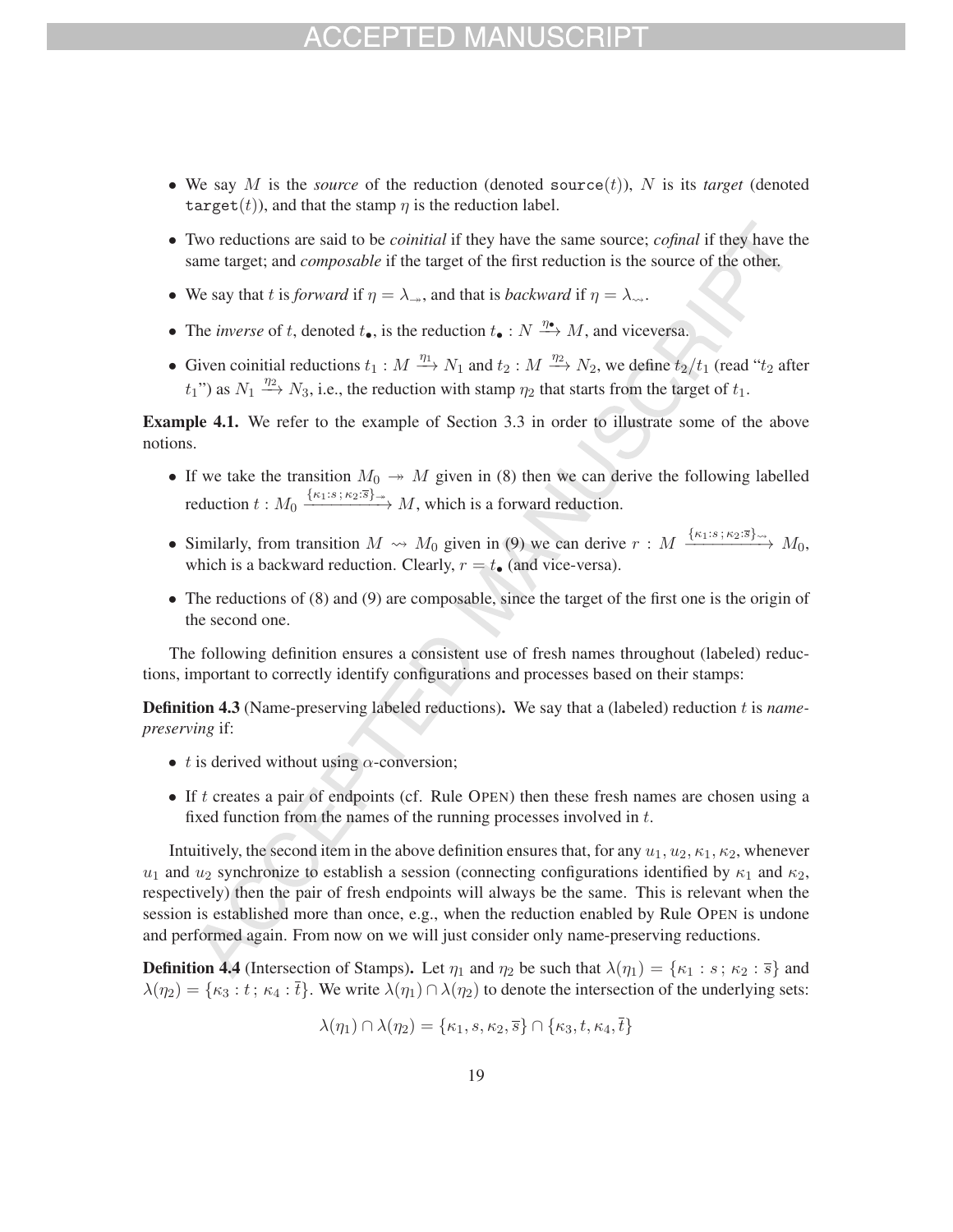- We say $M$ is the *source* of the reduction (denoted $\mathtt{source}(t)$), $N$ is its *target* (denoted $\mathtt{target}(t)$), and that the stamp $\eta$ is the reduction label.
- Two reductions are said to be *coinitial* if they have the same source; *cofinal* if they have the same target; and *composable* if the target of the first reduction is the source of the other.
- We say that $t$ is *forward* if $\eta = \lambda_{\twoheadrightarrow}$, and that is *backward* if $\eta = \lambda_{\rightsquigarrow}$.
- The *inverse* of $t$, denoted $t_\bullet$, is the reduction $t_\bullet : N \xrightarrow{\eta_\bullet} M$, and viceversa.
- Given coinitial reductions $t_1 : M \xrightarrow{\eta_1} N_1$ and $t_2 : M \xrightarrow{\eta_2} N_2$, we define $t_2/t_1$ (read "$t_2$ after $t_1$") as $N_1 \xrightarrow{\eta_2} N_3$, i.e., the reduction with stamp $\eta_2$ that starts from the target of $t_1$.

**Example 4.1.** We refer to the example of Section 3.3 in order to illustrate some of the above notions.

- If we take the transition $M_0 \twoheadrightarrow M$ given in (8) then we can derive the following labelled reduction $t : M_0 \xrightarrow{\{\kappa_1 : s\,;\,\kappa_2 : \overline{s}\}_{\twoheadrightarrow}} M$, which is a forward reduction.
- Similarly, from transition $M \rightsquigarrow M_0$ given in (9) we can derive $r : M \xrightarrow{\{\kappa_1 : s\,;\,\kappa_2 : \overline{s}\}_{\rightsquigarrow}} M_0$, which is a backward reduction. Clearly, $r = t_\bullet$ (and vice-versa).
- The reductions of (8) and (9) are composable, since the target of the first one is the origin of the second one.

The following definition ensures a consistent use of fresh names throughout (labeled) reductions, important to correctly identify configurations and processes based on their stamps:

**Definition 4.3** (Name-preserving labeled reductions)**.** We say that a (labeled) reduction $t$ is *name-preserving* if:

- $t$ is derived without using $\alpha$-conversion;
- If $t$ creates a pair of endpoints (cf. Rule Open) then these fresh names are chosen using a fixed function from the names of the running processes involved in $t$.

Intuitively, the second item in the above definition ensures that, for any $u_1, u_2, \kappa_1, \kappa_2$, whenever $u_1$ and $u_2$ synchronize to establish a session (connecting configurations identified by $\kappa_1$ and $\kappa_2$, respectively) then the pair of fresh endpoints will always be the same. This is relevant when the session is established more than once, e.g., when the reduction enabled by Rule Open is undone and performed again. From now on we will just consider only name-preserving reductions.

**Definition 4.4** (Intersection of Stamps)**.** Let $\eta_1$ and $\eta_2$ be such that $\lambda(\eta_1) = \{\kappa_1 : s\,;\,\kappa_2 : \overline{s}\}$ and $\lambda(\eta_2) = \{\kappa_3 : t\,;\,\kappa_4 : \overline{t}\}$. We write $\lambda(\eta_1) \cap \lambda(\eta_2)$ to denote the intersection of the underlying sets:

$$\lambda(\eta_1) \cap \lambda(\eta_2) = \{\kappa_1, s, \kappa_2, \overline{s}\} \cap \{\kappa_3, t, \kappa_4, \overline{t}\}$$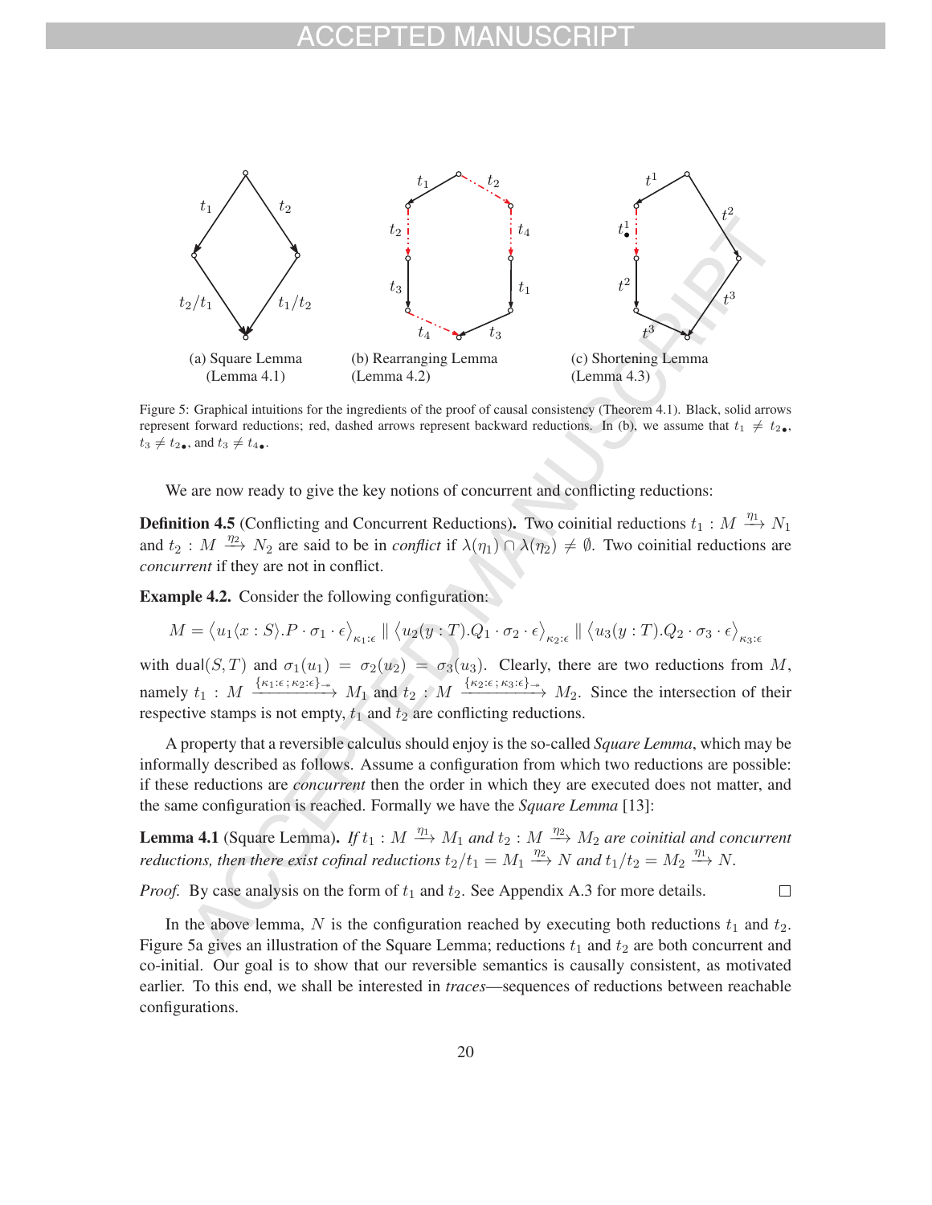(a) Square Lemma (Lemma 4.1)

(b) Rearranging Lemma (Lemma 4.2)

(c) Shortening Lemma (Lemma 4.3)

Figure 5: Graphical intuitions for the ingredients of the proof of causal consistency (Theorem 4.1). Black, solid arrows represent forward reductions; red, dashed arrows represent backward reductions. In (b), we assume that $t_1 \neq t_{2\bullet}$, $t_3 \neq t_{2\bullet}$, and $t_3 \neq t_{4\bullet}$.

We are now ready to give the key notions of concurrent and conflicting reductions:

**Definition 4.5** (Conflicting and Concurrent Reductions)**.** Two coinitial reductions $t_1 : M \xrightarrow{\eta_1} N_1$ and $t_2 : M \xrightarrow{\eta_2} N_2$ are said to be in *conflict* if $\lambda(\eta_1) \cap \lambda(\eta_2) \neq \emptyset$. Two coinitial reductions are *concurrent* if they are not in conflict.

**Example 4.2.** Consider the following configuration:

$$M = \left\langle u_1\langle x : S\rangle.P \cdot \sigma_1 \cdot \epsilon\right\rangle_{\kappa_1:\epsilon} \parallel \left\langle u_2(y : T).Q_1 \cdot \sigma_2 \cdot \epsilon\right\rangle_{\kappa_2:\epsilon} \parallel \left\langle u_3(y : T).Q_2 \cdot \sigma_3 \cdot \epsilon\right\rangle_{\kappa_3:\epsilon}$$

with $\mathsf{dual}(S, T)$ and $\sigma_1(u_1) = \sigma_2(u_2) = \sigma_3(u_3)$. Clearly, there are two reductions from $M$, namely $t_1 : M \xrightarrow{\{\kappa_1:\epsilon\,;\,\kappa_2:\epsilon\}_{\twoheadrightarrow}} M_1$ and $t_2 : M \xrightarrow{\{\kappa_2:\epsilon\,;\,\kappa_3:\epsilon\}_{\twoheadrightarrow}} M_2$. Since the intersection of their respective stamps is not empty, $t_1$ and $t_2$ are conflicting reductions.

A property that a reversible calculus should enjoy is the so-called *Square Lemma*, which may be informally described as follows. Assume a configuration from which two reductions are possible: if these reductions are *concurrent* then the order in which they are executed does not matter, and the same configuration is reached. Formally we have the *Square Lemma* [13]:

**Lemma 4.1** (Square Lemma)**.** *If $t_1 : M \xrightarrow{\eta_1} M_1$ and $t_2 : M \xrightarrow{\eta_2} M_2$ are coinitial and concurrent reductions, then there exist cofinal reductions $t_2/t_1 = M_1 \xrightarrow{\eta_2} N$ and $t_1/t_2 = M_2 \xrightarrow{\eta_1} N$.*

*Proof.* By case analysis on the form of $t_1$ and $t_2$. See Appendix A.3 for more details. □

In the above lemma, $N$ is the configuration reached by executing both reductions $t_1$ and $t_2$. Figure 5a gives an illustration of the Square Lemma; reductions $t_1$ and $t_2$ are both concurrent and co-initial. Our goal is to show that our reversible semantics is causally consistent, as motivated earlier. To this end, we shall be interested in *traces*—sequences of reductions between reachable configurations.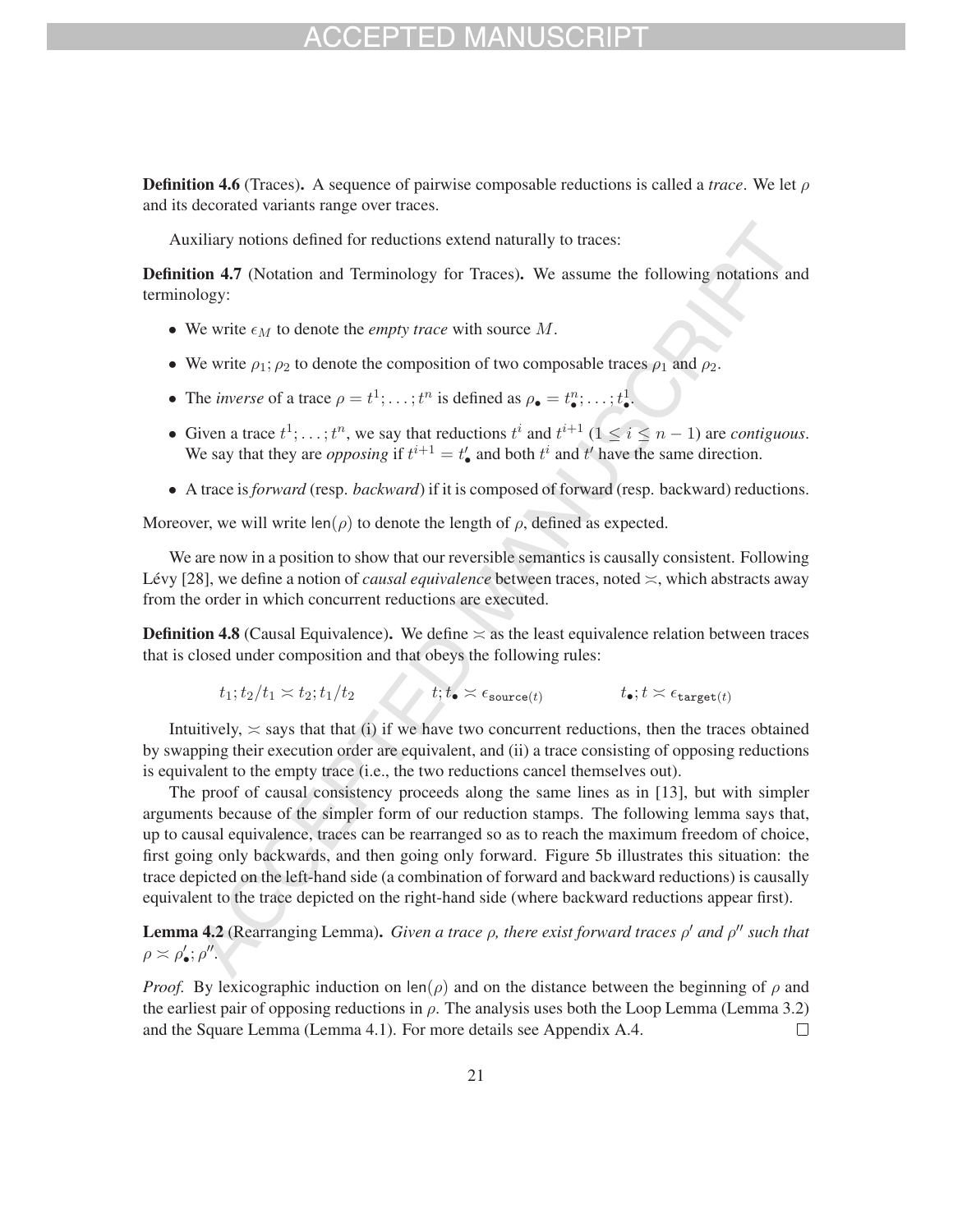**Definition 4.6** (Traces)**.** A sequence of pairwise composable reductions is called a *trace*. We let $\rho$ and its decorated variants range over traces.

Auxiliary notions defined for reductions extend naturally to traces:

**Definition 4.7** (Notation and Terminology for Traces)**.** We assume the following notations and terminology:

- We write $\epsilon_M$ to denote the *empty trace* with source $M$.
- We write $\rho_1; \rho_2$ to denote the composition of two composable traces $\rho_1$ and $\rho_2$.
- The *inverse* of a trace $\rho = t^1; \ldots; t^n$ is defined as $\rho_\bullet = t^n_\bullet; \ldots; t^1_\bullet$.
- Given a trace $t^1; \ldots; t^n$, we say that reductions $t^i$ and $t^{i+1}$ ($1 \leq i \leq n-1$) are *contiguous*. We say that they are *opposing* if $t^{i+1} = t'_\bullet$ and both $t^i$ and $t'$ have the same direction.
- A trace is *forward* (resp. *backward*) if it is composed of forward (resp. backward) reductions.

Moreover, we will write $\mathsf{len}(\rho)$ to denote the length of $\rho$, defined as expected.

We are now in a position to show that our reversible semantics is causally consistent. Following Lévy [28], we define a notion of *causal equivalence* between traces, noted $\asymp$, which abstracts away from the order in which concurrent reductions are executed.

**Definition 4.8** (Causal Equivalence)**.** We define $\asymp$ as the least equivalence relation between traces that is closed under composition and that obeys the following rules:

$$t_1; t_2/t_1 \asymp t_2; t_1/t_2 \qquad\qquad t; t_\bullet \asymp \epsilon_{\mathtt{source}(t)} \qquad\qquad t_\bullet; t \asymp \epsilon_{\mathtt{target}(t)}$$

Intuitively, $\asymp$ says that that (i) if we have two concurrent reductions, then the traces obtained by swapping their execution order are equivalent, and (ii) a trace consisting of opposing reductions is equivalent to the empty trace (i.e., the two reductions cancel themselves out).

The proof of causal consistency proceeds along the same lines as in [13], but with simpler arguments because of the simpler form of our reduction stamps. The following lemma says that, up to causal equivalence, traces can be rearranged so as to reach the maximum freedom of choice, first going only backwards, and then going only forward. Figure 5b illustrates this situation: the trace depicted on the left-hand side (a combination of forward and backward reductions) is causally equivalent to the trace depicted on the right-hand side (where backward reductions appear first).

**Lemma 4.2** (Rearranging Lemma)**.** *Given a trace $\rho$, there exist forward traces $\rho'$ and $\rho''$ such that $\rho \asymp \rho'_\bullet; \rho''$.*

*Proof.* By lexicographic induction on $\mathsf{len}(\rho)$ and on the distance between the beginning of $\rho$ and the earliest pair of opposing reductions in $\rho$. The analysis uses both the Loop Lemma (Lemma 3.2) and the Square Lemma (Lemma 4.1). For more details see Appendix A.4. $\square$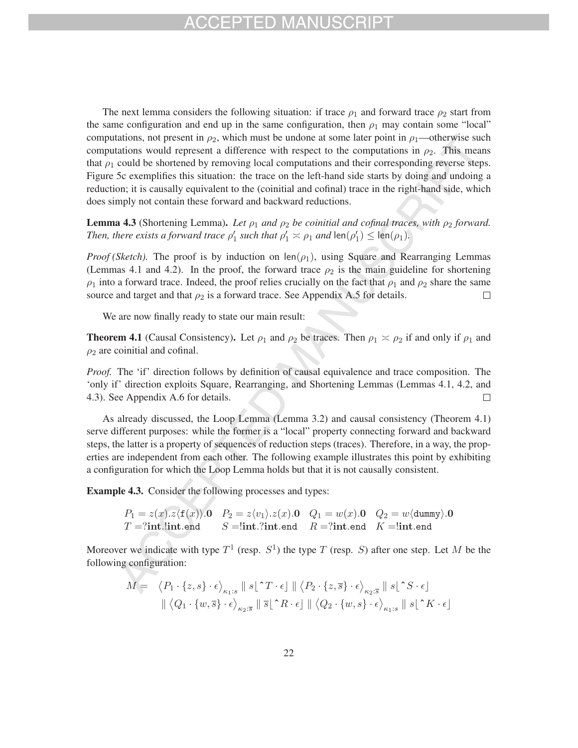The next lemma considers the following situation: if trace $\rho_1$ and forward trace $\rho_2$ start from the same configuration and end up in the same configuration, then $\rho_1$ may contain some "local" computations, not present in $\rho_2$, which must be undone at some later point in $\rho_1$—otherwise such computations would represent a difference with respect to the computations in $\rho_2$. This means that $\rho_1$ could be shortened by removing local computations and their corresponding reverse steps. Figure 5c exemplifies this situation: the trace on the left-hand side starts by doing and undoing a reduction; it is causally equivalent to the (coinitial and cofinal) trace in the right-hand side, which does simply not contain these forward and backward reductions.

**Lemma 4.3** (Shortening Lemma)**.** *Let $\rho_1$ and $\rho_2$ be coinitial and cofinal traces, with $\rho_2$ forward. Then, there exists a forward trace $\rho_1'$ such that $\rho_1' \asymp \rho_1$ and $\mathsf{len}(\rho_1') \leq \mathsf{len}(\rho_1)$.*

*Proof (Sketch).* The proof is by induction on $\mathsf{len}(\rho_1)$, using Square and Rearranging Lemmas (Lemmas 4.1 and 4.2). In the proof, the forward trace $\rho_2$ is the main guideline for shortening $\rho_1$ into a forward trace. Indeed, the proof relies crucially on the fact that $\rho_1$ and $\rho_2$ share the same source and target and that $\rho_2$ is a forward trace. See Appendix A.5 for details. □

We are now finally ready to state our main result:

**Theorem 4.1** (Causal Consistency)**.** Let $\rho_1$ and $\rho_2$ be traces. Then $\rho_1 \asymp \rho_2$ if and only if $\rho_1$ and $\rho_2$ are coinitial and cofinal.

*Proof.* The 'if' direction follows by definition of causal equivalence and trace composition. The 'only if' direction exploits Square, Rearranging, and Shortening Lemmas (Lemmas 4.1, 4.2, and 4.3). See Appendix A.6 for details. □

As already discussed, the Loop Lemma (Lemma 3.2) and causal consistency (Theorem 4.1) serve different purposes: while the former is a "local" property connecting forward and backward steps, the latter is a property of sequences of reduction steps (traces). Therefore, in a way, the properties are independent from each other. The following example illustrates this point by exhibiting a configuration for which the Loop Lemma holds but that it is not causally consistent.

**Example 4.3.** Consider the following processes and types:

$$P_1 = z(x).z\langle \mathtt{f}(x)\rangle.\mathbf{0} \quad P_2 = z\langle v_1\rangle.z(x).\mathbf{0} \quad Q_1 = w(x).\mathbf{0} \quad Q_2 = w\langle \mathtt{dummy}\rangle.\mathbf{0}$$
$$T = ?\mathbf{int}.!\mathbf{int}.\mathtt{end} \qquad S = !\mathbf{int}.?\mathbf{int}.\mathtt{end} \quad R = ?\mathbf{int}.\mathtt{end} \quad K = !\mathbf{int}.\mathtt{end}$$

Moreover we indicate with type $T^1$ (resp. $S^1$) the type $T$ (resp. $S$) after one step. Let $M$ be the following configuration:

$$\begin{aligned} M = \;& \left\langle P_1 \cdot \{z, s\} \cdot \epsilon \right\rangle_{\kappa_1:s} \parallel s\lfloor \hat{}\, T \cdot \epsilon \rfloor \parallel \left\langle P_2 \cdot \{z, \overline{s}\} \cdot \epsilon \right\rangle_{\kappa_2:\overline{s}} \parallel s\lfloor \hat{}\, S \cdot \epsilon \rfloor \\ & \parallel \left\langle Q_1 \cdot \{w, \overline{s}\} \cdot \epsilon \right\rangle_{\kappa_2:\overline{s}} \parallel \overline{s}\lfloor \hat{}\, R \cdot \epsilon \rfloor \parallel \left\langle Q_2 \cdot \{w, s\} \cdot \epsilon \right\rangle_{\kappa_1:s} \parallel s\lfloor \hat{}\, K \cdot \epsilon \rfloor \end{aligned}$$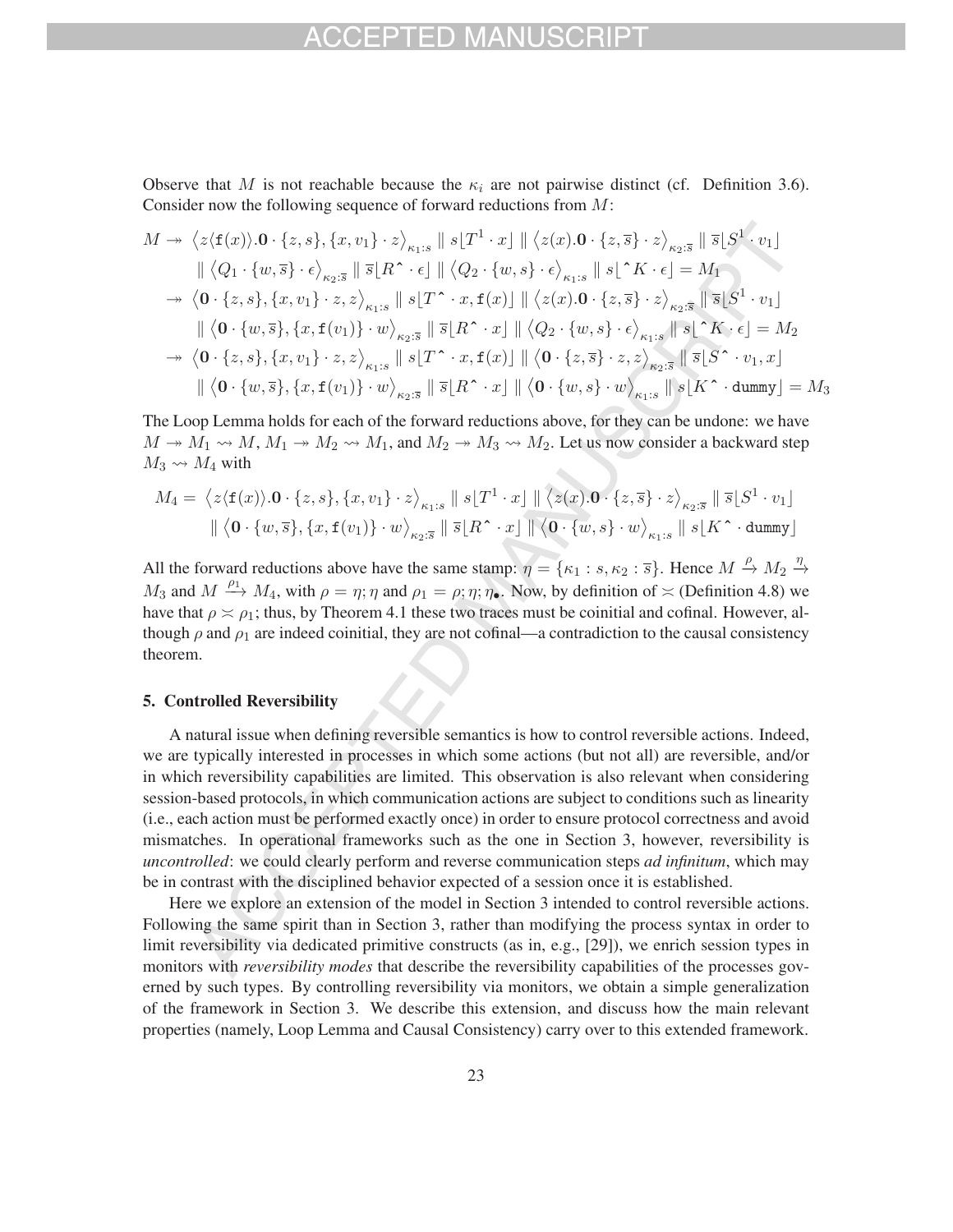Observe that $M$ is not reachable because the $\kappa_i$ are not pairwise distinct (cf. Definition 3.6). Consider now the following sequence of forward reductions from $M$:

$$
\begin{aligned}
M \twoheadrightarrow\ & \left\langle z\langle \mathtt{f}(x)\rangle.\mathbf{0} \cdot \{z, s\}, \{x, v_1\} \cdot z \right\rangle_{\kappa_1:s} \parallel s\lfloor T^1 \cdot x \rfloor \parallel \left\langle z(x).\mathbf{0} \cdot \{z, \overline{s}\} \cdot z \right\rangle_{\kappa_2:\overline{s}} \parallel \overline{s}\lfloor S^1 \cdot v_1 \rfloor \\
& \parallel \left\langle Q_1 \cdot \{w, \overline{s}\} \cdot \epsilon \right\rangle_{\kappa_2:\overline{s}} \parallel \overline{s}\lfloor R^{\hat{}} \cdot \epsilon \rfloor \parallel \left\langle Q_2 \cdot \{w, s\} \cdot \epsilon \right\rangle_{\kappa_1:s} \parallel s\lfloor {}^{\hat{}}K \cdot \epsilon \rfloor = M_1 \\
\twoheadrightarrow\ & \left\langle \mathbf{0} \cdot \{z, s\}, \{x, v_1\} \cdot z, z \right\rangle_{\kappa_1:s} \parallel s\lfloor T^{\hat{}} \cdot x, \mathtt{f}(x) \rfloor \parallel \left\langle z(x).\mathbf{0} \cdot \{z, \overline{s}\} \cdot z \right\rangle_{\kappa_2:\overline{s}} \parallel \overline{s}\lfloor S^1 \cdot v_1 \rfloor \\
& \parallel \left\langle \mathbf{0} \cdot \{w, \overline{s}\}, \{x, \mathtt{f}(v_1)\} \cdot w \right\rangle_{\kappa_2:\overline{s}} \parallel \overline{s}\lfloor R^{\hat{}} \cdot x \rfloor \parallel \left\langle Q_2 \cdot \{w, s\} \cdot \epsilon \right\rangle_{\kappa_1:s} \parallel s\lfloor {}^{\hat{}}K \cdot \epsilon \rfloor = M_2 \\
\twoheadrightarrow\ & \left\langle \mathbf{0} \cdot \{z, s\}, \{x, v_1\} \cdot z, z \right\rangle_{\kappa_1:s} \parallel s\lfloor T^{\hat{}} \cdot x, \mathtt{f}(x) \rfloor \parallel \left\langle \mathbf{0} \cdot \{z, \overline{s}\} \cdot z, z \right\rangle_{\kappa_2:\overline{s}} \parallel \overline{s}\lfloor S^{\hat{}} \cdot v_1, x \rfloor \\
& \parallel \left\langle \mathbf{0} \cdot \{w, \overline{s}\}, \{x, \mathtt{f}(v_1)\} \cdot w \right\rangle_{\kappa_2:\overline{s}} \parallel \overline{s}\lfloor R^{\hat{}} \cdot x \rfloor \parallel \left\langle \mathbf{0} \cdot \{w, s\} \cdot w \right\rangle_{\kappa_1:s} \parallel s\lfloor K^{\hat{}} \cdot \mathtt{dummy} \rfloor = M_3
\end{aligned}
$$

The Loop Lemma holds for each of the forward reductions above, for they can be undone: we have $M \twoheadrightarrow M_1 \rightsquigarrow M$, $M_1 \twoheadrightarrow M_2 \rightsquigarrow M_1$, and $M_2 \twoheadrightarrow M_3 \rightsquigarrow M_2$. Let us now consider a backward step $M_3 \rightsquigarrow M_4$ with

$$
\begin{aligned}
M_4 =\ & \left\langle z\langle \mathtt{f}(x)\rangle.\mathbf{0} \cdot \{z, s\}, \{x, v_1\} \cdot z \right\rangle_{\kappa_1:s} \parallel s\lfloor T^1 \cdot x \rfloor \parallel \left\langle z(x).\mathbf{0} \cdot \{z, \overline{s}\} \cdot z \right\rangle_{\kappa_2:\overline{s}} \parallel \overline{s}\lfloor S^1 \cdot v_1 \rfloor \\
& \parallel \left\langle \mathbf{0} \cdot \{w, \overline{s}\}, \{x, \mathtt{f}(v_1)\} \cdot w \right\rangle_{\kappa_2:\overline{s}} \parallel \overline{s}\lfloor R^{\hat{}} \cdot x \rfloor \parallel \left\langle \mathbf{0} \cdot \{w, s\} \cdot w \right\rangle_{\kappa_1:s} \parallel s\lfloor K^{\hat{}} \cdot \mathtt{dummy} \rfloor
\end{aligned}
$$

All the forward reductions above have the same stamp: $\eta = \{\kappa_1 : s, \kappa_2 : \overline{s}\}$. Hence $M \xrightarrow{\rho} M_2 \xrightarrow{\eta} M_3$ and $M \xrightarrow{\rho_1} M_4$, with $\rho = \eta; \eta$ and $\rho_1 = \rho; \eta; \eta_\bullet$. Now, by definition of $\asymp$ (Definition 4.8) we have that $\rho \asymp \rho_1$; thus, by Theorem 4.1 these two traces must be coinitial and cofinal. However, although $\rho$ and $\rho_1$ are indeed coinitial, they are not cofinal—a contradiction to the causal consistency theorem.

## 5. Controlled Reversibility

A natural issue when defining reversible semantics is how to control reversible actions. Indeed, we are typically interested in processes in which some actions (but not all) are reversible, and/or in which reversibility capabilities are limited. This observation is also relevant when considering session-based protocols, in which communication actions are subject to conditions such as linearity (i.e., each action must be performed exactly once) in order to ensure protocol correctness and avoid mismatches. In operational frameworks such as the one in Section 3, however, reversibility is *uncontrolled*: we could clearly perform and reverse communication steps *ad infinitum*, which may be in contrast with the disciplined behavior expected of a session once it is established.

Here we explore an extension of the model in Section 3 intended to control reversible actions. Following the same spirit than in Section 3, rather than modifying the process syntax in order to limit reversibility via dedicated primitive constructs (as in, e.g., [29]), we enrich session types in monitors with *reversibility modes* that describe the reversibility capabilities of the processes governed by such types. By controlling reversibility via monitors, we obtain a simple generalization of the framework in Section 3. We describe this extension, and discuss how the main relevant properties (namely, Loop Lemma and Causal Consistency) carry over to this extended framework.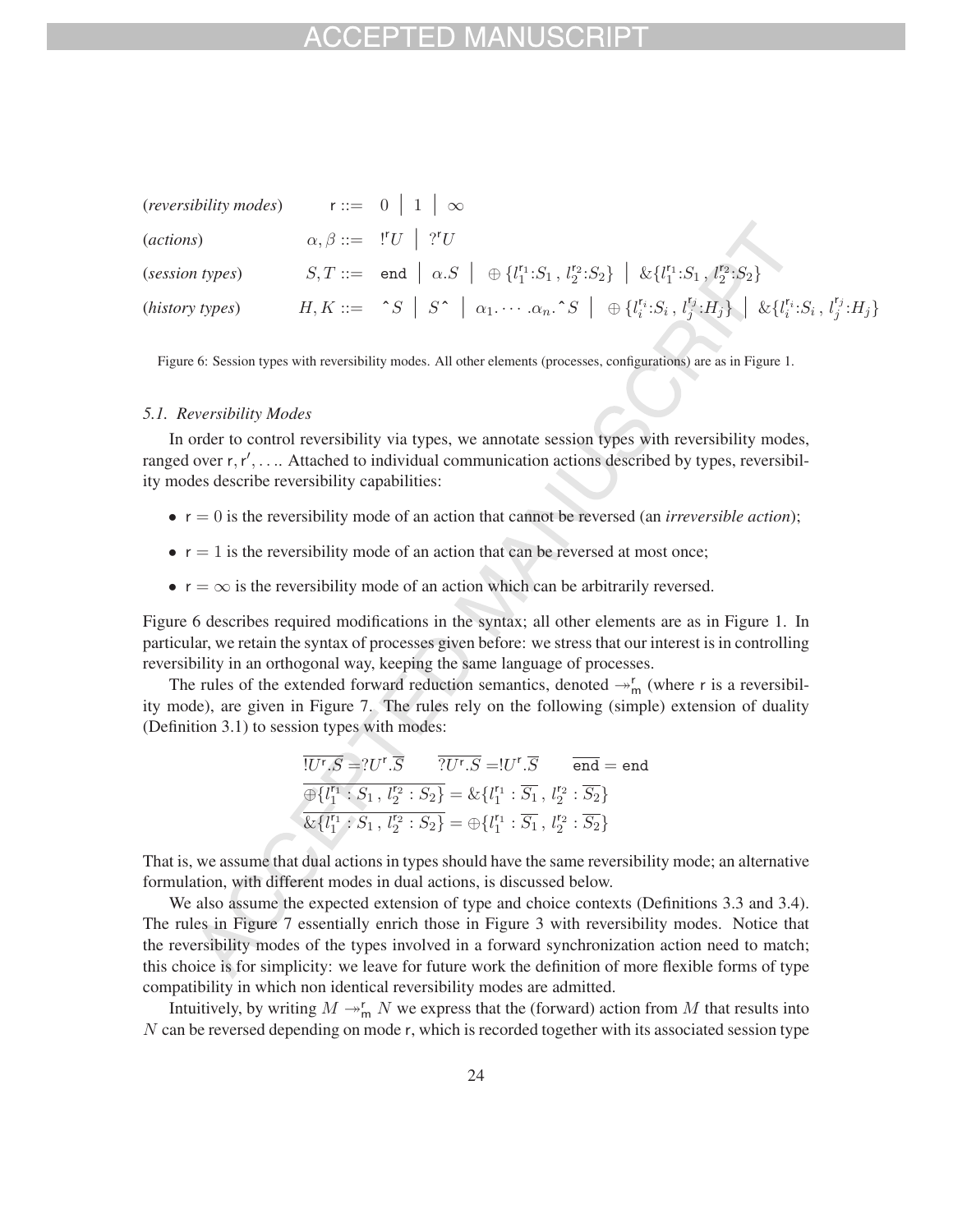$$
\begin{array}{llcl}
(\textit{reversibility modes}) & \mathsf{r} & ::= & 0 \;\big|\; 1 \;\big|\; \infty \\
(\textit{actions}) & \alpha, \beta & ::= & !^{\mathsf{r}}U \;\big|\; ?^{\mathsf{r}}U \\
(\textit{session types}) & S, T & ::= & \mathtt{end} \;\big|\; \alpha.S \;\big|\; \oplus\{l_1^{\mathsf{r}_1}{:}S_1\,,\, l_2^{\mathsf{r}_2}{:}S_2\} \;\big|\; \&\{l_1^{\mathsf{r}_1}{:}S_1\,,\, l_2^{\mathsf{r}_2}{:}S_2\} \\
(\textit{history types}) & H, K & ::= & \hat{}\,S \;\big|\; S\,\hat{} \;\big|\; \alpha_1.\cdots.\alpha_n.\hat{}\,S \;\big|\; \oplus\{l_i^{\mathsf{r}_i}{:}S_i\,,\, l_j^{\mathsf{r}_j}{:}H_j\} \;\big|\; \&\{l_i^{\mathsf{r}_i}{:}S_i\,,\, l_j^{\mathsf{r}_j}{:}H_j\}
\end{array}
$$

Figure 6: Session types with reversibility modes. All other elements (processes, configurations) are as in Figure 1.

### 5.1. Reversibility Modes

In order to control reversibility via types, we annotate session types with reversibility modes, ranged over $\mathsf{r}, \mathsf{r}', \ldots$. Attached to individual communication actions described by types, reversibility modes describe reversibility capabilities:

- $\mathsf{r} = 0$ is the reversibility mode of an action that cannot be reversed (an *irreversible action*);
- $\mathsf{r} = 1$ is the reversibility mode of an action that can be reversed at most once;
- $\mathsf{r} = \infty$ is the reversibility mode of an action which can be arbitrarily reversed.

Figure 6 describes required modifications in the syntax; all other elements are as in Figure 1. In particular, we retain the syntax of processes given before: we stress that our interest is in controlling reversibility in an orthogonal way, keeping the same language of processes.

The rules of the extended forward reduction semantics, denoted $\twoheadrightarrow^{\mathsf{r}}_{\mathsf{m}}$ (where $\mathsf{r}$ is a reversibility mode), are given in Figure 7. The rules rely on the following (simple) extension of duality (Definition 3.1) to session types with modes:

$$
\overline{!U^{\mathsf{r}}.S} = ?U^{\mathsf{r}}.\overline{S} \qquad \overline{?U^{\mathsf{r}}.S} = !U^{\mathsf{r}}.\overline{S} \qquad \overline{\mathtt{end}} = \mathtt{end}
$$
$$
\overline{\oplus\{l_1^{\mathsf{r}_1} : S_1\,,\, l_2^{\mathsf{r}_2} : S_2\}} = \&\{l_1^{\mathsf{r}_1} : \overline{S_1}\,,\, l_2^{\mathsf{r}_2} : \overline{S_2}\}
$$
$$
\overline{\&\{l_1^{\mathsf{r}_1} : S_1\,,\, l_2^{\mathsf{r}_2} : S_2\}} = \oplus\{l_1^{\mathsf{r}_1} : \overline{S_1}\,,\, l_2^{\mathsf{r}_2} : \overline{S_2}\}
$$

That is, we assume that dual actions in types should have the same reversibility mode; an alternative formulation, with different modes in dual actions, is discussed below.

We also assume the expected extension of type and choice contexts (Definitions 3.3 and 3.4). The rules in Figure 7 essentially enrich those in Figure 3 with reversibility modes. Notice that the reversibility modes of the types involved in a forward synchronization action need to match; this choice is for simplicity: we leave for future work the definition of more flexible forms of type compatibility in which non identical reversibility modes are admitted.

Intuitively, by writing $M \twoheadrightarrow^{\mathsf{r}}_{\mathsf{m}} N$ we express that the (forward) action from $M$ that results into $N$ can be reversed depending on mode $\mathsf{r}$, which is recorded together with its associated session type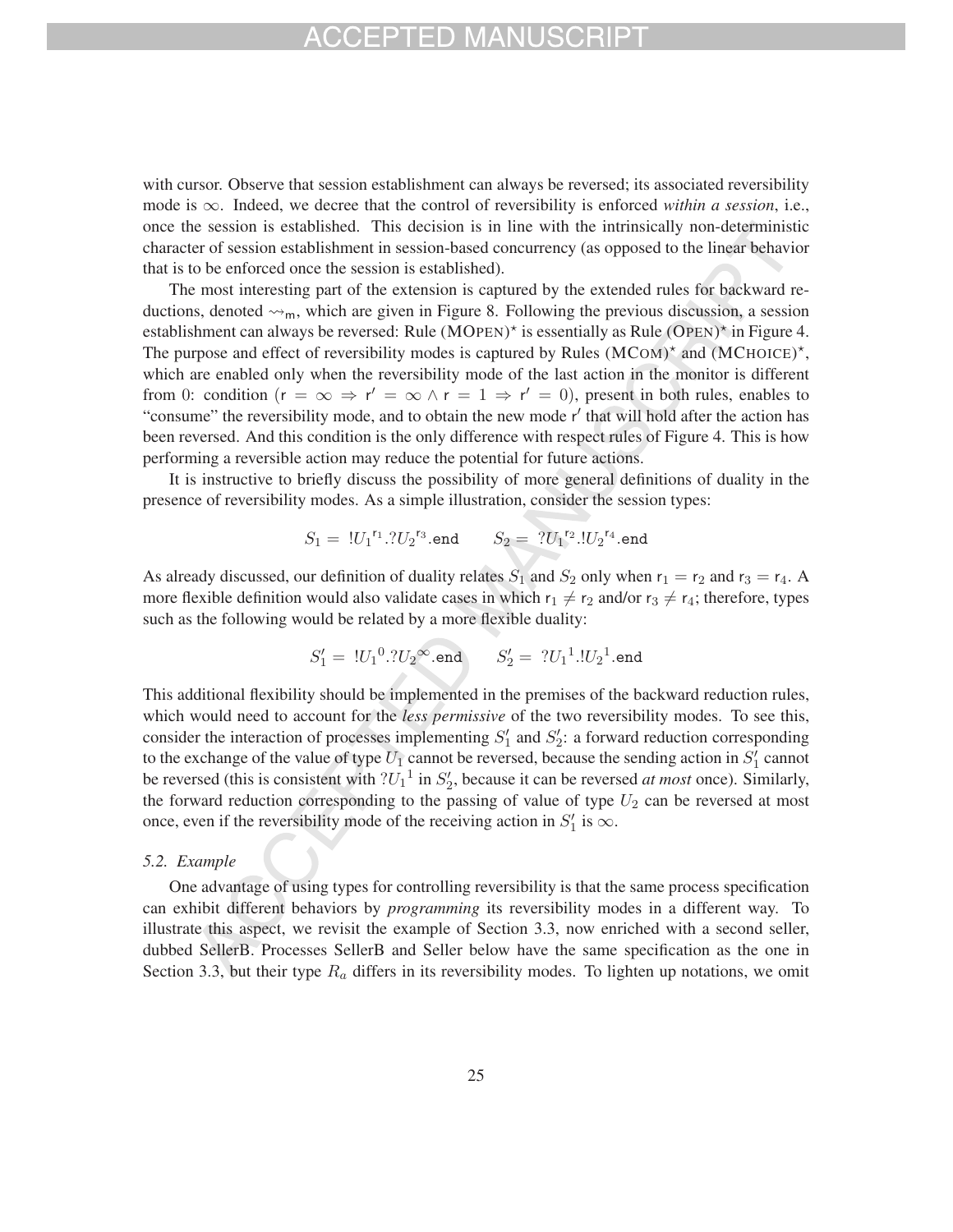with cursor. Observe that session establishment can always be reversed; its associated reversibility mode is $\infty$. Indeed, we decree that the control of reversibility is enforced *within a session*, i.e., once the session is established. This decision is in line with the intrinsically non-deterministic character of session establishment in session-based concurrency (as opposed to the linear behavior that is to be enforced once the session is established).

The most interesting part of the extension is captured by the extended rules for backward reductions, denoted $\rightsquigarrow_{\mathsf{m}}$, which are given in Figure 8. Following the previous discussion, a session establishment can always be reversed: Rule (MOPEN)$^\star$ is essentially as Rule (OPEN)$^\star$ in Figure 4. The purpose and effect of reversibility modes is captured by Rules (MCOM)$^\star$ and (MCHOICE)$^\star$, which are enabled only when the reversibility mode of the last action in the monitor is different from 0: condition ($\mathsf{r} = \infty \Rightarrow \mathsf{r}' = \infty \wedge \mathsf{r} = 1 \Rightarrow \mathsf{r}' = 0$), present in both rules, enables to "consume" the reversibility mode, and to obtain the new mode $\mathsf{r}'$ that will hold after the action has been reversed. And this condition is the only difference with respect rules of Figure 4. This is how performing a reversible action may reduce the potential for future actions.

It is instructive to briefly discuss the possibility of more general definitions of duality in the presence of reversibility modes. As a simple illustration, consider the session types:

$$S_1 = \,!U_1{}^{\mathsf{r}_1}.?U_2{}^{\mathsf{r}_3}.\mathtt{end} \qquad S_2 = \,?U_1{}^{\mathsf{r}_2}.!U_2{}^{\mathsf{r}_4}.\mathtt{end}$$

As already discussed, our definition of duality relates $S_1$ and $S_2$ only when $\mathsf{r}_1 = \mathsf{r}_2$ and $\mathsf{r}_3 = \mathsf{r}_4$. A more flexible definition would also validate cases in which $\mathsf{r}_1 \neq \mathsf{r}_2$ and/or $\mathsf{r}_3 \neq \mathsf{r}_4$; therefore, types such as the following would be related by a more flexible duality:

$$S_1' = \,!U_1{}^{0}.?U_2{}^{\infty}.\mathtt{end} \qquad S_2' = \,?U_1{}^{1}.!U_2{}^{1}.\mathtt{end}$$

This additional flexibility should be implemented in the premises of the backward reduction rules, which would need to account for the *less permissive* of the two reversibility modes. To see this, consider the interaction of processes implementing $S_1'$ and $S_2'$: a forward reduction corresponding to the exchange of the value of type $U_1$ cannot be reversed, because the sending action in $S_1'$ cannot be reversed (this is consistent with $?U_1{}^1$ in $S_2'$, because it can be reversed *at most* once). Similarly, the forward reduction corresponding to the passing of value of type $U_2$ can be reversed at most once, even if the reversibility mode of the receiving action in $S_1'$ is $\infty$.

### 5.2. Example

One advantage of using types for controlling reversibility is that the same process specification can exhibit different behaviors by *programming* its reversibility modes in a different way. To illustrate this aspect, we revisit the example of Section 3.3, now enriched with a second seller, dubbed SellerB. Processes SellerB and Seller below have the same specification as the one in Section 3.3, but their type $R_a$ differs in its reversibility modes. To lighten up notations, we omit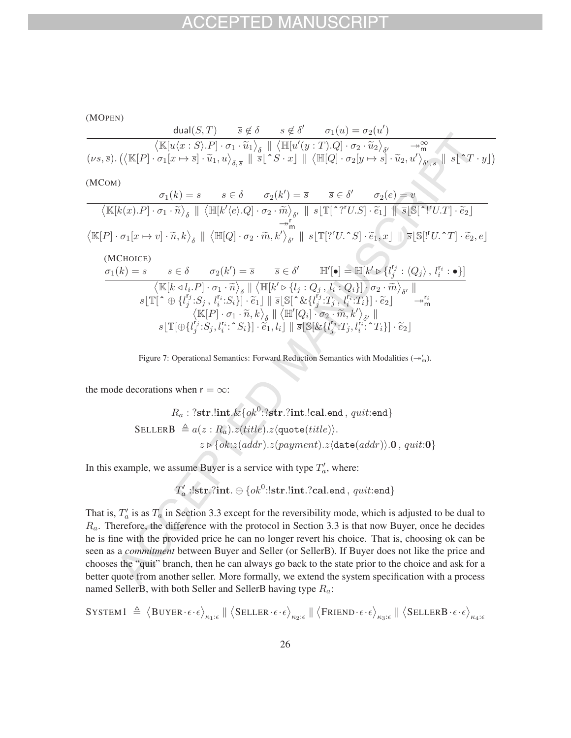(MOpen)

$$\frac{\mathsf{dual}(S,T) \qquad \overline{s} \notin \delta \qquad s \notin \delta' \qquad \sigma_1(u) = \sigma_2(u')}{\begin{array}{c}\left\langle \mathbb{K}[u\langle x:S\rangle.P] \cdot \sigma_1 \cdot \widetilde{u}_1 \right\rangle_{\delta} \parallel \left\langle \mathbb{H}[u'(y:T).Q] \cdot \sigma_2 \cdot \widetilde{u}_2 \right\rangle_{\delta'} \qquad \twoheadrightarrow^{\infty}_{\mathsf{m}} \\ (\nu s, \overline{s}).\left( \left\langle \mathbb{K}[P] \cdot \sigma_1[x \mapsto \overline{s}] \cdot \widetilde{u}_1, u \right\rangle_{\delta,\overline{s}} \parallel \overline{s}\lfloor \hat{\ } S \cdot x \rfloor \parallel \left\langle \mathbb{H}[Q] \cdot \sigma_2[y \mapsto s] \cdot \widetilde{u}_2, u' \right\rangle_{\delta', s} \parallel s\lfloor \hat{\ } T \cdot y \rfloor \right)\end{array}}$$

(MCom)

$$\frac{\sigma_1(k) = s \qquad s \in \delta \qquad \sigma_2(k') = \overline{s} \qquad \overline{s} \in \delta' \qquad \sigma_2(e) = v}{\begin{array}{c}\left\langle \mathbb{K}[k(x).P] \cdot \sigma_1 \cdot \widetilde{n} \right\rangle_{\delta} \parallel \left\langle \mathbb{H}[k'\langle e\rangle.Q] \cdot \sigma_2 \cdot \widetilde{m} \right\rangle_{\delta'} \parallel s\lfloor \mathbb{T}[\hat{\ }?^{\mathsf{r}}U.S] \cdot \widetilde{e}_1 \rfloor \parallel \overline{s}\lfloor \mathbb{S}[\hat{\ }!^{\mathsf{r}}U.T] \cdot \widetilde{e}_2 \rfloor \\ \twoheadrightarrow^{\mathsf{r}}_{\mathsf{m}} \\ \left\langle \mathbb{K}[P] \cdot \sigma_1[x \mapsto v] \cdot \widetilde{n}, k \right\rangle_{\delta} \parallel \left\langle \mathbb{H}[Q] \cdot \sigma_2 \cdot \widetilde{m}, k' \right\rangle_{\delta'} \parallel s\lfloor \mathbb{T}[?^{\mathsf{r}}U.\hat{\ }S] \cdot \widetilde{e}_1, x \rfloor \parallel \overline{s}\lfloor \mathbb{S}[!^{\mathsf{r}}U.\hat{\ }T] \cdot \widetilde{e}_2, e \rfloor\end{array}}$$

(MChoice)

$$\frac{\sigma_1(k) = s \qquad s \in \delta \qquad \sigma_2(k') = \overline{s} \qquad \overline{s} \in \delta' \qquad \mathbb{H}'[\bullet] = \mathbb{H}[k' \triangleright \{l_j^{\mathsf{r}_j} : \langle Q_j \rangle \,,\, l_i^{\mathsf{r}_i} : \bullet\}]}{\begin{array}{c}\left\langle \mathbb{K}[k \triangleleft l_i.P] \cdot \sigma_1 \cdot \widetilde{n} \right\rangle_{\delta} \parallel \left\langle \mathbb{H}[k' \triangleright \{l_j : Q_j \,,\, l_i : Q_i\}] \cdot \sigma_2 \cdot \widetilde{m} \right\rangle_{\delta'} \parallel \\ s\lfloor \mathbb{T}[\hat{\ } \oplus \{l_j^{\mathsf{r}_j}{:}S_j \,,\, l_i^{\mathsf{r}_i}{:}S_i\}] \cdot \widetilde{e}_1 \rfloor \parallel \overline{s}\lfloor \mathbb{S}[\hat{\ }\&\{l_j^{\mathsf{r}_j}{:}T_j \,,\, l_i^{\mathsf{r}_i}{:}T_i\}] \cdot \widetilde{e}_2 \rfloor \qquad \twoheadrightarrow^{\mathsf{r}_i}_{\mathsf{m}} \\ \left\langle \mathbb{K}[P] \cdot \sigma_1 \cdot \widetilde{n}, k \right\rangle_{\delta} \parallel \left\langle \mathbb{H}'[Q_i] \cdot \sigma_2 \cdot \widetilde{m}, k' \right\rangle_{\delta'} \parallel \\ s\lfloor \mathbb{T}[\oplus\{l_j^{\mathsf{r}_j}{:}S_j, l_i^{\mathsf{r}_i}{:}\hat{\ }S_i\}] \cdot \widetilde{e}_1, l_i \rfloor \parallel \overline{s}\lfloor \mathbb{S}[\&\{l_j^{\mathsf{r}_j}{:}T_j, l_i^{\mathsf{r}_i}{:}\hat{\ }T_i\}] \cdot \widetilde{e}_2 \rfloor\end{array}}$$

Figure 7: Operational Semantics: Forward Reduction Semantics with Modalities ($\twoheadrightarrow^{\mathsf{r}}_{\mathsf{m}}$).

the mode decorations when $\mathsf{r} = \infty$:

$$R_a : ?\mathbf{str}.!\mathbf{int}.\&\{ok^0{:}?\mathbf{str}.?\mathbf{int}.!\mathbf{cal}.\mathtt{end} \,,\, quit{:}\mathtt{end}\}$$

$$\text{SELLERB} \triangleq a(z : R_a).z(title).z\langle \mathtt{quote}(title)\rangle. \\ z \triangleright \{ok{:}z(addr).z(payment).z\langle \mathtt{date}(addr)\rangle.\mathbf{0} \,,\, quit{:}\mathbf{0}\}$$

In this example, we assume Buyer is a service with type $T'_a$, where:

$$T'_a : !\mathbf{str}.?\mathbf{int}. \oplus \{ok^0{:}!\mathbf{str}.!\mathbf{int}.?\mathbf{cal}.\mathtt{end} \,,\, quit{:}\mathtt{end}\}$$

That is, $T'_a$ is as $T_a$ in Section 3.3 except for the reversibility mode, which is adjusted to be dual to $R_a$. Therefore, the difference with the protocol in Section 3.3 is that now Buyer, once he decides he is fine with the provided price he can no longer revert his choice. That is, choosing ok can be seen as a *commitment* between Buyer and Seller (or SellerB). If Buyer does not like the price and chooses the "quit" branch, then he can always go back to the state prior to the choice and ask for a better quote from another seller. More formally, we extend the system specification with a process named SellerB, with both Seller and SellerB having type $R_a$:

$$\text{SYSTEM1} \triangleq \left\langle \text{BUYER} \cdot \epsilon \cdot \epsilon \right\rangle_{\kappa_1:\epsilon} \parallel \left\langle \text{SELLER} \cdot \epsilon \cdot \epsilon \right\rangle_{\kappa_2:\epsilon} \parallel \left\langle \text{FRIEND} \cdot \epsilon \cdot \epsilon \right\rangle_{\kappa_3:\epsilon} \parallel \left\langle \text{SELLERB} \cdot \epsilon \cdot \epsilon \right\rangle_{\kappa_4:\epsilon}$$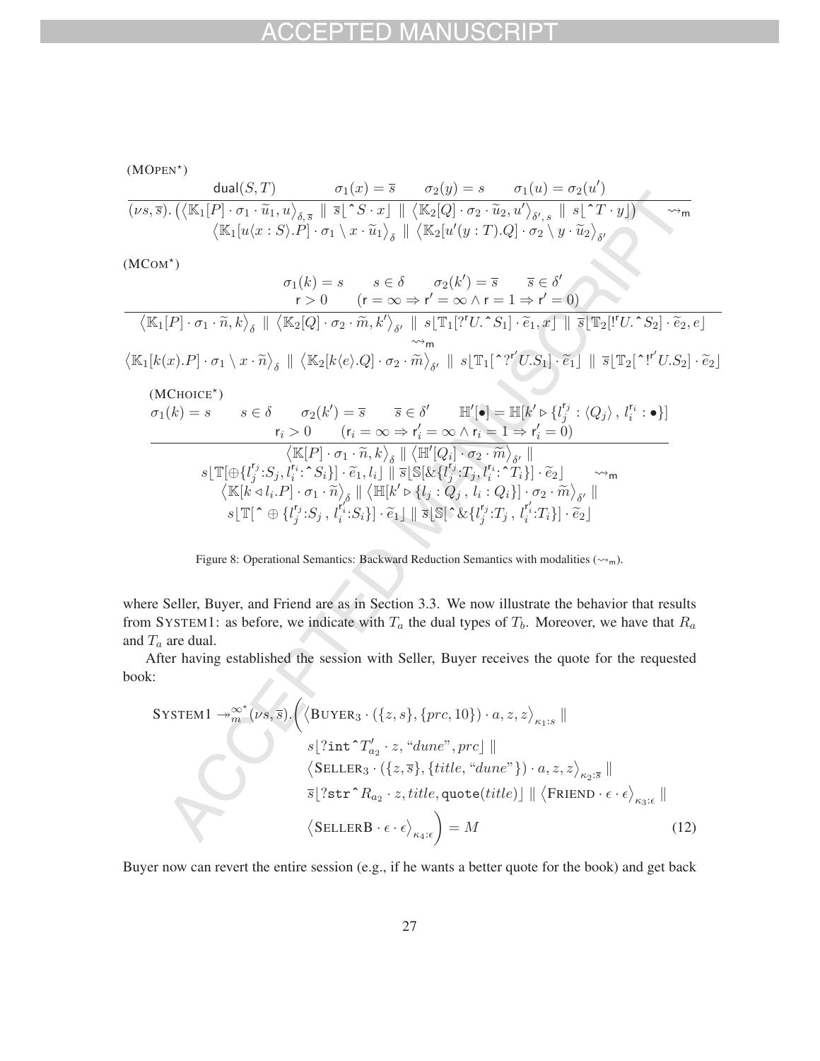(MOPEN$^\star$)

$$\frac{\mathsf{dual}(S,T) \qquad \sigma_1(x) = \overline{s} \qquad \sigma_2(y) = s \qquad \sigma_1(u) = \sigma_2(u')}{(\nu s, \overline{s}).\left(\left\langle \mathbb{K}_1[P] \cdot \sigma_1 \cdot \widetilde{u}_1, u\right\rangle_{\delta,\overline{s}} \parallel \overline{s}\lfloor \hat{~}S \cdot x\rfloor \parallel \left\langle \mathbb{K}_2[Q] \cdot \sigma_2 \cdot \widetilde{u}_2, u'\right\rangle_{\delta',s} \parallel s\lfloor \hat{~}T \cdot y\rfloor\right) \quad \rightsquigarrow_{\mathsf{m}} \atop \left\langle \mathbb{K}_1[u\langle x:S\rangle.P] \cdot \sigma_1 \setminus x \cdot \widetilde{u}_1\right\rangle_{\delta} \parallel \left\langle \mathbb{K}_2[u'(y:T).Q] \cdot \sigma_2 \setminus y \cdot \widetilde{u}_2\right\rangle_{\delta'}}$$

(MCOM$^\star$)

$$\frac{\sigma_1(k) = s \qquad s \in \delta \qquad \sigma_2(k') = \overline{s} \qquad \overline{s} \in \delta' \atop \mathsf{r} > 0 \qquad (\mathsf{r} = \infty \Rightarrow \mathsf{r}' = \infty \wedge \mathsf{r} = 1 \Rightarrow \mathsf{r}' = 0)}{\left\langle \mathbb{K}_1[P] \cdot \sigma_1 \cdot \widetilde{n}, k\right\rangle_{\delta} \parallel \left\langle \mathbb{K}_2[Q] \cdot \sigma_2 \cdot \widetilde{m}, k'\right\rangle_{\delta'} \parallel s\lfloor \mathbb{T}_1[?^{\mathsf{r}}U.\hat{~}S_1] \cdot \widetilde{e}_1, x\rfloor \parallel \overline{s}\lfloor \mathbb{T}_2[!^{\mathsf{r}}U.\hat{~}S_2] \cdot \widetilde{e}_2, e\rfloor \atop \rightsquigarrow_{\mathsf{m}} \atop \left\langle \mathbb{K}_1[k(x).P] \cdot \sigma_1 \setminus x \cdot \widetilde{n}\right\rangle_{\delta} \parallel \left\langle \mathbb{K}_2[k\langle e\rangle.Q] \cdot \sigma_2 \cdot \widetilde{m}\right\rangle_{\delta'} \parallel s\lfloor \mathbb{T}_1[\hat{~}?^{\mathsf{r}'}U.S_1] \cdot \widetilde{e}_1\rfloor \parallel \overline{s}\lfloor \mathbb{T}_2[\hat{~}!^{\mathsf{r}'}U.S_2] \cdot \widetilde{e}_2\rfloor}$$

(MCHOICE$^\star$)

$$\frac{\sigma_1(k) = s \qquad s \in \delta \qquad \sigma_2(k') = \overline{s} \qquad \overline{s} \in \delta' \qquad \mathbb{H}'[\bullet] = \mathbb{H}[k' \triangleright \{l_j^{\mathsf{r}_j} : \langle Q_j\rangle\,,\, l_i^{\mathsf{r}_i} : \bullet\}] \atop \mathsf{r}_i > 0 \qquad (\mathsf{r}_i = \infty \Rightarrow \mathsf{r}'_i = \infty \wedge \mathsf{r}_i = 1 \Rightarrow \mathsf{r}'_i = 0)}{\left\langle \mathbb{K}[P] \cdot \sigma_1 \cdot \widetilde{n}, k\right\rangle_{\delta} \parallel \left\langle \mathbb{H}'[Q_i] \cdot \sigma_2 \cdot \widetilde{m}\right\rangle_{\delta'} \parallel \atop s\lfloor \mathbb{T}[\oplus\{l_j^{\mathsf{r}_j}{:}S_j, l_i^{\mathsf{r}_i}{:}\hat{~}S_i\}] \cdot \widetilde{e}_1, l_i\rfloor \parallel \overline{s}\lfloor \mathbb{S}[\&\{l_j^{\mathsf{r}_j}{:}T_j, l_i^{\mathsf{r}_i}{:}\hat{~}T_i\}] \cdot \widetilde{e}_2\rfloor \quad \rightsquigarrow_{\mathsf{m}} \atop \left\langle \mathbb{K}[k \triangleleft l_i.P] \cdot \sigma_1 \cdot \widetilde{n}\right\rangle_{\delta} \parallel \left\langle \mathbb{H}[k' \triangleright \{l_j : Q_j\,,\, l_i : Q_i\}] \cdot \sigma_2 \cdot \widetilde{m}\right\rangle_{\delta'} \parallel \atop s\lfloor \mathbb{T}[\hat{~}\oplus\{l_j^{\mathsf{r}_j}{:}S_j\,,\, l_i^{\mathsf{r}'_i}{:}S_i\}] \cdot \widetilde{e}_1\rfloor \parallel \overline{s}\lfloor \mathbb{S}[\hat{~}\&\{l_j^{\mathsf{r}_j}{:}T_j\,,\, l_i^{\mathsf{r}'_i}{:}T_i\}] \cdot \widetilde{e}_2\rfloor}$$

Figure 8: Operational Semantics: Backward Reduction Semantics with modalities ($\rightsquigarrow_{\mathsf{m}}$).

where Seller, Buyer, and Friend are as in Section 3.3. We now illustrate the behavior that results from SYSTEM1: as before, we indicate with $T_a$ the dual types of $T_b$. Moreover, we have that $R_a$ and $T_a$ are dual.

After having established the session with Seller, Buyer receives the quote for the requested book:

$$\begin{aligned}
\text{SYSTEM1} \twoheadrightarrow_m^{\infty^*} (\nu s, \overline{s}).\Big(&\left\langle \text{BUYER}_3 \cdot (\{z,s\},\{prc,10\}) \cdot a, z, z\right\rangle_{\kappa_1:s} \parallel \\
& s\lfloor ?\mathtt{int}\hat{~}T'_{a_2} \cdot z, \text{“}dune\text{”}, prc\rfloor \parallel \\
& \left\langle \text{SELLER}_3 \cdot (\{z,\overline{s}\},\{title, \text{“}dune\text{”}\}) \cdot a, z, z\right\rangle_{\kappa_2:\overline{s}} \parallel \\
& \overline{s}\lfloor ?\mathtt{str}\hat{~}R_{a_2} \cdot z, title, \mathsf{quote}(title)\rfloor \parallel \left\langle \text{FRIEND} \cdot \epsilon \cdot \epsilon\right\rangle_{\kappa_3:\epsilon} \parallel \\
& \left\langle \text{SELLERB} \cdot \epsilon \cdot \epsilon\right\rangle_{\kappa_4:\epsilon}\Big) = M
\end{aligned} \tag{12}$$

Buyer now can revert the entire session (e.g., if he wants a better quote for the book) and get back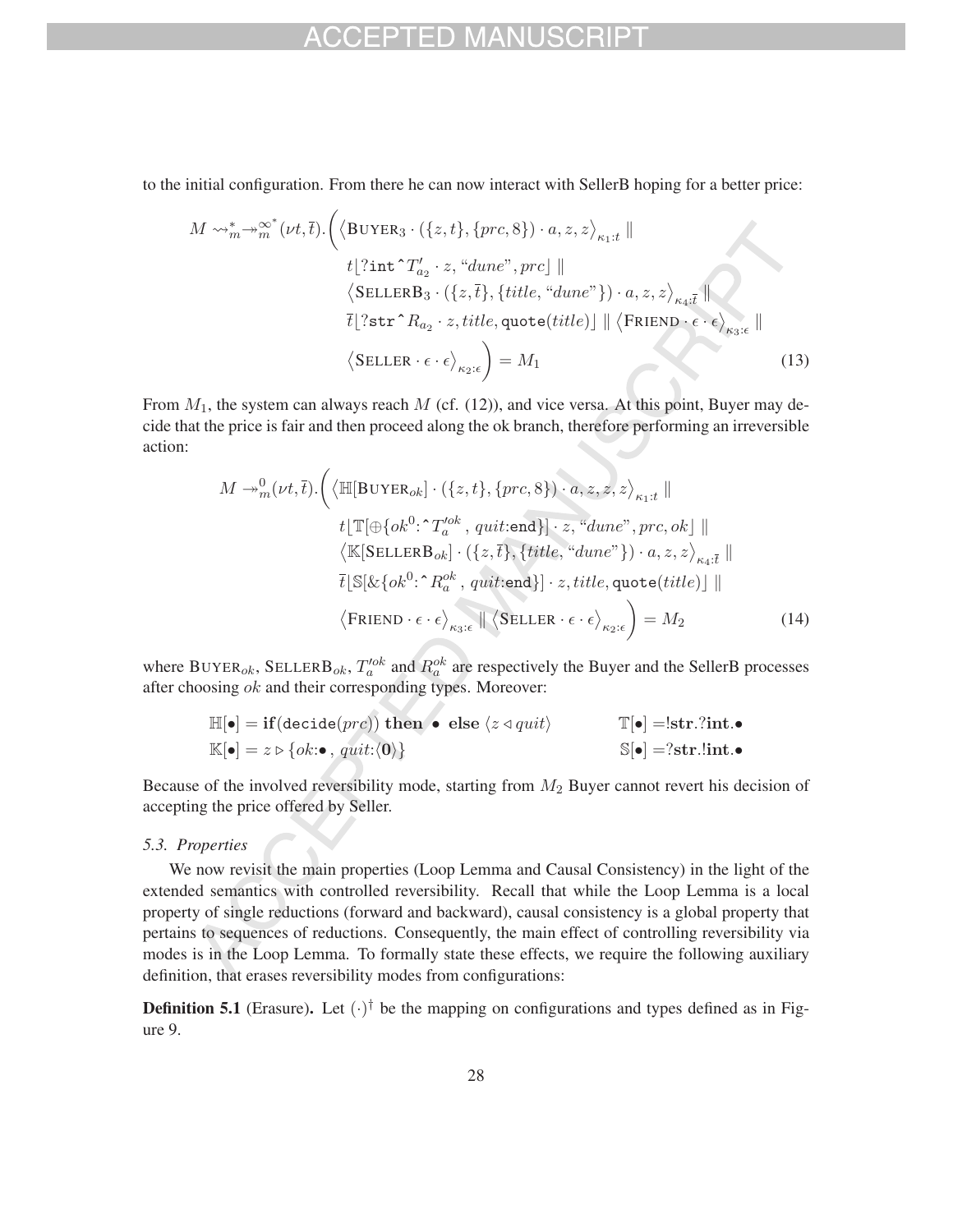to the initial configuration. From there he can now interact with SellerB hoping for a better price:

$$
\begin{aligned}
M \rightsquigarrow_m^* \twoheadrightarrow_m^{\infty^*} (\nu t, \bar{t}).\Big( &\left\langle \text{BUYER}_3 \cdot (\{z,t\}, \{prc, 8\}) \cdot a, z, z \right\rangle_{\kappa_1:t} \parallel \\
& t\lfloor ?\mathtt{int}\,\hat{}\,T'_{a_2} \cdot z, \text{“}dune\text{”}, prc \rfloor \parallel \\
& \left\langle \text{SELLERB}_3 \cdot (\{z, \bar{t}\}, \{title, \text{“}dune\text{”}\}) \cdot a, z, z \right\rangle_{\kappa_4:\bar{t}} \parallel \\
& \bar{t}\lfloor ?\mathtt{str}\,\hat{}\,R_{a_2} \cdot z, title, \mathtt{quote}(title) \rfloor \parallel \left\langle \text{FRIEND} \cdot \epsilon \cdot \epsilon \right\rangle_{\kappa_3:\epsilon} \parallel \\
& \left\langle \text{SELLER} \cdot \epsilon \cdot \epsilon \right\rangle_{\kappa_2:\epsilon} \Big) = M_1
\end{aligned} \tag{13}
$$

From $M_1$, the system can always reach $M$ (cf. (12)), and vice versa. At this point, Buyer may decide that the price is fair and then proceed along the ok branch, therefore performing an irreversible action:

$$
\begin{aligned}
M \twoheadrightarrow_m^0 (\nu t, \bar{t}).\Big( &\left\langle \mathbb{H}[\text{BUYER}_{ok}] \cdot (\{z,t\}, \{prc, 8\}) \cdot a, z, z, z \right\rangle_{\kappa_1:t} \parallel \\
& t\lfloor \mathbb{T}[\oplus\{ok^0{:}\,\hat{}\,T_a'^{ok}, \ quit{:}\mathtt{end}\}] \cdot z, \text{“}dune\text{”}, prc, ok \rfloor \parallel \\
& \left\langle \mathbb{K}[\text{SELLERB}_{ok}] \cdot (\{z, \bar{t}\}, \{title, \text{“}dune\text{”}\}) \cdot a, z, z \right\rangle_{\kappa_4:\bar{t}} \parallel \\
& \bar{t}\lfloor \mathbb{S}[\&\{ok^0{:}\,\hat{}\,R_a^{ok}, \ quit{:}\mathtt{end}\}] \cdot z, title, \mathtt{quote}(title) \rfloor \parallel \\
& \left\langle \text{FRIEND} \cdot \epsilon \cdot \epsilon \right\rangle_{\kappa_3:\epsilon} \parallel \left\langle \text{SELLER} \cdot \epsilon \cdot \epsilon \right\rangle_{\kappa_2:\epsilon} \Big) = M_2
\end{aligned} \tag{14}
$$

where $\text{BUYER}_{ok}$, $\text{SELLERB}_{ok}$, $T_a'^{ok}$ and $R_a^{ok}$ are respectively the Buyer and the SellerB processes after choosing $ok$ and their corresponding types. Moreover:

$$
\begin{aligned}
&\mathbb{H}[\bullet] = \mathbf{if}(\mathtt{decide}(prc)) \ \mathbf{then} \ \bullet \ \mathbf{else} \ \langle z \triangleleft quit \rangle && \mathbb{T}[\bullet] = !\mathbf{str}.?\mathbf{int}.\bullet \\
&\mathbb{K}[\bullet] = z \triangleright \{ok{:}\bullet, \ quit{:}\langle \mathbf{0} \rangle\} && \mathbb{S}[\bullet] = ?\mathbf{str}.!\mathbf{int}.\bullet
\end{aligned}
$$

Because of the involved reversibility mode, starting from $M_2$ Buyer cannot revert his decision of accepting the price offered by Seller.

### 5.3. Properties

We now revisit the main properties (Loop Lemma and Causal Consistency) in the light of the extended semantics with controlled reversibility. Recall that while the Loop Lemma is a local property of single reductions (forward and backward), causal consistency is a global property that pertains to sequences of reductions. Consequently, the main effect of controlling reversibility via modes is in the Loop Lemma. To formally state these effects, we require the following auxiliary definition, that erases reversibility modes from configurations:

**Definition 5.1** (Erasure)**.** Let $(\cdot)^\dagger$ be the mapping on configurations and types defined as in Figure 9.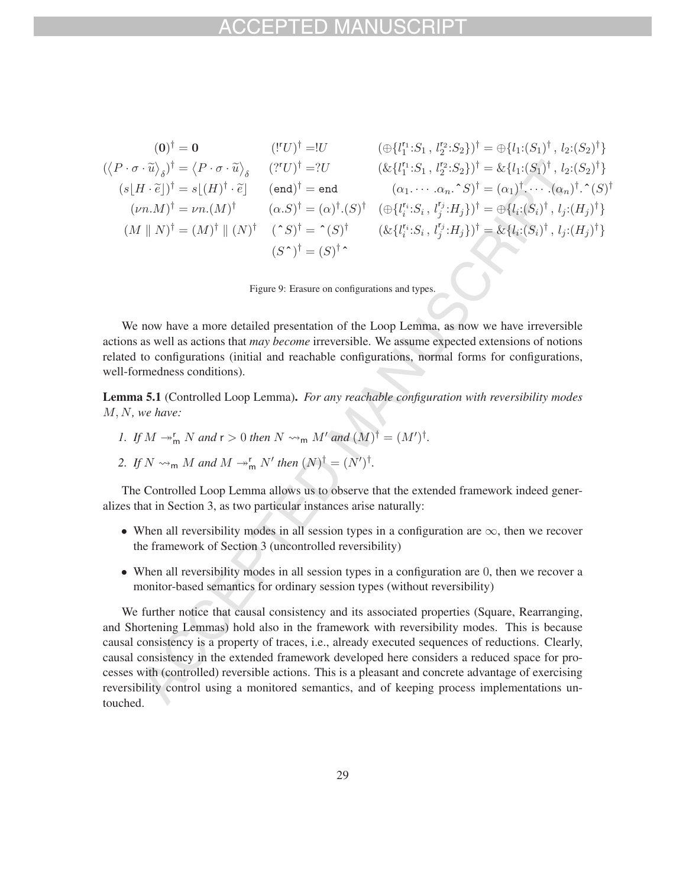$$
\begin{array}{lll}
(\mathbf{0})^\dagger = \mathbf{0} & (!^{\mathsf{r}}U)^\dagger = !U & (\oplus\{l_1^{\mathsf{r}_1}{:}S_1\,,\, l_2^{\mathsf{r}_2}{:}S_2\})^\dagger = \oplus\{l_1{:}(S_1)^\dagger\,,\, l_2{:}(S_2)^\dagger\} \\
(\langle P \cdot \sigma \cdot \widetilde{u}\rangle_\delta)^\dagger = \langle P \cdot \sigma \cdot \widetilde{u}\rangle_\delta & (?^{\mathsf{r}}U)^\dagger = ?U & (\&\{l_1^{\mathsf{r}_1}{:}S_1\,,\, l_2^{\mathsf{r}_2}{:}S_2\})^\dagger = \&\{l_1{:}(S_1)^\dagger\,,\, l_2{:}(S_2)^\dagger\} \\
(s\lfloor H \cdot \widetilde{e}\rfloor)^\dagger = s\lfloor (H)^\dagger \cdot \widetilde{e}\rfloor & (\mathsf{end})^\dagger = \mathsf{end} & (\alpha_1.\cdots.\alpha_n.\hat{\ }S)^\dagger = (\alpha_1)^\dagger.\cdots.(\alpha_n)^\dagger.\hat{\ }(S)^\dagger \\
(\nu n.M)^\dagger = \nu n.(M)^\dagger & (\alpha.S)^\dagger = (\alpha)^\dagger.(S)^\dagger & (\oplus\{l_i^{\mathsf{r}_i}{:}S_i\,,\, l_j^{\mathsf{r}_j}{:}H_j\})^\dagger = \oplus\{l_i{:}(S_i)^\dagger\,,\, l_j{:}(H_j)^\dagger\} \\
(M \parallel N)^\dagger = (M)^\dagger \parallel (N)^\dagger & (\hat{\ }S)^\dagger = \hat{\ }(S)^\dagger & (\&\{l_i^{\mathsf{r}_i}{:}S_i\,,\, l_j^{\mathsf{r}_j}{:}H_j\})^\dagger = \&\{l_i{:}(S_i)^\dagger\,,\, l_j{:}(H_j)^\dagger\} \\
 & (S\hat{\ })^\dagger = (S)^\dagger\hat{\ } &
\end{array}
$$

Figure 9: Erasure on configurations and types.

We now have a more detailed presentation of the Loop Lemma, as now we have irreversible actions as well as actions that *may become* irreversible. We assume expected extensions of notions related to configurations (initial and reachable configurations, normal forms for configurations, well-formedness conditions).

**Lemma 5.1** (Controlled Loop Lemma)**.** *For any reachable configuration with reversibility modes $M, N$, we have:*

1. *If $M \twoheadrightarrow^{\mathsf{r}}_{\mathsf{m}} N$ and $\mathsf{r} > 0$ then $N \rightsquigarrow_{\mathsf{m}} M'$ and $(M)^\dagger = (M')^\dagger$.*
2. *If $N \rightsquigarrow_{\mathsf{m}} M$ and $M \twoheadrightarrow^{\mathsf{r}}_{\mathsf{m}} N'$ then $(N)^\dagger = (N')^\dagger$.*

The Controlled Loop Lemma allows us to observe that the extended framework indeed generalizes that in Section 3, as two particular instances arise naturally:

- When all reversibility modes in all session types in a configuration are $\infty$, then we recover the framework of Section 3 (uncontrolled reversibility)
- When all reversibility modes in all session types in a configuration are $0$, then we recover a monitor-based semantics for ordinary session types (without reversibility)

We further notice that causal consistency and its associated properties (Square, Rearranging, and Shortening Lemmas) hold also in the framework with reversibility modes. This is because causal consistency is a property of traces, i.e., already executed sequences of reductions. Clearly, causal consistency in the extended framework developed here considers a reduced space for processes with (controlled) reversible actions. This is a pleasant and concrete advantage of exercising reversibility control using a monitored semantics, and of keeping process implementations untouched.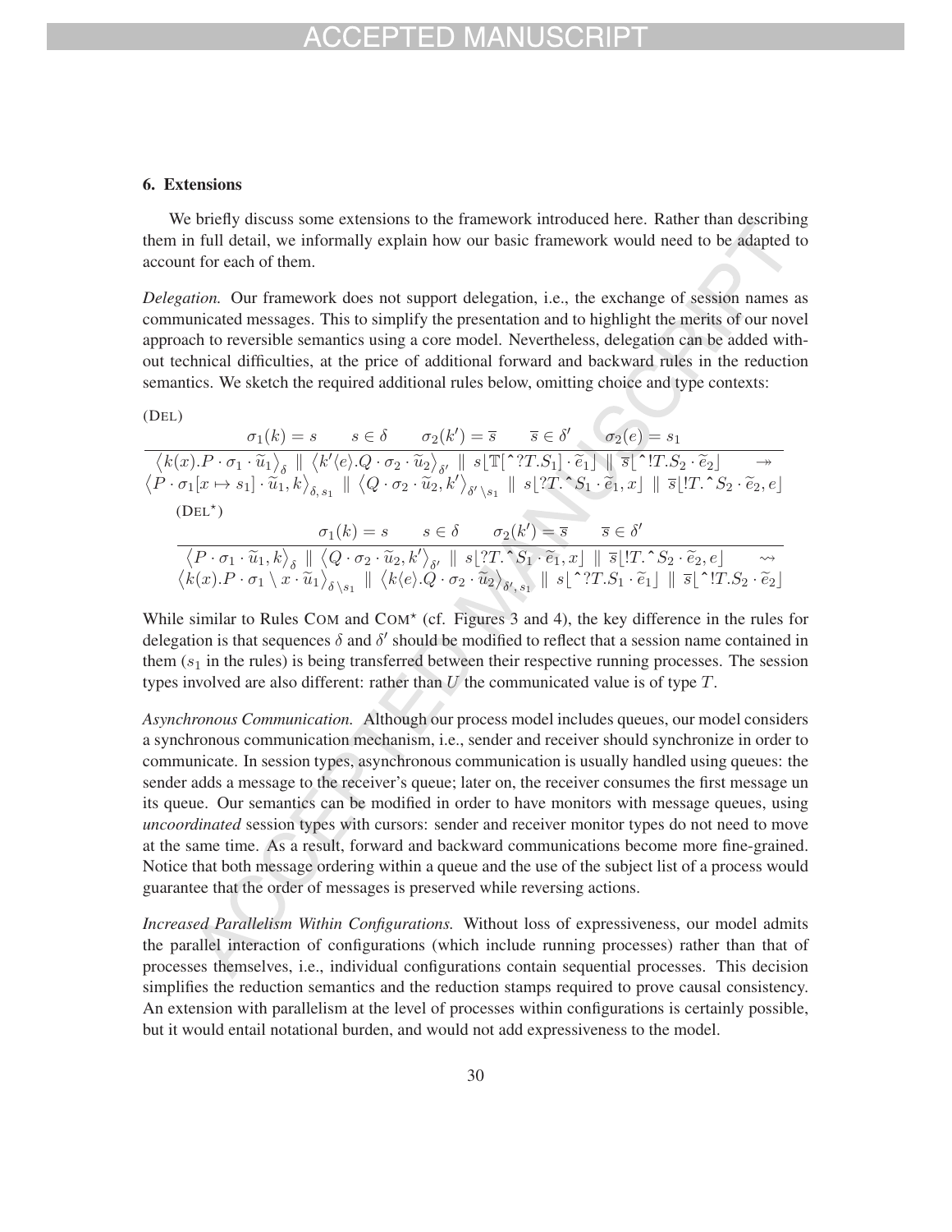### 6. Extensions

We briefly discuss some extensions to the framework introduced here. Rather than describing them in full detail, we informally explain how our basic framework would need to be adapted to account for each of them.

*Delegation.* Our framework does not support delegation, i.e., the exchange of session names as communicated messages. This to simplify the presentation and to highlight the merits of our novel approach to reversible semantics using a core model. Nevertheless, delegation can be added without technical difficulties, at the price of additional forward and backward rules in the reduction semantics. We sketch the required additional rules below, omitting choice and type contexts:

(DEL)

$$\frac{\sigma_1(k) = s \qquad s \in \delta \qquad \sigma_2(k') = \overline{s} \qquad \overline{s} \in \delta' \qquad \sigma_2(e) = s_1}{\begin{array}{l}\left\langle k(x).P \cdot \sigma_1 \cdot \widetilde{u}_1 \right\rangle_{\delta} \parallel \left\langle k'\langle e \rangle.Q \cdot \sigma_2 \cdot \widetilde{u}_2 \right\rangle_{\delta'} \parallel s\lfloor \mathbb{T}[\hat{\ }?T.S_1] \cdot \widetilde{e}_1 \rfloor \parallel \overline{s}\lfloor \hat{\ }!T.S_2 \cdot \widetilde{e}_2 \rfloor \quad \twoheadrightarrow \\ \left\langle P \cdot \sigma_1[x \mapsto s_1] \cdot \widetilde{u}_1, k \right\rangle_{\delta,\, s_1} \parallel \left\langle Q \cdot \sigma_2 \cdot \widetilde{u}_2, k' \right\rangle_{\delta' \setminus s_1} \parallel s\lfloor ?T.\hat{\ }S_1 \cdot \widetilde{e}_1, x \rfloor \parallel \overline{s}\lfloor !T.\hat{\ }S_2 \cdot \widetilde{e}_2, e \rfloor\end{array}}$$

(DEL$^\star$)

$$\frac{\sigma_1(k) = s \qquad s \in \delta \qquad \sigma_2(k') = \overline{s} \qquad \overline{s} \in \delta'}{\begin{array}{l}\left\langle P \cdot \sigma_1 \cdot \widetilde{u}_1, k \right\rangle_{\delta} \parallel \left\langle Q \cdot \sigma_2 \cdot \widetilde{u}_2, k' \right\rangle_{\delta'} \parallel s\lfloor ?T.\hat{\ }S_1 \cdot \widetilde{e}_1, x \rfloor \parallel \overline{s}\lfloor !T.\hat{\ }S_2 \cdot \widetilde{e}_2, e \rfloor \quad \rightsquigarrow \\ \left\langle k(x).P \cdot \sigma_1 \setminus x \cdot \widetilde{u}_1 \right\rangle_{\delta \setminus s_1} \parallel \left\langle k\langle e \rangle.Q \cdot \sigma_2 \cdot \widetilde{u}_2 \right\rangle_{\delta',\, s_1} \parallel s\lfloor \hat{\ }?T.S_1 \cdot \widetilde{e}_1 \rfloor \parallel \overline{s}\lfloor \hat{\ }!T.S_2 \cdot \widetilde{e}_2 \rfloor\end{array}}$$

While similar to Rules COM and COM$^\star$ (cf. Figures 3 and 4), the key difference in the rules for delegation is that sequences $\delta$ and $\delta'$ should be modified to reflect that a session name contained in them ($s_1$ in the rules) is being transferred between their respective running processes. The session types involved are also different: rather than $U$ the communicated value is of type $T$.

*Asynchronous Communication.* Although our process model includes queues, our model considers a synchronous communication mechanism, i.e., sender and receiver should synchronize in order to communicate. In session types, asynchronous communication is usually handled using queues: the sender adds a message to the receiver's queue; later on, the receiver consumes the first message un its queue. Our semantics can be modified in order to have monitors with message queues, using *uncoordinated* session types with cursors: sender and receiver monitor types do not need to move at the same time. As a result, forward and backward communications become more fine-grained. Notice that both message ordering within a queue and the use of the subject list of a process would guarantee that the order of messages is preserved while reversing actions.

*Increased Parallelism Within Configurations.* Without loss of expressiveness, our model admits the parallel interaction of configurations (which include running processes) rather than that of processes themselves, i.e., individual configurations contain sequential processes. This decision simplifies the reduction semantics and the reduction stamps required to prove causal consistency. An extension with parallelism at the level of processes within configurations is certainly possible, but it would entail notational burden, and would not add expressiveness to the model.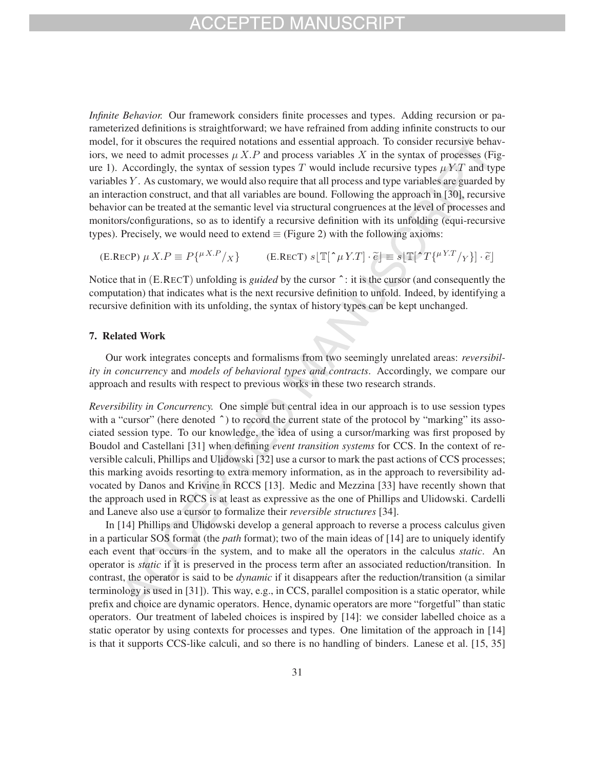*Infinite Behavior.* Our framework considers finite processes and types. Adding recursion or parameterized definitions is straightforward; we have refrained from adding infinite constructs to our model, for it obscures the required notations and essential approach. To consider recursive behaviors, we need to admit processes $\mu X.P$ and process variables $X$ in the syntax of processes (Figure 1). Accordingly, the syntax of session types $T$ would include recursive types $\mu Y.T$ and type variables $Y$. As customary, we would also require that all process and type variables are guarded by an interaction construct, and that all variables are bound. Following the approach in [30], recursive behavior can be treated at the semantic level via structural congruences at the level of processes and monitors/configurations, so as to identify a recursive definition with its unfolding (equi-recursive types). Precisely, we would need to extend $\equiv$ (Figure 2) with the following axioms:

$$\text{(E.RECP)}\ \mu X.P \equiv P\{^{\mu X.P}/_{X}\} \qquad \text{(E.RECT)}\ s\lfloor \mathbb{T}[\hat{\ }\mu Y.T] \cdot \widetilde{e} \rfloor \equiv s\lfloor \mathbb{T}[\hat{\ }T\{^{\mu Y.T}/_{Y}\}] \cdot \widetilde{e} \rfloor$$

Notice that in (E.RECT) unfolding is *guided* by the cursor $\hat{\ }$: it is the cursor (and consequently the computation) that indicates what is the next recursive definition to unfold. Indeed, by identifying a recursive definition with its unfolding, the syntax of history types can be kept unchanged.

## 7. Related Work

Our work integrates concepts and formalisms from two seemingly unrelated areas: *reversibility in concurrency* and *models of behavioral types and contracts*. Accordingly, we compare our approach and results with respect to previous works in these two research strands.

*Reversibility in Concurrency.* One simple but central idea in our approach is to use session types with a "cursor" (here denoted $\hat{\ }$) to record the current state of the protocol by "marking" its associated session type. To our knowledge, the idea of using a cursor/marking was first proposed by Boudol and Castellani [31] when defining *event transition systems* for CCS. In the context of reversible calculi, Phillips and Ulidowski [32] use a cursor to mark the past actions of CCS processes; this marking avoids resorting to extra memory information, as in the approach to reversibility advocated by Danos and Krivine in RCCS [13]. Medic and Mezzina [33] have recently shown that the approach used in RCCS is at least as expressive as the one of Phillips and Ulidowski. Cardelli and Laneve also use a cursor to formalize their *reversible structures* [34].

In [14] Phillips and Ulidowski develop a general approach to reverse a process calculus given in a particular SOS format (the *path* format); two of the main ideas of [14] are to uniquely identify each event that occurs in the system, and to make all the operators in the calculus *static*. An operator is *static* if it is preserved in the process term after an associated reduction/transition. In contrast, the operator is said to be *dynamic* if it disappears after the reduction/transition (a similar terminology is used in [31]). This way, e.g., in CCS, parallel composition is a static operator, while prefix and choice are dynamic operators. Hence, dynamic operators are more "forgetful" than static operators. Our treatment of labeled choices is inspired by [14]: we consider labelled choice as a static operator by using contexts for processes and types. One limitation of the approach in [14] is that it supports CCS-like calculi, and so there is no handling of binders. Lanese et al. [15, 35]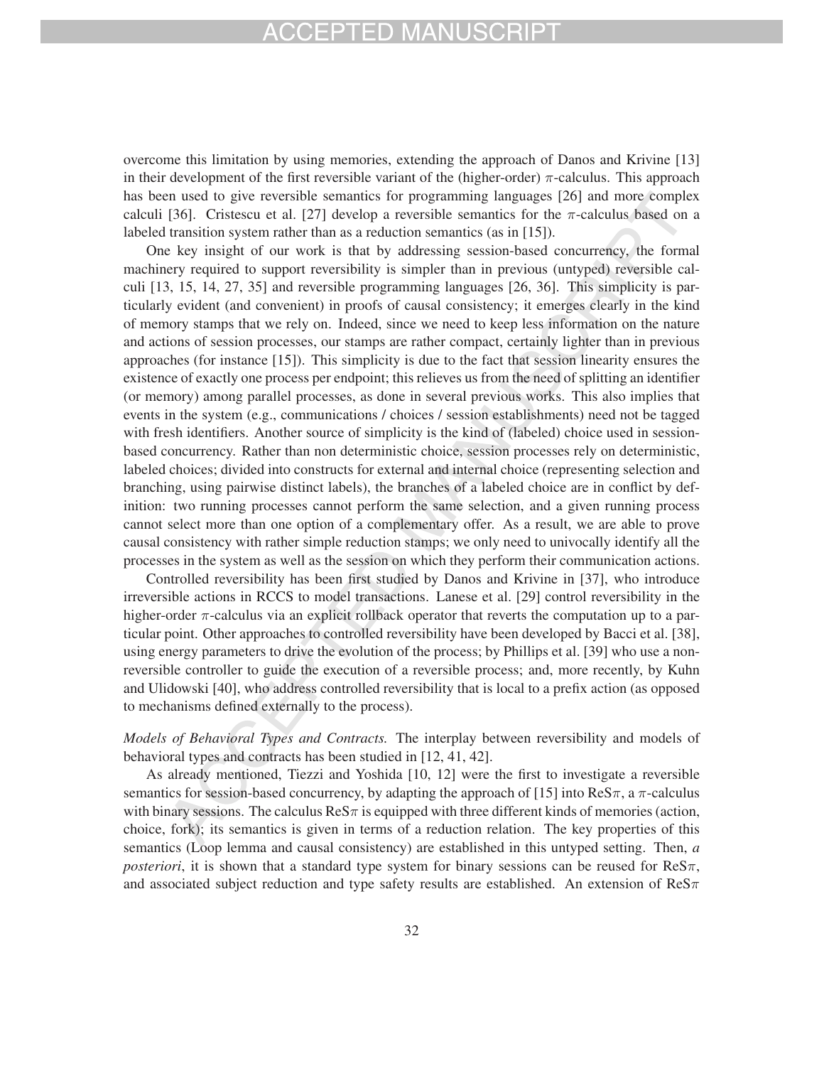overcome this limitation by using memories, extending the approach of Danos and Krivine [13] in their development of the first reversible variant of the (higher-order) $\pi$-calculus. This approach has been used to give reversible semantics for programming languages [26] and more complex calculi [36]. Cristescu et al. [27] develop a reversible semantics for the $\pi$-calculus based on a labeled transition system rather than as a reduction semantics (as in [15]).

One key insight of our work is that by addressing session-based concurrency, the formal machinery required to support reversibility is simpler than in previous (untyped) reversible calculi [13, 15, 14, 27, 35] and reversible programming languages [26, 36]. This simplicity is particularly evident (and convenient) in proofs of causal consistency; it emerges clearly in the kind of memory stamps that we rely on. Indeed, since we need to keep less information on the nature and actions of session processes, our stamps are rather compact, certainly lighter than in previous approaches (for instance [15]). This simplicity is due to the fact that session linearity ensures the existence of exactly one process per endpoint; this relieves us from the need of splitting an identifier (or memory) among parallel processes, as done in several previous works. This also implies that events in the system (e.g., communications / choices / session establishments) need not be tagged with fresh identifiers. Another source of simplicity is the kind of (labeled) choice used in session-based concurrency. Rather than non deterministic choice, session processes rely on deterministic, labeled choices; divided into constructs for external and internal choice (representing selection and branching, using pairwise distinct labels), the branches of a labeled choice are in conflict by definition: two running processes cannot perform the same selection, and a given running process cannot select more than one option of a complementary offer. As a result, we are able to prove causal consistency with rather simple reduction stamps; we only need to univocally identify all the processes in the system as well as the session on which they perform their communication actions.

Controlled reversibility has been first studied by Danos and Krivine in [37], who introduce irreversible actions in RCCS to model transactions. Lanese et al. [29] control reversibility in the higher-order $\pi$-calculus via an explicit rollback operator that reverts the computation up to a particular point. Other approaches to controlled reversibility have been developed by Bacci et al. [38], using energy parameters to drive the evolution of the process; by Phillips et al. [39] who use a non-reversible controller to guide the execution of a reversible process; and, more recently, by Kuhn and Ulidowski [40], who address controlled reversibility that is local to a prefix action (as opposed to mechanisms defined externally to the process).

*Models of Behavioral Types and Contracts.* The interplay between reversibility and models of behavioral types and contracts has been studied in [12, 41, 42].

As already mentioned, Tiezzi and Yoshida [10, 12] were the first to investigate a reversible semantics for session-based concurrency, by adapting the approach of [15] into $\text{ReS}\pi$, a $\pi$-calculus with binary sessions. The calculus $\text{ReS}\pi$ is equipped with three different kinds of memories (action, choice, fork); its semantics is given in terms of a reduction relation. The key properties of this semantics (Loop lemma and causal consistency) are established in this untyped setting. Then, *a posteriori*, it is shown that a standard type system for binary sessions can be reused for $\text{ReS}\pi$, and associated subject reduction and type safety results are established. An extension of $\text{ReS}\pi$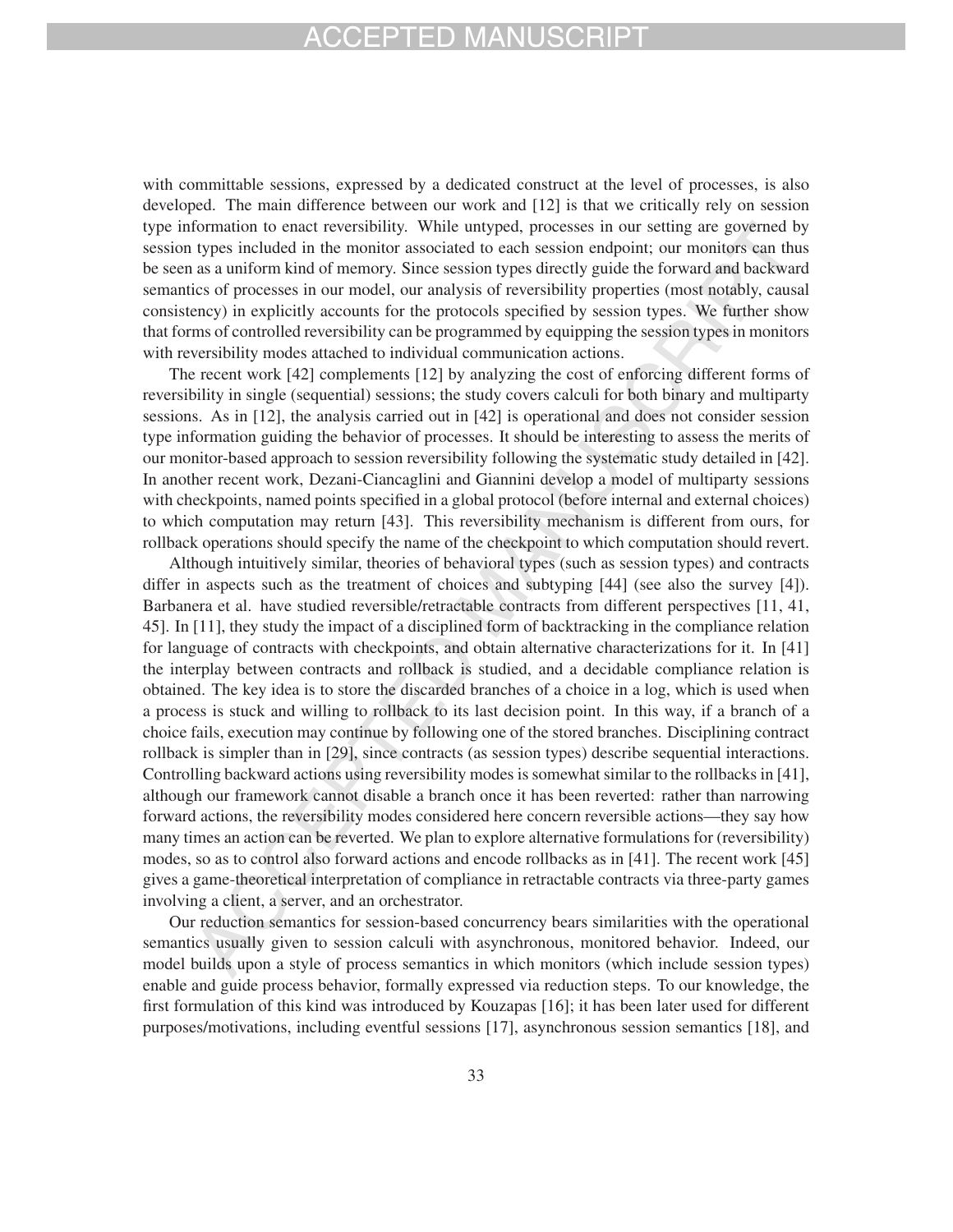with committable sessions, expressed by a dedicated construct at the level of processes, is also developed. The main difference between our work and [12] is that we critically rely on session type information to enact reversibility. While untyped, processes in our setting are governed by session types included in the monitor associated to each session endpoint; our monitors can thus be seen as a uniform kind of memory. Since session types directly guide the forward and backward semantics of processes in our model, our analysis of reversibility properties (most notably, causal consistency) in explicitly accounts for the protocols specified by session types. We further show that forms of controlled reversibility can be programmed by equipping the session types in monitors with reversibility modes attached to individual communication actions.

The recent work [42] complements [12] by analyzing the cost of enforcing different forms of reversibility in single (sequential) sessions; the study covers calculi for both binary and multiparty sessions. As in [12], the analysis carried out in [42] is operational and does not consider session type information guiding the behavior of processes. It should be interesting to assess the merits of our monitor-based approach to session reversibility following the systematic study detailed in [42]. In another recent work, Dezani-Ciancaglini and Giannini develop a model of multiparty sessions with checkpoints, named points specified in a global protocol (before internal and external choices) to which computation may return [43]. This reversibility mechanism is different from ours, for rollback operations should specify the name of the checkpoint to which computation should revert.

Although intuitively similar, theories of behavioral types (such as session types) and contracts differ in aspects such as the treatment of choices and subtyping [44] (see also the survey [4]). Barbanera et al. have studied reversible/retractable contracts from different perspectives [11, 41, 45]. In [11], they study the impact of a disciplined form of backtracking in the compliance relation for language of contracts with checkpoints, and obtain alternative characterizations for it. In [41] the interplay between contracts and rollback is studied, and a decidable compliance relation is obtained. The key idea is to store the discarded branches of a choice in a log, which is used when a process is stuck and willing to rollback to its last decision point. In this way, if a branch of a choice fails, execution may continue by following one of the stored branches. Disciplining contract rollback is simpler than in [29], since contracts (as session types) describe sequential interactions. Controlling backward actions using reversibility modes is somewhat similar to the rollbacks in [41], although our framework cannot disable a branch once it has been reverted: rather than narrowing forward actions, the reversibility modes considered here concern reversible actions—they say how many times an action can be reverted. We plan to explore alternative formulations for (reversibility) modes, so as to control also forward actions and encode rollbacks as in [41]. The recent work [45] gives a game-theoretical interpretation of compliance in retractable contracts via three-party games involving a client, a server, and an orchestrator.

Our reduction semantics for session-based concurrency bears similarities with the operational semantics usually given to session calculi with asynchronous, monitored behavior. Indeed, our model builds upon a style of process semantics in which monitors (which include session types) enable and guide process behavior, formally expressed via reduction steps. To our knowledge, the first formulation of this kind was introduced by Kouzapas [16]; it has been later used for different purposes/motivations, including eventful sessions [17], asynchronous session semantics [18], and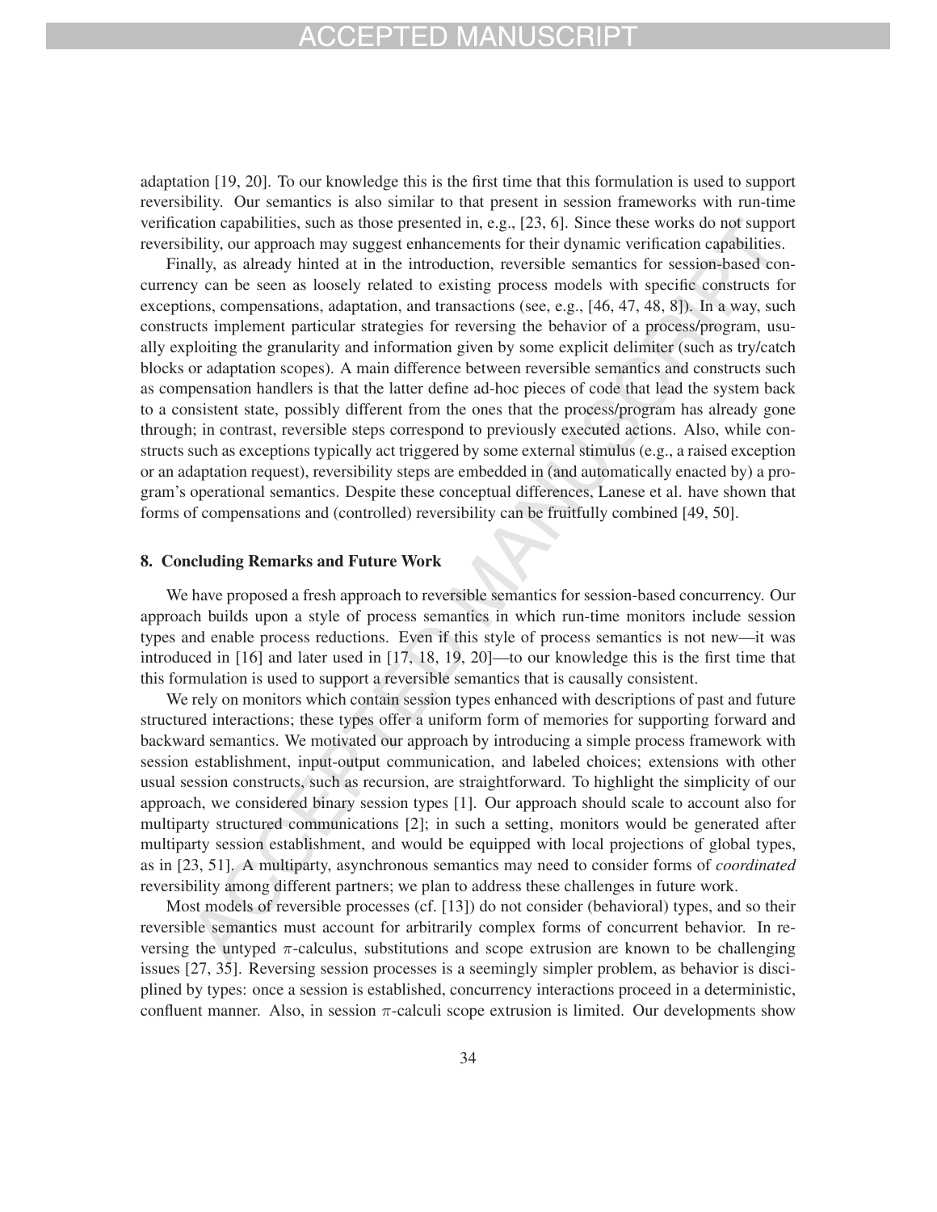adaptation [19, 20]. To our knowledge this is the first time that this formulation is used to support reversibility. Our semantics is also similar to that present in session frameworks with run-time verification capabilities, such as those presented in, e.g., [23, 6]. Since these works do not support reversibility, our approach may suggest enhancements for their dynamic verification capabilities.

Finally, as already hinted at in the introduction, reversible semantics for session-based concurrency can be seen as loosely related to existing process models with specific constructs for exceptions, compensations, adaptation, and transactions (see, e.g., [46, 47, 48, 8]). In a way, such constructs implement particular strategies for reversing the behavior of a process/program, usually exploiting the granularity and information given by some explicit delimiter (such as try/catch blocks or adaptation scopes). A main difference between reversible semantics and constructs such as compensation handlers is that the latter define ad-hoc pieces of code that lead the system back to a consistent state, possibly different from the ones that the process/program has already gone through; in contrast, reversible steps correspond to previously executed actions. Also, while constructs such as exceptions typically act triggered by some external stimulus (e.g., a raised exception or an adaptation request), reversibility steps are embedded in (and automatically enacted by) a program's operational semantics. Despite these conceptual differences, Lanese et al. have shown that forms of compensations and (controlled) reversibility can be fruitfully combined [49, 50].

## 8. Concluding Remarks and Future Work

We have proposed a fresh approach to reversible semantics for session-based concurrency. Our approach builds upon a style of process semantics in which run-time monitors include session types and enable process reductions. Even if this style of process semantics is not new—it was introduced in [16] and later used in [17, 18, 19, 20]—to our knowledge this is the first time that this formulation is used to support a reversible semantics that is causally consistent.

We rely on monitors which contain session types enhanced with descriptions of past and future structured interactions; these types offer a uniform form of memories for supporting forward and backward semantics. We motivated our approach by introducing a simple process framework with session establishment, input-output communication, and labeled choices; extensions with other usual session constructs, such as recursion, are straightforward. To highlight the simplicity of our approach, we considered binary session types [1]. Our approach should scale to account also for multiparty structured communications [2]; in such a setting, monitors would be generated after multiparty session establishment, and would be equipped with local projections of global types, as in [23, 51]. A multiparty, asynchronous semantics may need to consider forms of *coordinated* reversibility among different partners; we plan to address these challenges in future work.

Most models of reversible processes (cf. [13]) do not consider (behavioral) types, and so their reversible semantics must account for arbitrarily complex forms of concurrent behavior. In reversing the untyped $\pi$-calculus, substitutions and scope extrusion are known to be challenging issues [27, 35]. Reversing session processes is a seemingly simpler problem, as behavior is disciplined by types: once a session is established, concurrency interactions proceed in a deterministic, confluent manner. Also, in session $\pi$-calculi scope extrusion is limited. Our developments show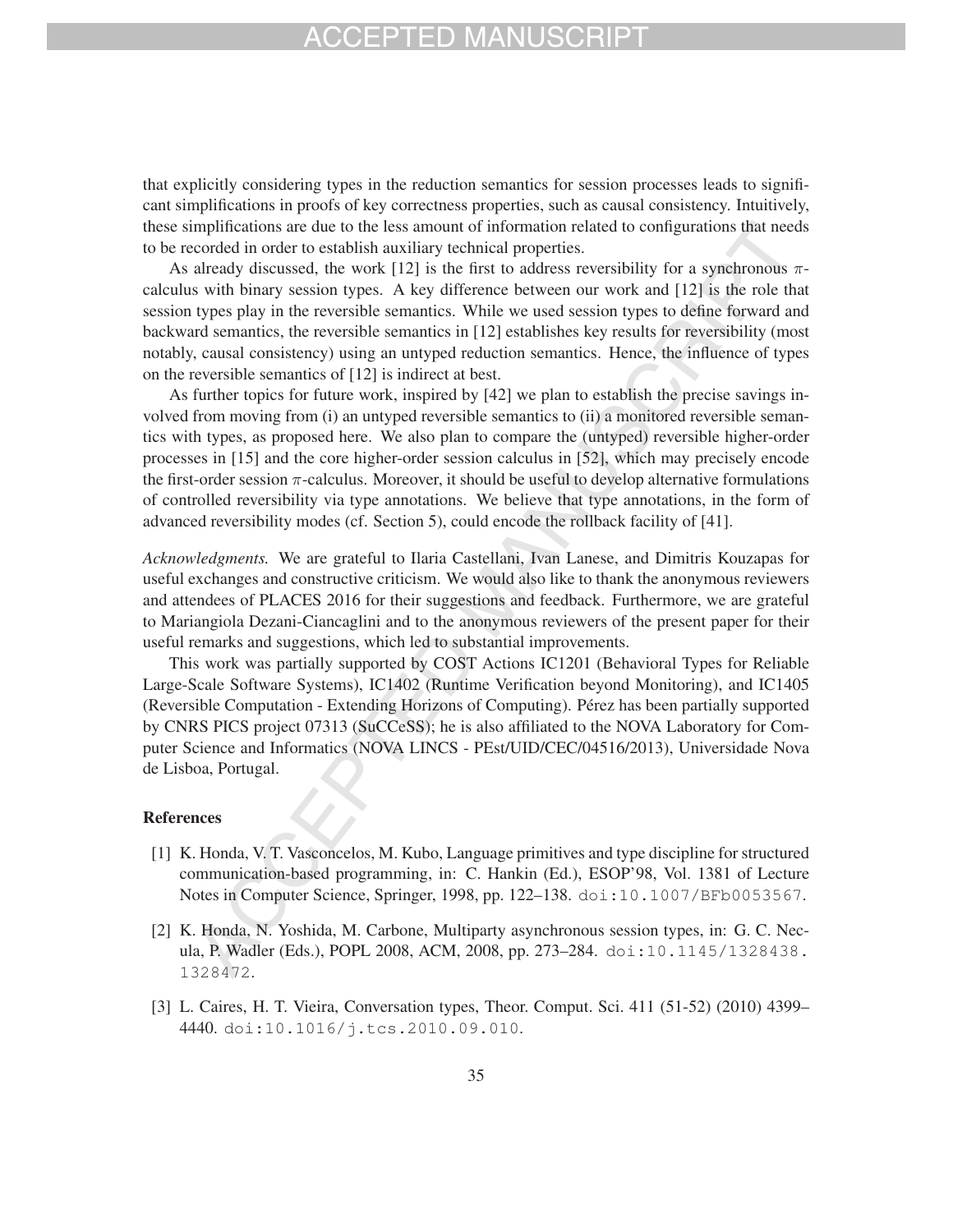that explicitly considering types in the reduction semantics for session processes leads to significant simplifications in proofs of key correctness properties, such as causal consistency. Intuitively, these simplifications are due to the less amount of information related to configurations that needs to be recorded in order to establish auxiliary technical properties.

As already discussed, the work [12] is the first to address reversibility for a synchronous $\pi$-calculus with binary session types. A key difference between our work and [12] is the role that session types play in the reversible semantics. While we used session types to define forward and backward semantics, the reversible semantics in [12] establishes key results for reversibility (most notably, causal consistency) using an untyped reduction semantics. Hence, the influence of types on the reversible semantics of [12] is indirect at best.

As further topics for future work, inspired by [42] we plan to establish the precise savings involved from moving from (i) an untyped reversible semantics to (ii) a monitored reversible semantics with types, as proposed here. We also plan to compare the (untyped) reversible higher-order processes in [15] and the core higher-order session calculus in [52], which may precisely encode the first-order session $\pi$-calculus. Moreover, it should be useful to develop alternative formulations of controlled reversibility via type annotations. We believe that type annotations, in the form of advanced reversibility modes (cf. Section 5), could encode the rollback facility of [41].

*Acknowledgments.* We are grateful to Ilaria Castellani, Ivan Lanese, and Dimitris Kouzapas for useful exchanges and constructive criticism. We would also like to thank the anonymous reviewers and attendees of PLACES 2016 for their suggestions and feedback. Furthermore, we are grateful to Mariangiola Dezani-Ciancaglini and to the anonymous reviewers of the present paper for their useful remarks and suggestions, which led to substantial improvements.

This work was partially supported by COST Actions IC1201 (Behavioral Types for Reliable Large-Scale Software Systems), IC1402 (Runtime Verification beyond Monitoring), and IC1405 (Reversible Computation - Extending Horizons of Computing). Pérez has been partially supported by CNRS PICS project 07313 (SuCCeSS); he is also affiliated to the NOVA Laboratory for Computer Science and Informatics (NOVA LINCS - PEst/UID/CEC/04516/2013), Universidade Nova de Lisboa, Portugal.

## References

[1] K. Honda, V. T. Vasconcelos, M. Kubo, Language primitives and type discipline for structured communication-based programming, in: C. Hankin (Ed.), ESOP'98, Vol. 1381 of Lecture Notes in Computer Science, Springer, 1998, pp. 122–138. doi:10.1007/BFb0053567.

[2] K. Honda, N. Yoshida, M. Carbone, Multiparty asynchronous session types, in: G. C. Necula, P. Wadler (Eds.), POPL 2008, ACM, 2008, pp. 273–284. doi:10.1145/1328438.1328472.

[3] L. Caires, H. T. Vieira, Conversation types, Theor. Comput. Sci. 411 (51-52) (2010) 4399–4440. doi:10.1016/j.tcs.2010.09.010.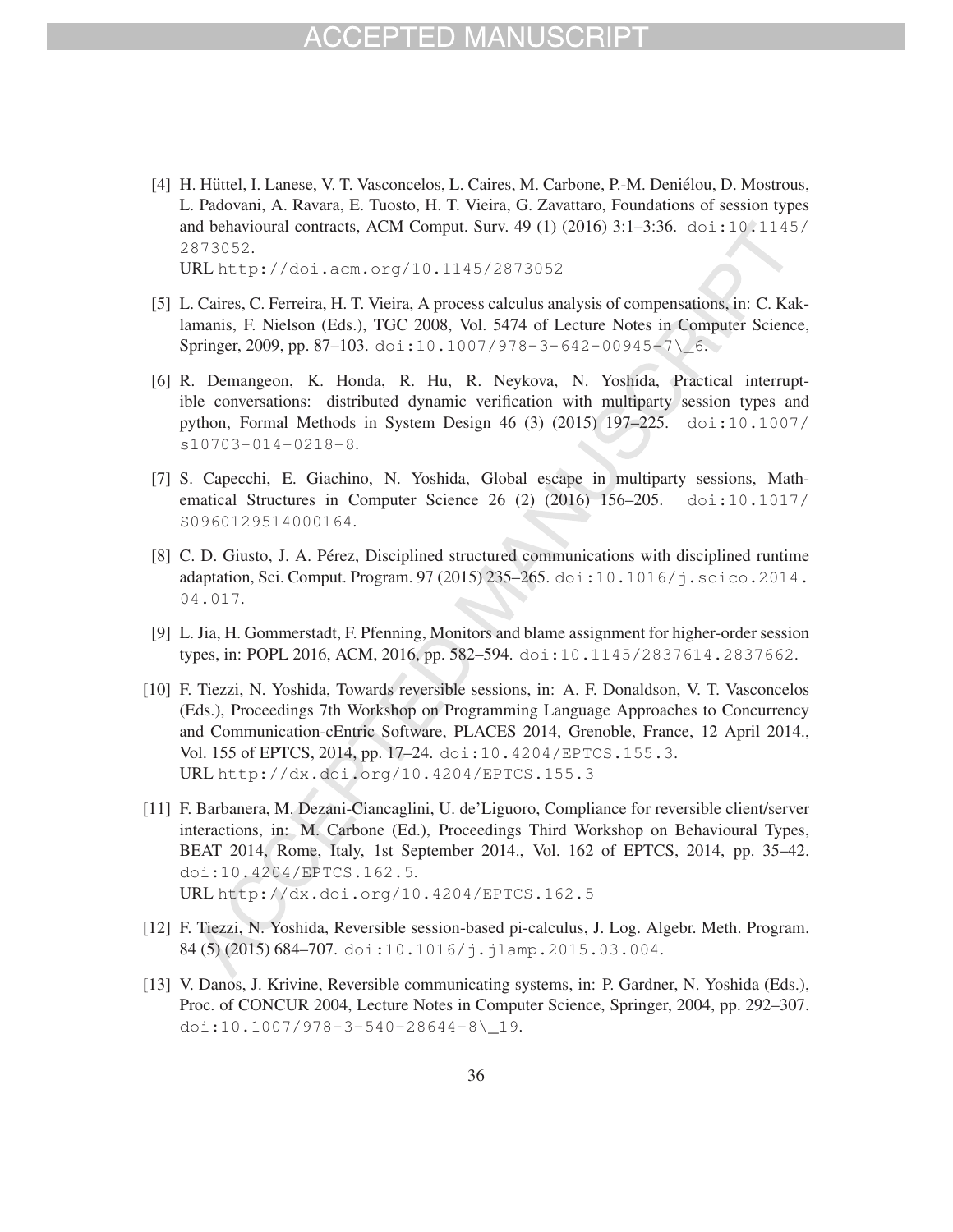[4] H. Hüttel, I. Lanese, V. T. Vasconcelos, L. Caires, M. Carbone, P.-M. Deniélou, D. Mostrous, L. Padovani, A. Ravara, E. Tuosto, H. T. Vieira, G. Zavattaro, Foundations of session types and behavioural contracts, ACM Comput. Surv. 49 (1) (2016) 3:1–3:36. doi:10.1145/2873052.
URL http://doi.acm.org/10.1145/2873052

[5] L. Caires, C. Ferreira, H. T. Vieira, A process calculus analysis of compensations, in: C. Kaklamanis, F. Nielson (Eds.), TGC 2008, Vol. 5474 of Lecture Notes in Computer Science, Springer, 2009, pp. 87–103. doi:10.1007/978-3-642-00945-7\_6.

[6] R. Demangeon, K. Honda, R. Hu, R. Neykova, N. Yoshida, Practical interruptible conversations: distributed dynamic verification with multiparty session types and python, Formal Methods in System Design 46 (3) (2015) 197–225. doi:10.1007/s10703-014-0218-8.

[7] S. Capecchi, E. Giachino, N. Yoshida, Global escape in multiparty sessions, Mathematical Structures in Computer Science 26 (2) (2016) 156–205. doi:10.1017/S0960129514000164.

[8] C. D. Giusto, J. A. Pérez, Disciplined structured communications with disciplined runtime adaptation, Sci. Comput. Program. 97 (2015) 235–265. doi:10.1016/j.scico.2014.04.017.

[9] L. Jia, H. Gommerstadt, F. Pfenning, Monitors and blame assignment for higher-order session types, in: POPL 2016, ACM, 2016, pp. 582–594. doi:10.1145/2837614.2837662.

[10] F. Tiezzi, N. Yoshida, Towards reversible sessions, in: A. F. Donaldson, V. T. Vasconcelos (Eds.), Proceedings 7th Workshop on Programming Language Approaches to Concurrency and Communication-cEntric Software, PLACES 2014, Grenoble, France, 12 April 2014., Vol. 155 of EPTCS, 2014, pp. 17–24. doi:10.4204/EPTCS.155.3.
URL http://dx.doi.org/10.4204/EPTCS.155.3

[11] F. Barbanera, M. Dezani-Ciancaglini, U. de'Liguoro, Compliance for reversible client/server interactions, in: M. Carbone (Ed.), Proceedings Third Workshop on Behavioural Types, BEAT 2014, Rome, Italy, 1st September 2014., Vol. 162 of EPTCS, 2014, pp. 35–42. doi:10.4204/EPTCS.162.5.
URL http://dx.doi.org/10.4204/EPTCS.162.5

[12] F. Tiezzi, N. Yoshida, Reversible session-based pi-calculus, J. Log. Algebr. Meth. Program. 84 (5) (2015) 684–707. doi:10.1016/j.jlamp.2015.03.004.

[13] V. Danos, J. Krivine, Reversible communicating systems, in: P. Gardner, N. Yoshida (Eds.), Proc. of CONCUR 2004, Lecture Notes in Computer Science, Springer, 2004, pp. 292–307. doi:10.1007/978-3-540-28644-8\_19.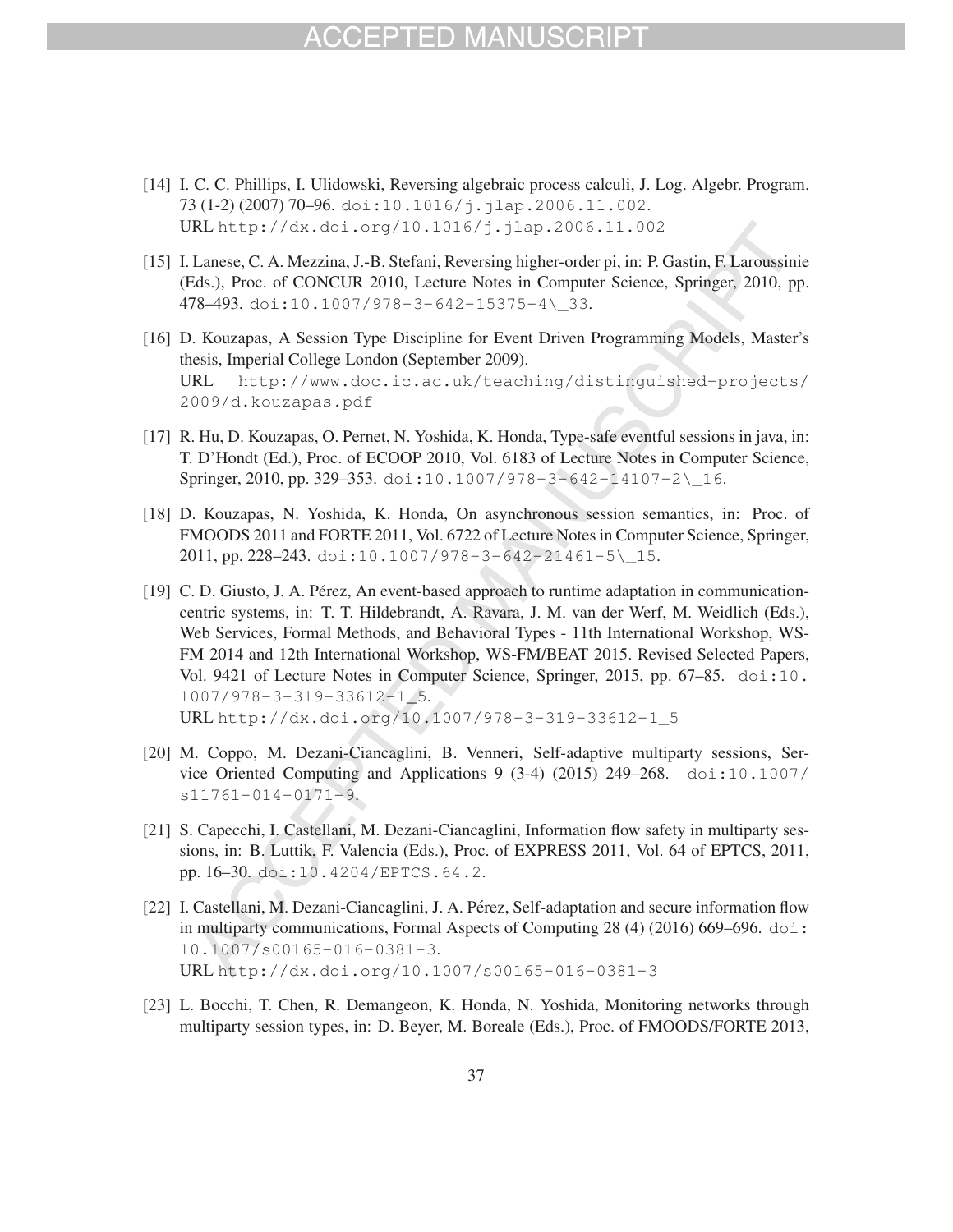[14] I. C. C. Phillips, I. Ulidowski, Reversing algebraic process calculi, J. Log. Algebr. Program. 73 (1-2) (2007) 70–96. doi:10.1016/j.jlap.2006.11.002.
URL http://dx.doi.org/10.1016/j.jlap.2006.11.002

[15] I. Lanese, C. A. Mezzina, J.-B. Stefani, Reversing higher-order pi, in: P. Gastin, F. Laroussinie (Eds.), Proc. of CONCUR 2010, Lecture Notes in Computer Science, Springer, 2010, pp. 478–493. doi:10.1007/978-3-642-15375-4\_33.

[16] D. Kouzapas, A Session Type Discipline for Event Driven Programming Models, Master's thesis, Imperial College London (September 2009).
URL http://www.doc.ic.ac.uk/teaching/distinguished-projects/2009/d.kouzapas.pdf

[17] R. Hu, D. Kouzapas, O. Pernet, N. Yoshida, K. Honda, Type-safe eventful sessions in java, in: T. D'Hondt (Ed.), Proc. of ECOOP 2010, Vol. 6183 of Lecture Notes in Computer Science, Springer, 2010, pp. 329–353. doi:10.1007/978-3-642-14107-2\_16.

[18] D. Kouzapas, N. Yoshida, K. Honda, On asynchronous session semantics, in: Proc. of FMOODS 2011 and FORTE 2011, Vol. 6722 of Lecture Notes in Computer Science, Springer, 2011, pp. 228–243. doi:10.1007/978-3-642-21461-5\_15.

[19] C. D. Giusto, J. A. Pérez, An event-based approach to runtime adaptation in communication-centric systems, in: T. T. Hildebrandt, A. Ravara, J. M. van der Werf, M. Weidlich (Eds.), Web Services, Formal Methods, and Behavioral Types - 11th International Workshop, WS-FM 2014 and 12th International Workshop, WS-FM/BEAT 2015. Revised Selected Papers, Vol. 9421 of Lecture Notes in Computer Science, Springer, 2015, pp. 67–85. doi:10.1007/978-3-319-33612-1_5.
URL http://dx.doi.org/10.1007/978-3-319-33612-1_5

[20] M. Coppo, M. Dezani-Ciancaglini, B. Venneri, Self-adaptive multiparty sessions, Service Oriented Computing and Applications 9 (3-4) (2015) 249–268. doi:10.1007/s11761-014-0171-9.

[21] S. Capecchi, I. Castellani, M. Dezani-Ciancaglini, Information flow safety in multiparty sessions, in: B. Luttik, F. Valencia (Eds.), Proc. of EXPRESS 2011, Vol. 64 of EPTCS, 2011, pp. 16–30. doi:10.4204/EPTCS.64.2.

[22] I. Castellani, M. Dezani-Ciancaglini, J. A. Pérez, Self-adaptation and secure information flow in multiparty communications, Formal Aspects of Computing 28 (4) (2016) 669–696. doi:10.1007/s00165-016-0381-3.
URL http://dx.doi.org/10.1007/s00165-016-0381-3

[23] L. Bocchi, T. Chen, R. Demangeon, K. Honda, N. Yoshida, Monitoring networks through multiparty session types, in: D. Beyer, M. Boreale (Eds.), Proc. of FMOODS/FORTE 2013,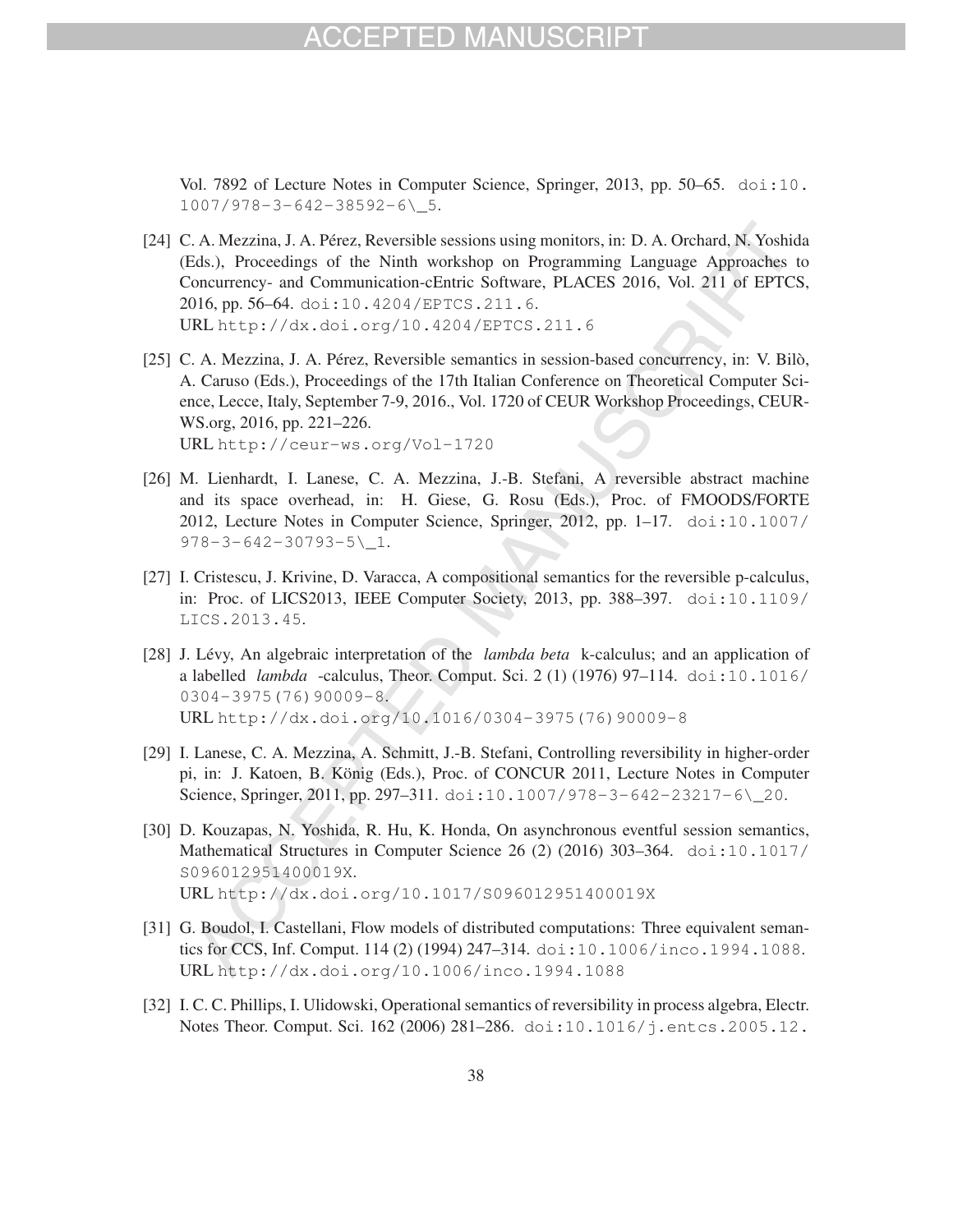Vol. 7892 of Lecture Notes in Computer Science, Springer, 2013, pp. 50–65. doi:10.1007/978-3-642-38592-6\_5.

[24] C. A. Mezzina, J. A. Pérez, Reversible sessions using monitors, in: D. A. Orchard, N. Yoshida (Eds.), Proceedings of the Ninth workshop on Programming Language Approaches to Concurrency- and Communication-cEntric Software, PLACES 2016, Vol. 211 of EPTCS, 2016, pp. 56–64. doi:10.4204/EPTCS.211.6.
URL http://dx.doi.org/10.4204/EPTCS.211.6

[25] C. A. Mezzina, J. A. Pérez, Reversible semantics in session-based concurrency, in: V. Bilò, A. Caruso (Eds.), Proceedings of the 17th Italian Conference on Theoretical Computer Science, Lecce, Italy, September 7-9, 2016., Vol. 1720 of CEUR Workshop Proceedings, CEUR-WS.org, 2016, pp. 221–226.
URL http://ceur-ws.org/Vol-1720

[26] M. Lienhardt, I. Lanese, C. A. Mezzina, J.-B. Stefani, A reversible abstract machine and its space overhead, in: H. Giese, G. Rosu (Eds.), Proc. of FMOODS/FORTE 2012, Lecture Notes in Computer Science, Springer, 2012, pp. 1–17. doi:10.1007/978-3-642-30793-5\_1.

[27] I. Cristescu, J. Krivine, D. Varacca, A compositional semantics for the reversible p-calculus, in: Proc. of LICS2013, IEEE Computer Society, 2013, pp. 388–397. doi:10.1109/LICS.2013.45.

[28] J. Lévy, An algebraic interpretation of the *lambda beta* k-calculus; and an application of a labelled *lambda* -calculus, Theor. Comput. Sci. 2 (1) (1976) 97–114. doi:10.1016/0304-3975(76)90009-8.
URL http://dx.doi.org/10.1016/0304-3975(76)90009-8

[29] I. Lanese, C. A. Mezzina, A. Schmitt, J.-B. Stefani, Controlling reversibility in higher-order pi, in: J. Katoen, B. König (Eds.), Proc. of CONCUR 2011, Lecture Notes in Computer Science, Springer, 2011, pp. 297–311. doi:10.1007/978-3-642-23217-6\_20.

[30] D. Kouzapas, N. Yoshida, R. Hu, K. Honda, On asynchronous eventful session semantics, Mathematical Structures in Computer Science 26 (2) (2016) 303–364. doi:10.1017/S096012951400019X.
URL http://dx.doi.org/10.1017/S096012951400019X

[31] G. Boudol, I. Castellani, Flow models of distributed computations: Three equivalent semantics for CCS, Inf. Comput. 114 (2) (1994) 247–314. doi:10.1006/inco.1994.1088.
URL http://dx.doi.org/10.1006/inco.1994.1088

[32] I. C. C. Phillips, I. Ulidowski, Operational semantics of reversibility in process algebra, Electr. Notes Theor. Comput. Sci. 162 (2006) 281–286. doi:10.1016/j.entcs.2005.12.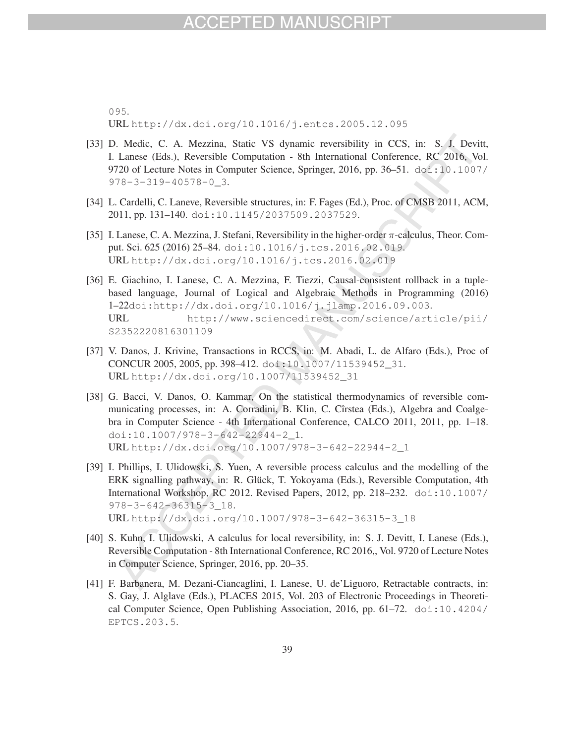095.
URL http://dx.doi.org/10.1016/j.entcs.2005.12.095

[33] D. Medic, C. A. Mezzina, Static VS dynamic reversibility in CCS, in: S. J. Devitt, I. Lanese (Eds.), Reversible Computation - 8th International Conference, RC 2016, Vol. 9720 of Lecture Notes in Computer Science, Springer, 2016, pp. 36–51. doi:10.1007/978-3-319-40578-0_3.

[34] L. Cardelli, C. Laneve, Reversible structures, in: F. Fages (Ed.), Proc. of CMSB 2011, ACM, 2011, pp. 131–140. doi:10.1145/2037509.2037529.

[35] I. Lanese, C. A. Mezzina, J. Stefani, Reversibility in the higher-order $\pi$-calculus, Theor. Comput. Sci. 625 (2016) 25–84. doi:10.1016/j.tcs.2016.02.019.
URL http://dx.doi.org/10.1016/j.tcs.2016.02.019

[36] E. Giachino, I. Lanese, C. A. Mezzina, F. Tiezzi, Causal-consistent rollback in a tuple-based language, Journal of Logical and Algebraic Methods in Programming (2016) 1–22doi:http://dx.doi.org/10.1016/j.jlamp.2016.09.003.
URL http://www.sciencedirect.com/science/article/pii/S2352220816301109

[37] V. Danos, J. Krivine, Transactions in RCCS, in: M. Abadi, L. de Alfaro (Eds.), Proc of CONCUR 2005, 2005, pp. 398–412. doi:10.1007/11539452_31.
URL http://dx.doi.org/10.1007/11539452_31

[38] G. Bacci, V. Danos, O. Kammar, On the statistical thermodynamics of reversible communicating processes, in: A. Corradini, B. Klin, C. Cîrstea (Eds.), Algebra and Coalgebra in Computer Science - 4th International Conference, CALCO 2011, 2011, pp. 1–18. doi:10.1007/978-3-642-22944-2_1.
URL http://dx.doi.org/10.1007/978-3-642-22944-2_1

[39] I. Phillips, I. Ulidowski, S. Yuen, A reversible process calculus and the modelling of the ERK signalling pathway, in: R. Glück, T. Yokoyama (Eds.), Reversible Computation, 4th International Workshop, RC 2012. Revised Papers, 2012, pp. 218–232. doi:10.1007/978-3-642-36315-3_18.
URL http://dx.doi.org/10.1007/978-3-642-36315-3_18

[40] S. Kuhn, I. Ulidowski, A calculus for local reversibility, in: S. J. Devitt, I. Lanese (Eds.), Reversible Computation - 8th International Conference, RC 2016,, Vol. 9720 of Lecture Notes in Computer Science, Springer, 2016, pp. 20–35.

[41] F. Barbanera, M. Dezani-Ciancaglini, I. Lanese, U. de'Liguoro, Retractable contracts, in: S. Gay, J. Alglave (Eds.), PLACES 2015, Vol. 203 of Electronic Proceedings in Theoretical Computer Science, Open Publishing Association, 2016, pp. 61–72. doi:10.4204/EPTCS.203.5.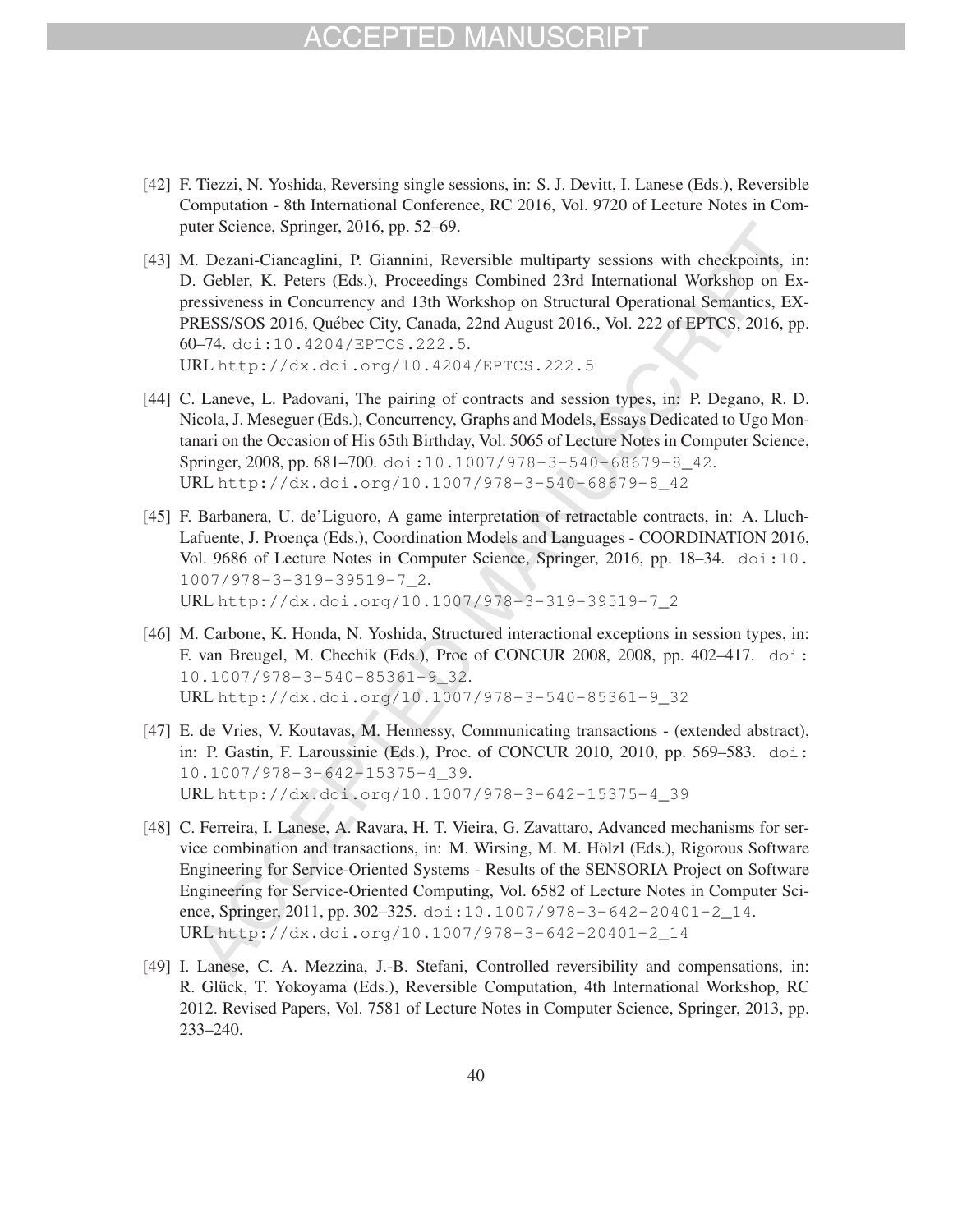[42] F. Tiezzi, N. Yoshida, Reversing single sessions, in: S. J. Devitt, I. Lanese (Eds.), Reversible Computation - 8th International Conference, RC 2016, Vol. 9720 of Lecture Notes in Computer Science, Springer, 2016, pp. 52–69.

[43] M. Dezani-Ciancaglini, P. Giannini, Reversible multiparty sessions with checkpoints, in: D. Gebler, K. Peters (Eds.), Proceedings Combined 23rd International Workshop on Expressiveness in Concurrency and 13th Workshop on Structural Operational Semantics, EXPRESS/SOS 2016, Québec City, Canada, 22nd August 2016., Vol. 222 of EPTCS, 2016, pp. 60–74. doi:10.4204/EPTCS.222.5.
URL http://dx.doi.org/10.4204/EPTCS.222.5

[44] C. Laneve, L. Padovani, The pairing of contracts and session types, in: P. Degano, R. D. Nicola, J. Meseguer (Eds.), Concurrency, Graphs and Models, Essays Dedicated to Ugo Montanari on the Occasion of His 65th Birthday, Vol. 5065 of Lecture Notes in Computer Science, Springer, 2008, pp. 681–700. doi:10.1007/978-3-540-68679-8_42.
URL http://dx.doi.org/10.1007/978-3-540-68679-8_42

[45] F. Barbanera, U. de'Liguoro, A game interpretation of retractable contracts, in: A. Lluch-Lafuente, J. Proença (Eds.), Coordination Models and Languages - COORDINATION 2016, Vol. 9686 of Lecture Notes in Computer Science, Springer, 2016, pp. 18–34. doi:10.1007/978-3-319-39519-7_2.
URL http://dx.doi.org/10.1007/978-3-319-39519-7_2

[46] M. Carbone, K. Honda, N. Yoshida, Structured interactional exceptions in session types, in: F. van Breugel, M. Chechik (Eds.), Proc of CONCUR 2008, 2008, pp. 402–417. doi:10.1007/978-3-540-85361-9_32.
URL http://dx.doi.org/10.1007/978-3-540-85361-9_32

[47] E. de Vries, V. Koutavas, M. Hennessy, Communicating transactions - (extended abstract), in: P. Gastin, F. Laroussinie (Eds.), Proc. of CONCUR 2010, 2010, pp. 569–583. doi:10.1007/978-3-642-15375-4_39.
URL http://dx.doi.org/10.1007/978-3-642-15375-4_39

[48] C. Ferreira, I. Lanese, A. Ravara, H. T. Vieira, G. Zavattaro, Advanced mechanisms for service combination and transactions, in: M. Wirsing, M. M. Hölzl (Eds.), Rigorous Software Engineering for Service-Oriented Systems - Results of the SENSORIA Project on Software Engineering for Service-Oriented Computing, Vol. 6582 of Lecture Notes in Computer Science, Springer, 2011, pp. 302–325. doi:10.1007/978-3-642-20401-2_14.
URL http://dx.doi.org/10.1007/978-3-642-20401-2_14

[49] I. Lanese, C. A. Mezzina, J.-B. Stefani, Controlled reversibility and compensations, in: R. Glück, T. Yokoyama (Eds.), Reversible Computation, 4th International Workshop, RC 2012. Revised Papers, Vol. 7581 of Lecture Notes in Computer Science, Springer, 2013, pp. 233–240.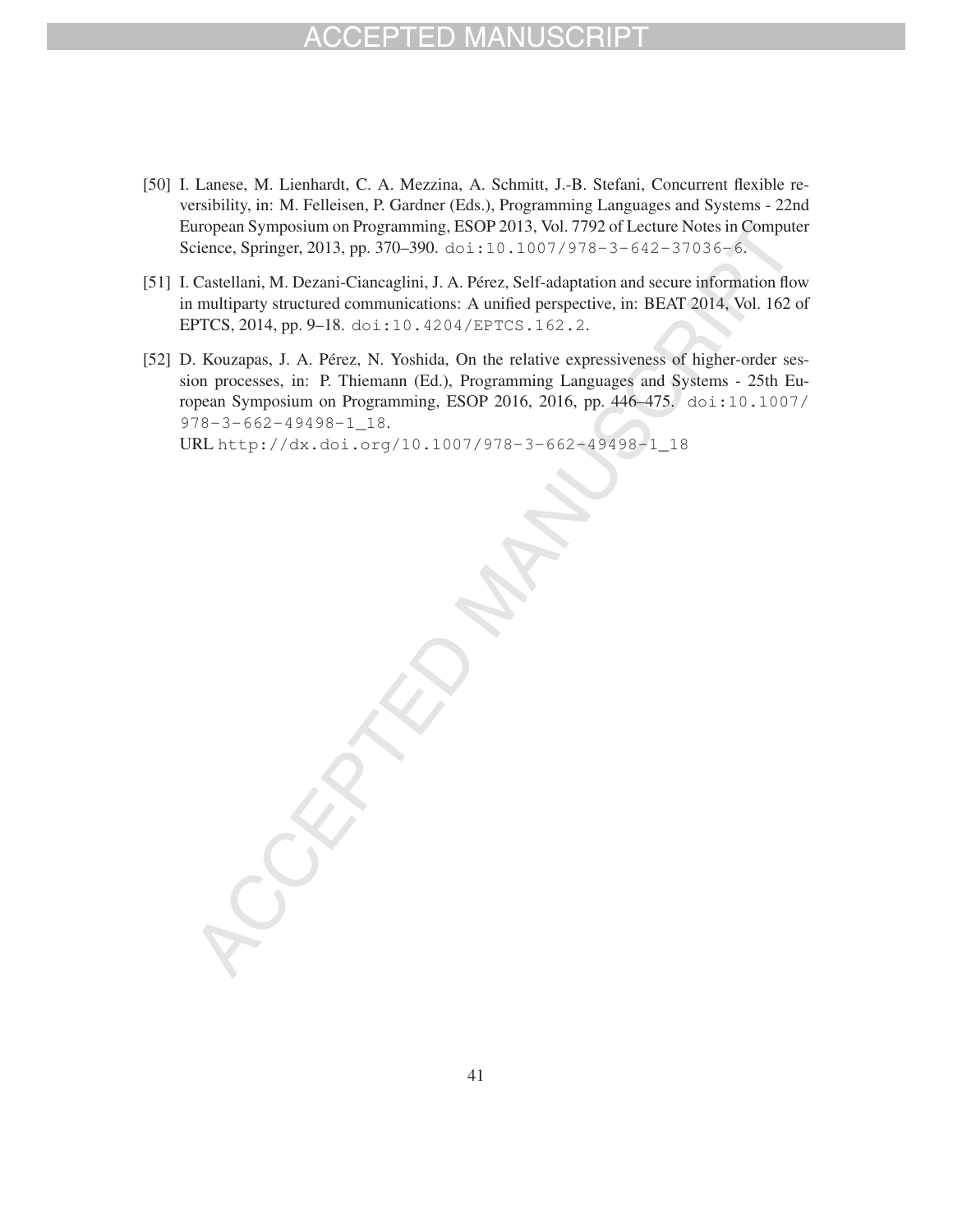[50] I. Lanese, M. Lienhardt, C. A. Mezzina, A. Schmitt, J.-B. Stefani, Concurrent flexible reversibility, in: M. Felleisen, P. Gardner (Eds.), Programming Languages and Systems - 22nd European Symposium on Programming, ESOP 2013, Vol. 7792 of Lecture Notes in Computer Science, Springer, 2013, pp. 370–390. doi:10.1007/978-3-642-37036-6.

[51] I. Castellani, M. Dezani-Ciancaglini, J. A. Pérez, Self-adaptation and secure information flow in multiparty structured communications: A unified perspective, in: BEAT 2014, Vol. 162 of EPTCS, 2014, pp. 9–18. doi:10.4204/EPTCS.162.2.

[52] D. Kouzapas, J. A. Pérez, N. Yoshida, On the relative expressiveness of higher-order session processes, in: P. Thiemann (Ed.), Programming Languages and Systems - 25th European Symposium on Programming, ESOP 2016, 2016, pp. 446–475. doi:10.1007/978-3-662-49498-1_18.
URL http://dx.doi.org/10.1007/978-3-662-49498-1_18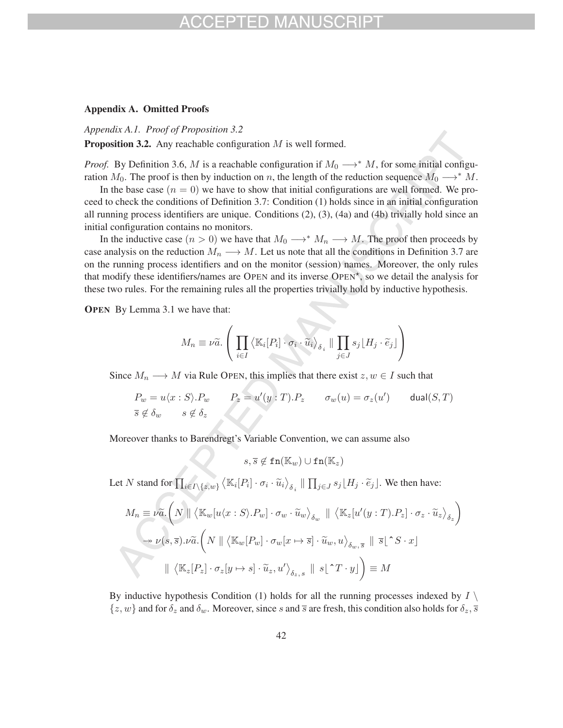## Appendix A. Omitted Proofs

### *Appendix A.1. Proof of Proposition 3.2*

**Proposition 3.2.** Any reachable configuration $M$ is well formed.

*Proof.* By Definition 3.6, $M$ is a reachable configuration if $M_0 \longrightarrow^* M$, for some initial configuration $M_0$. The proof is then by induction on $n$, the length of the reduction sequence $M_0 \longrightarrow^* M$.

In the base case ($n = 0$) we have to show that initial configurations are well formed. We proceed to check the conditions of Definition 3.7: Condition (1) holds since in an initial configuration all running process identifiers are unique. Conditions (2), (3), (4a) and (4b) trivially hold since an initial configuration contains no monitors.

In the inductive case ($n > 0$) we have that $M_0 \longrightarrow^* M_n \longrightarrow M$. The proof then proceeds by case analysis on the reduction $M_n \longrightarrow M$. Let us note that all the conditions in Definition 3.7 are on the running process identifiers and on the monitor (session) names. Moreover, the only rules that modify these identifiers/names are OPEN and its inverse OPEN$^\star$, so we detail the analysis for these two rules. For the remaining rules all the properties trivially hold by inductive hypothesis.

**OPEN** By Lemma 3.1 we have that:

$$M_n \equiv \nu\widetilde{a}. \left( \prod_{i \in I} \left\langle \mathbb{K}_i[P_i] \cdot \sigma_i \cdot \widetilde{u}_i \right\rangle_{\delta_i} \parallel \prod_{j \in J} s_j \lfloor H_j \cdot \widetilde{e}_j \rfloor \right)$$

Since $M_n \longrightarrow M$ via Rule OPEN, this implies that there exist $z, w \in I$ such that

$$P_w = u\langle x : S \rangle.P_w \qquad P_z = u'(y : T).P_z \qquad \sigma_w(u) = \sigma_z(u') \qquad \mathsf{dual}(S, T)$$
$$\overline{s} \notin \delta_w \qquad s \notin \delta_z$$

Moreover thanks to Barendregt's Variable Convention, we can assume also

$$s, \overline{s} \notin \mathtt{fn}(\mathbb{K}_w) \cup \mathtt{fn}(\mathbb{K}_z)$$

Let $N$ stand for $\prod_{i \in I \setminus \{z,w\}} \left\langle \mathbb{K}_i[P_i] \cdot \sigma_i \cdot \widetilde{u}_i \right\rangle_{\delta_i} \parallel \prod_{j \in J} s_j \lfloor H_j \cdot \widetilde{e}_j \rfloor$. We then have:

$$\begin{aligned}
M_n &\equiv \nu\widetilde{a}.\Big( N \parallel \left\langle \mathbb{K}_w[u\langle x : S \rangle.P_w] \cdot \sigma_w \cdot \widetilde{u}_w \right\rangle_{\delta_w} \parallel \left\langle \mathbb{K}_z[u'(y : T).P_z] \cdot \sigma_z \cdot \widetilde{u}_z \right\rangle_{\delta_z} \Big) \\
&\twoheadrightarrow \nu(s, \overline{s}).\nu\widetilde{a}.\Big( N \parallel \left\langle \mathbb{K}_w[P_w] \cdot \sigma_w[x \mapsto \overline{s}] \cdot \widetilde{u}_w, u \right\rangle_{\delta_w, \overline{s}} \parallel \overline{s}\lfloor \hat{\ } S \cdot x \rfloor \\
&\qquad \parallel \left\langle \mathbb{K}_z[P_z] \cdot \sigma_z[y \mapsto s] \cdot \widetilde{u}_z, u' \right\rangle_{\delta_z, s} \parallel s\lfloor \hat{\ } T \cdot y \rfloor \Big) \equiv M
\end{aligned}$$

By inductive hypothesis Condition (1) holds for all the running processes indexed by $I \setminus \{z, w\}$ and for $\delta_z$ and $\delta_w$. Moreover, since $s$ and $\overline{s}$ are fresh, this condition also holds for $\delta_z, \overline{s}$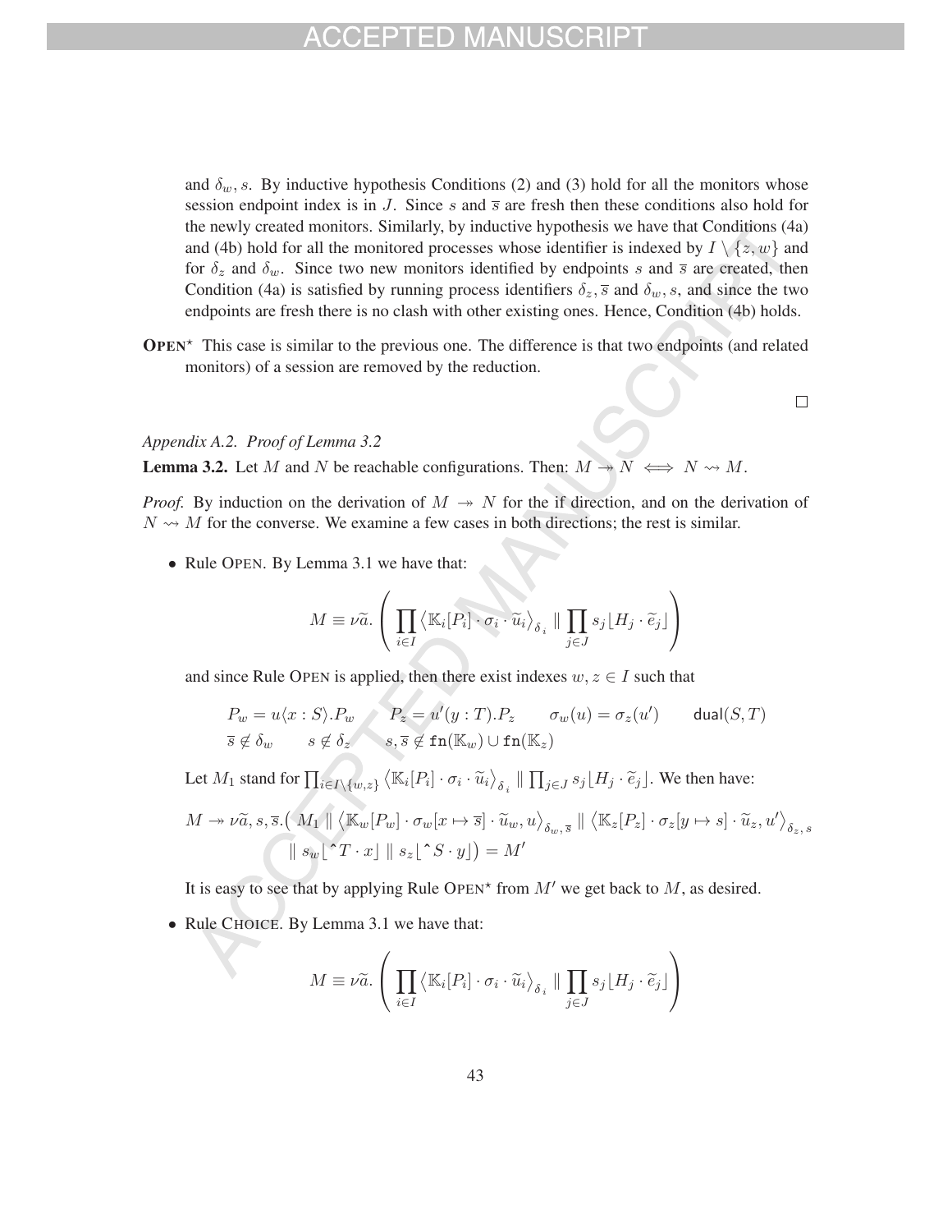and $\delta_w, s$. By inductive hypothesis Conditions (2) and (3) hold for all the monitors whose session endpoint index is in $J$. Since $s$ and $\overline{s}$ are fresh then these conditions also hold for the newly created monitors. Similarly, by inductive hypothesis we have that Conditions (4a) and (4b) hold for all the monitored processes whose identifier is indexed by $I \setminus \{z, w\}$ and for $\delta_z$ and $\delta_w$. Since two new monitors identified by endpoints $s$ and $\overline{s}$ are created, then Condition (4a) is satisfied by running process identifiers $\delta_z, \overline{s}$ and $\delta_w, s$, and since the two endpoints are fresh there is no clash with other existing ones. Hence, Condition (4b) holds.

**OPEN**$^\star$ This case is similar to the previous one. The difference is that two endpoints (and related monitors) of a session are removed by the reduction.

$\square$

*Appendix A.2. Proof of Lemma 3.2*

**Lemma 3.2.** Let $M$ and $N$ be reachable configurations. Then: $M \twoheadrightarrow N \iff N \rightsquigarrow M$.

*Proof.* By induction on the derivation of $M \twoheadrightarrow N$ for the if direction, and on the derivation of $N \rightsquigarrow M$ for the converse. We examine a few cases in both directions; the rest is similar.

- Rule OPEN. By Lemma 3.1 we have that:

$$M \equiv \nu\widetilde{a}. \left( \prod_{i \in I} \left\langle \mathbb{K}_i[P_i] \cdot \sigma_i \cdot \widetilde{u}_i \right\rangle_{\delta_i} \parallel \prod_{j \in J} s_j \lfloor H_j \cdot \widetilde{e}_j \rfloor \right)$$

  and since Rule OPEN is applied, then there exist indexes $w, z \in I$ such that

$$\begin{array}{llll} P_w = u\langle x : S\rangle.P_w & P_z = u'(y : T).P_z & \sigma_w(u) = \sigma_z(u') & \mathsf{dual}(S, T) \\ \overline{s} \notin \delta_w & s \notin \delta_z & s, \overline{s} \notin \mathtt{fn}(\mathbb{K}_w) \cup \mathtt{fn}(\mathbb{K}_z) & \end{array}$$

  Let $M_1$ stand for $\prod_{i \in I \setminus \{w,z\}} \left\langle \mathbb{K}_i[P_i] \cdot \sigma_i \cdot \widetilde{u}_i \right\rangle_{\delta_i} \parallel \prod_{j \in J} s_j \lfloor H_j \cdot \widetilde{e}_j \rfloor$. We then have:

$$\begin{aligned} M \twoheadrightarrow \nu\widetilde{a}, s, \overline{s}.\big( & M_1 \parallel \left\langle \mathbb{K}_w[P_w] \cdot \sigma_w[x \mapsto \overline{s}] \cdot \widetilde{u}_w, u \right\rangle_{\delta_w, \overline{s}} \parallel \left\langle \mathbb{K}_z[P_z] \cdot \sigma_z[y \mapsto s] \cdot \widetilde{u}_z, u' \right\rangle_{\delta_z, s} \\ & \parallel s_w\lfloor \hat{\ } T \cdot x \rfloor \parallel s_z\lfloor \hat{\ } S \cdot y \rfloor \big) = M' \end{aligned}$$

  It is easy to see that by applying Rule OPEN$^\star$ from $M'$ we get back to $M$, as desired.

- Rule CHOICE. By Lemma 3.1 we have that:

$$M \equiv \nu\widetilde{a}. \left( \prod_{i \in I} \left\langle \mathbb{K}_i[P_i] \cdot \sigma_i \cdot \widetilde{u}_i \right\rangle_{\delta_i} \parallel \prod_{j \in J} s_j \lfloor H_j \cdot \widetilde{e}_j \rfloor \right)$$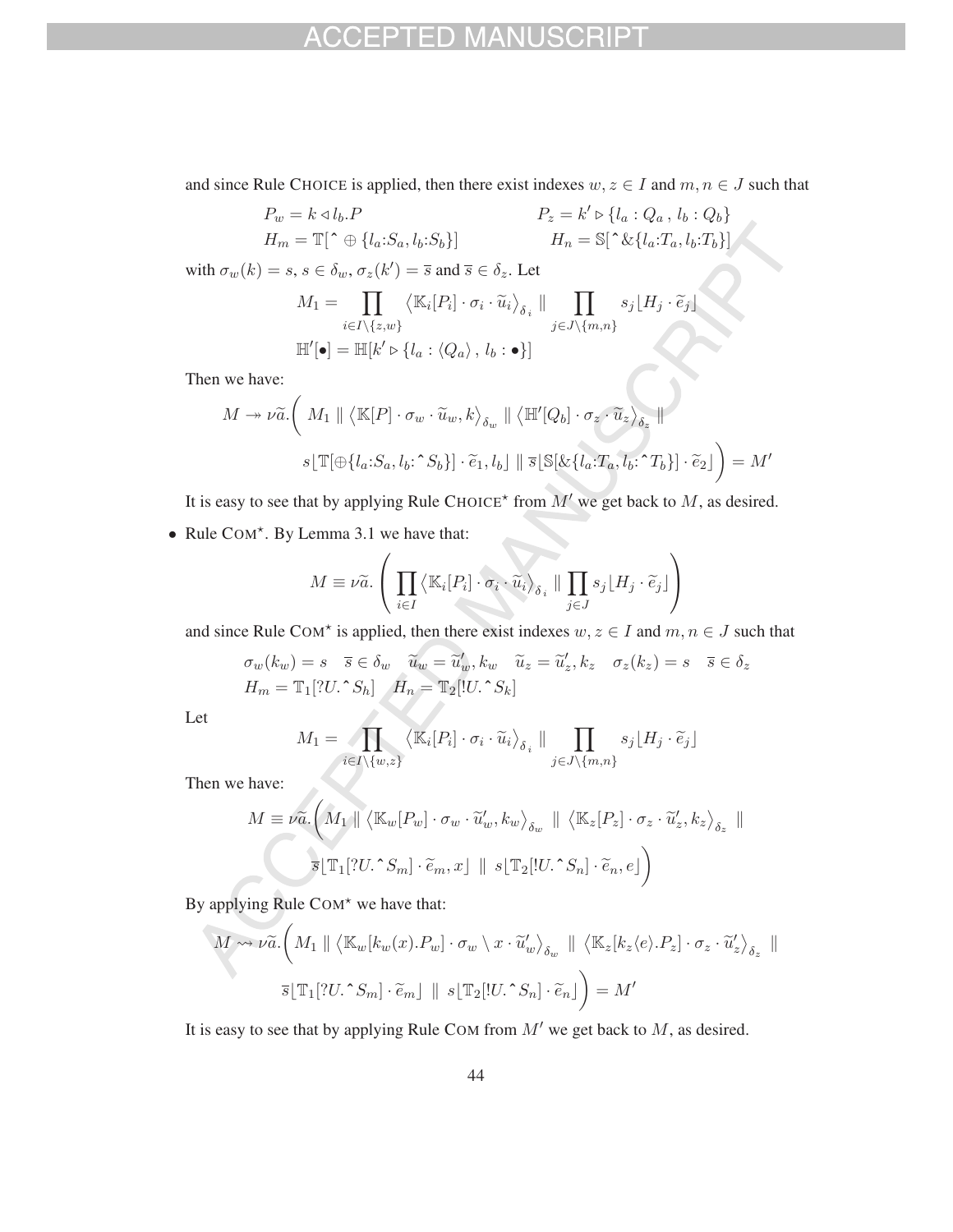and since Rule CHOICE is applied, then there exist indexes $w, z \in I$ and $m, n \in J$ such that

$$P_w = k \triangleleft l_b.P \qquad\qquad P_z = k' \triangleright \{l_a : Q_a \,,\, l_b : Q_b\}$$
$$H_m = \mathbb{T}[\hat{\ } \oplus \{l_a{:}S_a, l_b{:}S_b\}] \qquad\qquad H_n = \mathbb{S}[\hat{\ }\&\{l_a{:}T_a, l_b{:}T_b\}]$$

with $\sigma_w(k) = s$, $s \in \delta_w$, $\sigma_z(k') = \overline{s}$ and $\overline{s} \in \delta_z$. Let

$$M_1 = \prod_{i \in I \setminus \{z,w\}} \left\langle \mathbb{K}_i[P_i] \cdot \sigma_i \cdot \widetilde{u}_i \right\rangle_{\delta_i} \parallel \prod_{j \in J \setminus \{m,n\}} s_j \lfloor H_j \cdot \widetilde{e}_j \rfloor$$
$$\mathbb{H}'[\bullet] = \mathbb{H}[k' \triangleright \{l_a : \langle Q_a \rangle \,,\, l_b : \bullet\}]$$

Then we have:

$$M \twoheadrightarrow \nu\widetilde{a}.\Big( M_1 \parallel \left\langle \mathbb{K}[P] \cdot \sigma_w \cdot \widetilde{u}_w, k \right\rangle_{\delta_w} \parallel \left\langle \mathbb{H}'[Q_b] \cdot \sigma_z \cdot \widetilde{u}_z \right\rangle_{\delta_z} \parallel$$
$$s\lfloor \mathbb{T}[\oplus\{l_a{:}S_a, l_b{:}\hat{\ }S_b\}] \cdot \widetilde{e}_1, l_b \rfloor \parallel \overline{s}\lfloor \mathbb{S}[\&\{l_a{:}T_a, l_b{:}\hat{\ }T_b\}] \cdot \widetilde{e}_2 \rfloor \Big) = M'$$

It is easy to see that by applying Rule CHOICE$^\star$ from $M'$ we get back to $M$, as desired.

- Rule COM$^\star$. By Lemma 3.1 we have that:

$$M \equiv \nu\widetilde{a}.\left( \prod_{i \in I} \left\langle \mathbb{K}_i[P_i] \cdot \sigma_i \cdot \widetilde{u}_i \right\rangle_{\delta_i} \parallel \prod_{j \in J} s_j \lfloor H_j \cdot \widetilde{e}_j \rfloor \right)$$

and since Rule COM$^\star$ is applied, then there exist indexes $w, z \in I$ and $m, n \in J$ such that

$$\sigma_w(k_w) = s \quad \overline{s} \in \delta_w \quad \widetilde{u}_w = \widetilde{u}'_w, k_w \quad \widetilde{u}_z = \widetilde{u}'_z, k_z \quad \sigma_z(k_z) = s \quad \overline{s} \in \delta_z$$
$$H_m = \mathbb{T}_1[?U.\hat{\ }S_h] \quad H_n = \mathbb{T}_2[!U.\hat{\ }S_k]$$

Let

$$M_1 = \prod_{i \in I \setminus \{w,z\}} \left\langle \mathbb{K}_i[P_i] \cdot \sigma_i \cdot \widetilde{u}_i \right\rangle_{\delta_i} \parallel \prod_{j \in J \setminus \{m,n\}} s_j \lfloor H_j \cdot \widetilde{e}_j \rfloor$$

Then we have:

$$M \equiv \nu\widetilde{a}.\Big( M_1 \parallel \left\langle \mathbb{K}_w[P_w] \cdot \sigma_w \cdot \widetilde{u}'_w, k_w \right\rangle_{\delta_w} \parallel \left\langle \mathbb{K}_z[P_z] \cdot \sigma_z \cdot \widetilde{u}'_z, k_z \right\rangle_{\delta_z} \parallel$$
$$\overline{s}\lfloor \mathbb{T}_1[?U.\hat{\ }S_m] \cdot \widetilde{e}_m, x \rfloor \parallel s\lfloor \mathbb{T}_2[!U.\hat{\ }S_n] \cdot \widetilde{e}_n, e \rfloor \Big)$$

By applying Rule COM$^\star$ we have that:

$$M \rightsquigarrow \nu\widetilde{a}.\Big( M_1 \parallel \left\langle \mathbb{K}_w[k_w(x).P_w] \cdot \sigma_w \setminus x \cdot \widetilde{u}'_w \right\rangle_{\delta_w} \parallel \left\langle \mathbb{K}_z[k_z\langle e \rangle.P_z] \cdot \sigma_z \cdot \widetilde{u}'_z \right\rangle_{\delta_z} \parallel$$
$$\overline{s}\lfloor \mathbb{T}_1[?U.\hat{\ }S_m] \cdot \widetilde{e}_m \rfloor \parallel s\lfloor \mathbb{T}_2[!U.\hat{\ }S_n] \cdot \widetilde{e}_n \rfloor \Big) = M'$$

It is easy to see that by applying Rule COM from $M'$ we get back to $M$, as desired.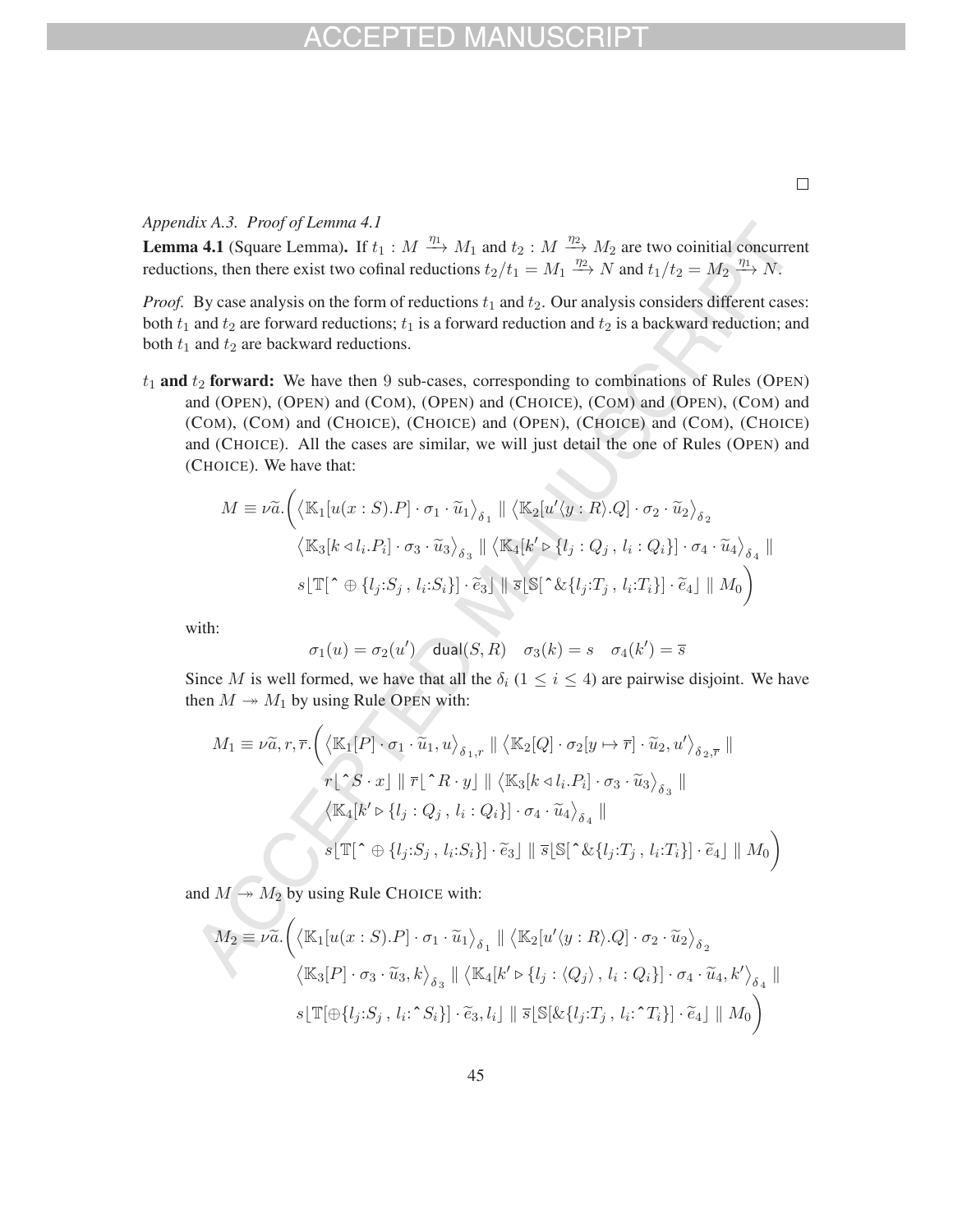□

*Appendix A.3. Proof of Lemma 4.1*

**Lemma 4.1** (Square Lemma)**.** If $t_1 : M \xrightarrow{\eta_1} M_1$ and $t_2 : M \xrightarrow{\eta_2} M_2$ are two coinitial concurrent reductions, then there exist two cofinal reductions $t_2/t_1 = M_1 \xrightarrow{\eta_2} N$ and $t_1/t_2 = M_2 \xrightarrow{\eta_1} N$.

*Proof.* By case analysis on the form of reductions $t_1$ and $t_2$. Our analysis considers different cases: both $t_1$ and $t_2$ are forward reductions; $t_1$ is a forward reduction and $t_2$ is a backward reduction; and both $t_1$ and $t_2$ are backward reductions.

$t_1$ **and** $t_2$ **forward:** We have then 9 sub-cases, corresponding to combinations of Rules (OPEN) and (OPEN), (OPEN) and (COM), (OPEN) and (CHOICE), (COM) and (OPEN), (COM) and (COM), (COM) and (CHOICE), (CHOICE) and (OPEN), (CHOICE) and (COM), (CHOICE) and (CHOICE). All the cases are similar, we will just detail the one of Rules (OPEN) and (CHOICE). We have that:

$$M \equiv \nu\widetilde{a}.\Big( \big\langle \mathbb{K}_1[u(x:S).P] \cdot \sigma_1 \cdot \widetilde{u}_1 \big\rangle_{\delta_1} \parallel \big\langle \mathbb{K}_2[u'\langle y:R\rangle.Q] \cdot \sigma_2 \cdot \widetilde{u}_2 \big\rangle_{\delta_2}$$
$$\big\langle \mathbb{K}_3[k \triangleleft l_i.P_i] \cdot \sigma_3 \cdot \widetilde{u}_3 \big\rangle_{\delta_3} \parallel \big\langle \mathbb{K}_4[k' \triangleright \{l_j : Q_j\,,\, l_i : Q_i\}] \cdot \sigma_4 \cdot \widetilde{u}_4 \big\rangle_{\delta_4} \parallel$$
$$s\lfloor \mathbb{T}[\hat{\ } \oplus \{l_j{:}S_j\,,\, l_i{:}S_i\}] \cdot \widetilde{e}_3 \rfloor \parallel \overline{s}\lfloor \mathbb{S}[\hat{\ } \& \{l_j{:}T_j\,,\, l_i{:}T_i\}] \cdot \widetilde{e}_4 \rfloor \parallel M_0 \Big)$$

with:

$$\sigma_1(u) = \sigma_2(u') \quad \mathsf{dual}(S,R) \quad \sigma_3(k) = s \quad \sigma_4(k') = \overline{s}$$

Since $M$ is well formed, we have that all the $\delta_i$ ($1 \le i \le 4$) are pairwise disjoint. We have then $M \twoheadrightarrow M_1$ by using Rule OPEN with:

$$M_1 \equiv \nu\widetilde{a}, r, \overline{r}.\Big( \big\langle \mathbb{K}_1[P] \cdot \sigma_1 \cdot \widetilde{u}_1, u \big\rangle_{\delta_1, r} \parallel \big\langle \mathbb{K}_2[Q] \cdot \sigma_2[y \mapsto \overline{r}] \cdot \widetilde{u}_2, u' \big\rangle_{\delta_2, \overline{r}} \parallel$$
$$r\lfloor \hat{\ } S \cdot x \rfloor \parallel \overline{r}\lfloor \hat{\ } R \cdot y \rfloor \parallel \big\langle \mathbb{K}_3[k \triangleleft l_i.P_i] \cdot \sigma_3 \cdot \widetilde{u}_3 \big\rangle_{\delta_3} \parallel$$
$$\big\langle \mathbb{K}_4[k' \triangleright \{l_j : Q_j\,,\, l_i : Q_i\}] \cdot \sigma_4 \cdot \widetilde{u}_4 \big\rangle_{\delta_4} \parallel$$
$$s\lfloor \mathbb{T}[\hat{\ } \oplus \{l_j{:}S_j\,,\, l_i{:}S_i\}] \cdot \widetilde{e}_3 \rfloor \parallel \overline{s}\lfloor \mathbb{S}[\hat{\ } \& \{l_j{:}T_j\,,\, l_i{:}T_i\}] \cdot \widetilde{e}_4 \rfloor \parallel M_0 \Big)$$

and $M \twoheadrightarrow M_2$ by using Rule CHOICE with:

$$M_2 \equiv \nu\widetilde{a}.\Big( \big\langle \mathbb{K}_1[u(x:S).P] \cdot \sigma_1 \cdot \widetilde{u}_1 \big\rangle_{\delta_1} \parallel \big\langle \mathbb{K}_2[u'\langle y:R\rangle.Q] \cdot \sigma_2 \cdot \widetilde{u}_2 \big\rangle_{\delta_2}$$
$$\big\langle \mathbb{K}_3[P] \cdot \sigma_3 \cdot \widetilde{u}_3, k \big\rangle_{\delta_3} \parallel \big\langle \mathbb{K}_4[k' \triangleright \{l_j : \langle Q_j \rangle\,,\, l_i : Q_i\}] \cdot \sigma_4 \cdot \widetilde{u}_4, k' \big\rangle_{\delta_4} \parallel$$
$$s\lfloor \mathbb{T}[\oplus\{l_j{:}S_j\,,\, l_i{:}\hat{\ } S_i\}] \cdot \widetilde{e}_3, l_i \rfloor \parallel \overline{s}\lfloor \mathbb{S}[\& \{l_j{:}T_j\,,\, l_i{:}\hat{\ } T_i\}] \cdot \widetilde{e}_4 \rfloor \parallel M_0 \Big)$$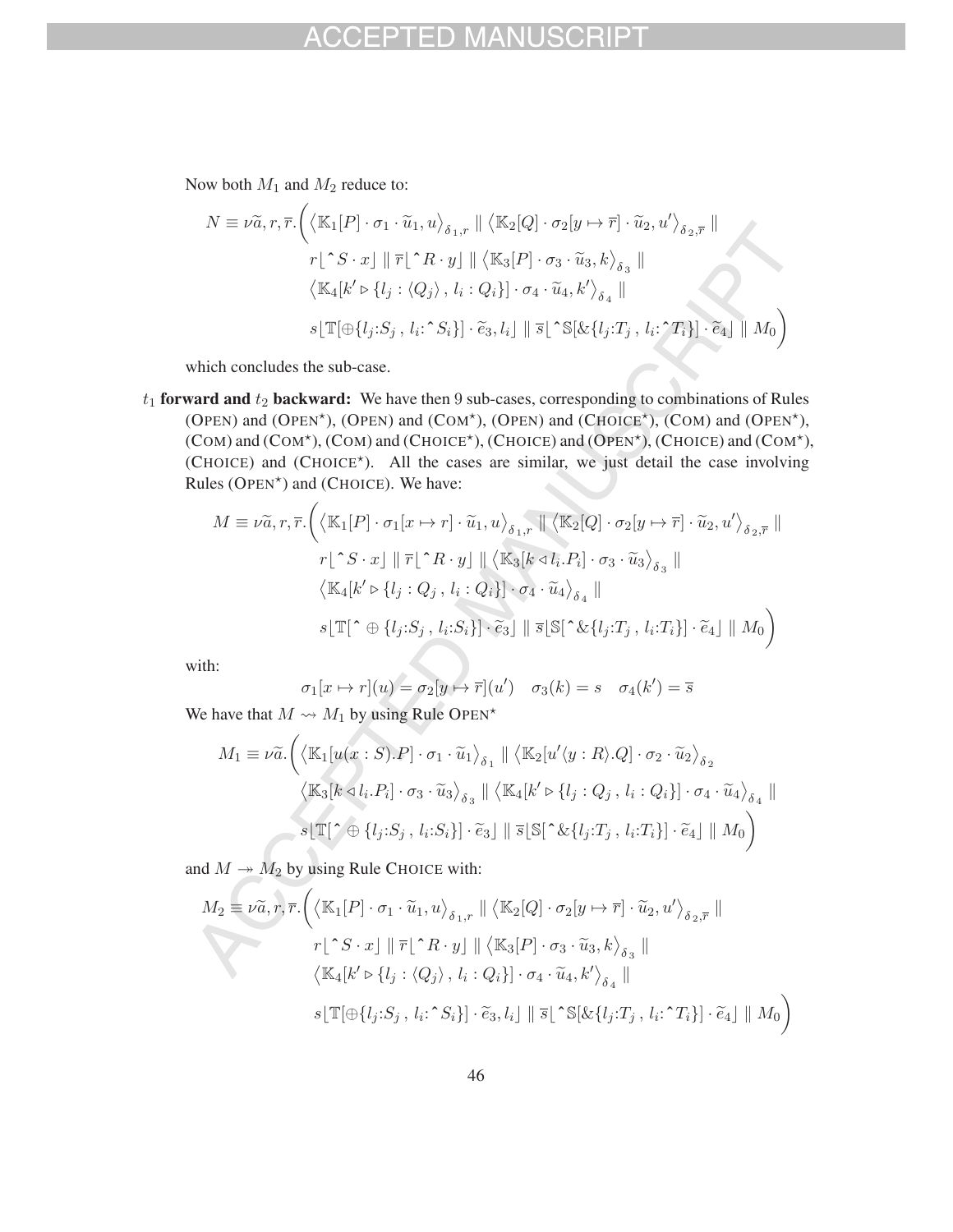Now both $M_1$ and $M_2$ reduce to:

$$N \equiv \nu\widetilde{a}, r, \overline{r}.\Big(\big\langle \mathbb{K}_1[P] \cdot \sigma_1 \cdot \widetilde{u}_1, u\big\rangle_{\delta_1,r} \parallel \big\langle \mathbb{K}_2[Q] \cdot \sigma_2[y \mapsto \overline{r}] \cdot \widetilde{u}_2, u'\big\rangle_{\delta_2,\overline{r}} \parallel$$
$$r\lfloor \hat{\ } S \cdot x \rfloor \parallel \overline{r}\lfloor \hat{\ } R \cdot y \rfloor \parallel \big\langle \mathbb{K}_3[P] \cdot \sigma_3 \cdot \widetilde{u}_3, k\big\rangle_{\delta_3} \parallel$$
$$\big\langle \mathbb{K}_4[k' \triangleright \{l_j : \langle Q_j\rangle \,,\, l_i : Q_i\}] \cdot \sigma_4 \cdot \widetilde{u}_4, k'\big\rangle_{\delta_4} \parallel$$
$$s\lfloor \mathbb{T}[\oplus\{l_j{:}S_j \,,\, l_i{:}\hat{\ } S_i\}] \cdot \widetilde{e}_3, l_i\rfloor \parallel \overline{s}\lfloor \hat{\ } \mathbb{S}[\&\{l_j{:}T_j \,,\, l_i{:}\hat{\ } T_i\}] \cdot \widetilde{e}_4\rfloor \parallel M_0\Big)$$

which concludes the sub-case.

$t_1$ **forward and** $t_2$ **backward:** We have then 9 sub-cases, corresponding to combinations of Rules (Open) and (Open$^\star$), (Open) and (Com$^\star$), (Open) and (Choice$^\star$), (Com) and (Open$^\star$), (Com) and (Com$^\star$), (Com) and (Choice$^\star$), (Choice) and (Open$^\star$), (Choice) and (Com$^\star$), (Choice) and (Choice$^\star$). All the cases are similar, we just detail the case involving Rules (Open$^\star$) and (Choice). We have:

$$M \equiv \nu\widetilde{a}, r, \overline{r}.\Big(\big\langle \mathbb{K}_1[P] \cdot \sigma_1[x \mapsto r] \cdot \widetilde{u}_1, u\big\rangle_{\delta_1,r} \parallel \big\langle \mathbb{K}_2[Q] \cdot \sigma_2[y \mapsto \overline{r}] \cdot \widetilde{u}_2, u'\big\rangle_{\delta_2,\overline{r}} \parallel$$
$$r\lfloor \hat{\ } S \cdot x \rfloor \parallel \overline{r}\lfloor \hat{\ } R \cdot y \rfloor \parallel \big\langle \mathbb{K}_3[k \triangleleft l_i.P_i] \cdot \sigma_3 \cdot \widetilde{u}_3\big\rangle_{\delta_3} \parallel$$
$$\big\langle \mathbb{K}_4[k' \triangleright \{l_j : Q_j \,,\, l_i : Q_i\}] \cdot \sigma_4 \cdot \widetilde{u}_4\big\rangle_{\delta_4} \parallel$$
$$s\lfloor \mathbb{T}[\hat{\ } \oplus \{l_j{:}S_j \,,\, l_i{:}S_i\}] \cdot \widetilde{e}_3\rfloor \parallel \overline{s}\lfloor \mathbb{S}[\hat{\ } \&\{l_j{:}T_j \,,\, l_i{:}T_i\}] \cdot \widetilde{e}_4\rfloor \parallel M_0\Big)$$

with:

$$\sigma_1[x \mapsto r](u) = \sigma_2[y \mapsto \overline{r}](u') \quad \sigma_3(k) = s \quad \sigma_4(k') = \overline{s}$$

We have that $M \rightsquigarrow M_1$ by using Rule Open$^\star$

$$M_1 \equiv \nu\widetilde{a}.\Big(\big\langle \mathbb{K}_1[u(x : S).P] \cdot \sigma_1 \cdot \widetilde{u}_1\big\rangle_{\delta_1} \parallel \big\langle \mathbb{K}_2[u'\langle y : R\rangle.Q] \cdot \sigma_2 \cdot \widetilde{u}_2\big\rangle_{\delta_2}$$
$$\big\langle \mathbb{K}_3[k \triangleleft l_i.P_i] \cdot \sigma_3 \cdot \widetilde{u}_3\big\rangle_{\delta_3} \parallel \big\langle \mathbb{K}_4[k' \triangleright \{l_j : Q_j \,,\, l_i : Q_i\}] \cdot \sigma_4 \cdot \widetilde{u}_4\big\rangle_{\delta_4} \parallel$$
$$s\lfloor \mathbb{T}[\hat{\ } \oplus \{l_j{:}S_j \,,\, l_i{:}S_i\}] \cdot \widetilde{e}_3\rfloor \parallel \overline{s}\lfloor \mathbb{S}[\hat{\ } \&\{l_j{:}T_j \,,\, l_i{:}T_i\}] \cdot \widetilde{e}_4\rfloor \parallel M_0\Big)$$

and $M \twoheadrightarrow M_2$ by using Rule Choice with:

$$M_2 \equiv \nu\widetilde{a}, r, \overline{r}.\Big(\big\langle \mathbb{K}_1[P] \cdot \sigma_1 \cdot \widetilde{u}_1, u\big\rangle_{\delta_1,r} \parallel \big\langle \mathbb{K}_2[Q] \cdot \sigma_2[y \mapsto \overline{r}] \cdot \widetilde{u}_2, u'\big\rangle_{\delta_2,\overline{r}} \parallel$$
$$r\lfloor \hat{\ } S \cdot x \rfloor \parallel \overline{r}\lfloor \hat{\ } R \cdot y \rfloor \parallel \big\langle \mathbb{K}_3[P] \cdot \sigma_3 \cdot \widetilde{u}_3, k\big\rangle_{\delta_3} \parallel$$
$$\big\langle \mathbb{K}_4[k' \triangleright \{l_j : \langle Q_j\rangle \,,\, l_i : Q_i\}] \cdot \sigma_4 \cdot \widetilde{u}_4, k'\big\rangle_{\delta_4} \parallel$$
$$s\lfloor \mathbb{T}[\oplus\{l_j{:}S_j \,,\, l_i{:}\hat{\ } S_i\}] \cdot \widetilde{e}_3, l_i\rfloor \parallel \overline{s}\lfloor \hat{\ } \mathbb{S}[\&\{l_j{:}T_j \,,\, l_i{:}\hat{\ } T_i\}] \cdot \widetilde{e}_4\rfloor \parallel M_0\Big)$$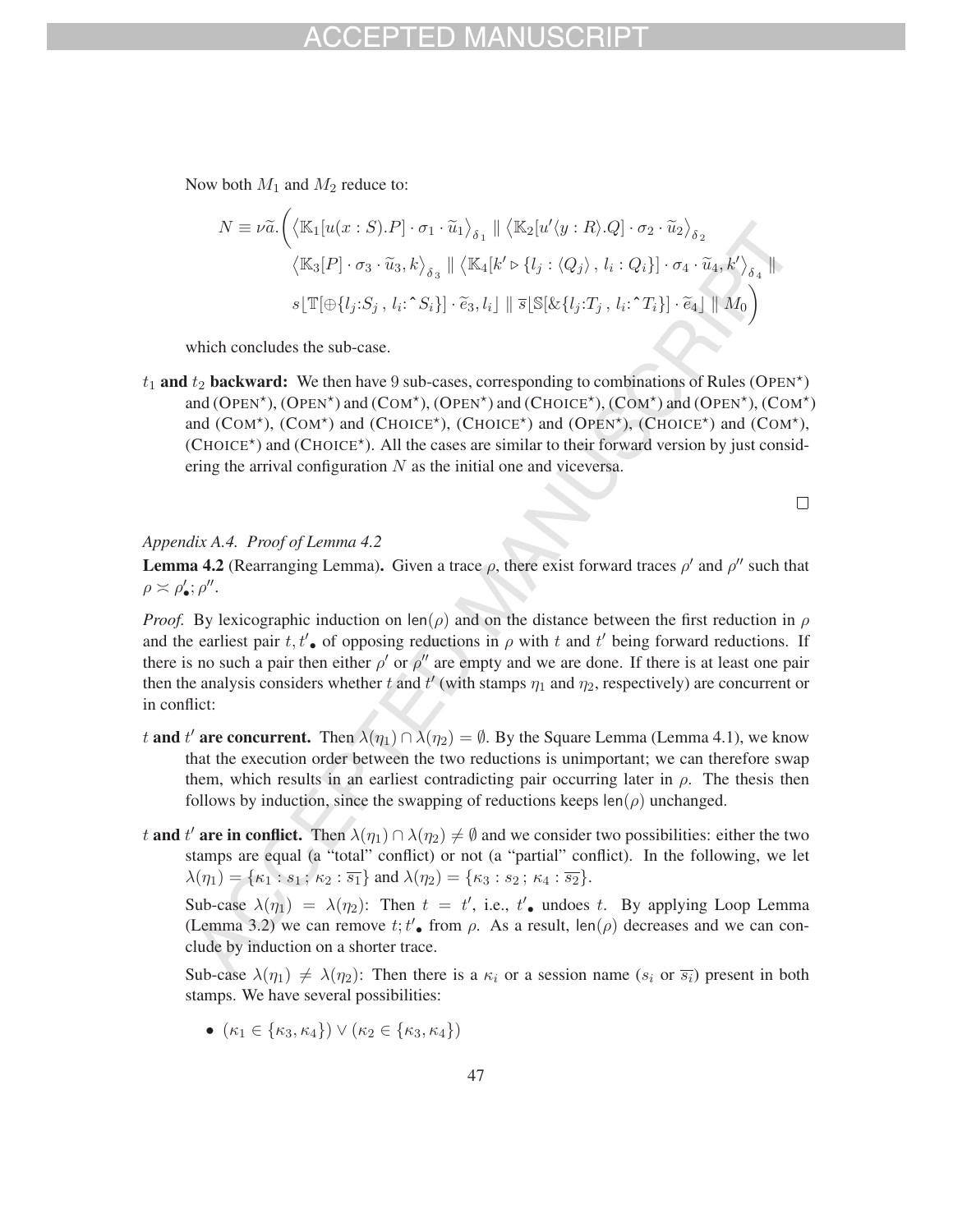Now both $M_1$ and $M_2$ reduce to:

$$N \equiv \nu\widetilde{a}.\Bigg(\left\langle \mathbb{K}_1[u(x:S).P]\cdot\sigma_1\cdot\widetilde{u}_1\right\rangle_{\delta_1} \parallel \left\langle \mathbb{K}_2[u'\langle y:R\rangle.Q]\cdot\sigma_2\cdot\widetilde{u}_2\right\rangle_{\delta_2}$$
$$\left\langle \mathbb{K}_3[P]\cdot\sigma_3\cdot\widetilde{u}_3,k\right\rangle_{\delta_3} \parallel \left\langle \mathbb{K}_4[k'\triangleright\{l_j:\langle Q_j\rangle\,,\,l_i:Q_i\}]\cdot\sigma_4\cdot\widetilde{u}_4,k'\right\rangle_{\delta_4} \parallel$$
$$s\lfloor \mathbb{T}[\oplus\{l_j{:}S_j\,,\,l_i{:}\hat{\ }S_i\}]\cdot\widetilde{e}_3,l_i\rfloor \parallel \overline{s}\lfloor \mathbb{S}[\&\{l_j{:}T_j\,,\,l_i{:}\hat{\ }T_i\}]\cdot\widetilde{e}_4\rfloor \parallel M_0\Bigg)$$

which concludes the sub-case.

**$t_1$ and $t_2$ backward:** We then have 9 sub-cases, corresponding to combinations of Rules (OPEN$^\star$) and (OPEN$^\star$), (OPEN$^\star$) and (COM$^\star$), (OPEN$^\star$) and (CHOICE$^\star$), (COM$^\star$) and (OPEN$^\star$), (COM$^\star$) and (COM$^\star$), (COM$^\star$) and (CHOICE$^\star$), (CHOICE$^\star$) and (OPEN$^\star$), (CHOICE$^\star$) and (COM$^\star$), (CHOICE$^\star$) and (CHOICE$^\star$). All the cases are similar to their forward version by just considering the arrival configuration $N$ as the initial one and viceversa.

□

*Appendix A.4. Proof of Lemma 4.2*

**Lemma 4.2** (Rearranging Lemma)**.** Given a trace $\rho$, there exist forward traces $\rho'$ and $\rho''$ such that $\rho \asymp \rho'_\bullet;\rho''$.

*Proof.* By lexicographic induction on $\mathsf{len}(\rho)$ and on the distance between the first reduction in $\rho$ and the earliest pair $t, t'_\bullet$ of opposing reductions in $\rho$ with $t$ and $t'$ being forward reductions. If there is no such a pair then either $\rho'$ or $\rho''$ are empty and we are done. If there is at least one pair then the analysis considers whether $t$ and $t'$ (with stamps $\eta_1$ and $\eta_2$, respectively) are concurrent or in conflict:

**$t$ and $t'$ are concurrent.** Then $\lambda(\eta_1)\cap\lambda(\eta_2)=\emptyset$. By the Square Lemma (Lemma 4.1), we know that the execution order between the two reductions is unimportant; we can therefore swap them, which results in an earliest contradicting pair occurring later in $\rho$. The thesis then follows by induction, since the swapping of reductions keeps $\mathsf{len}(\rho)$ unchanged.

**$t$ and $t'$ are in conflict.** Then $\lambda(\eta_1)\cap\lambda(\eta_2)\neq\emptyset$ and we consider two possibilities: either the two stamps are equal (a "total" conflict) or not (a "partial" conflict). In the following, we let $\lambda(\eta_1)=\{\kappa_1:s_1\,;\,\kappa_2:\overline{s_1}\}$ and $\lambda(\eta_2)=\{\kappa_3:s_2\,;\,\kappa_4:\overline{s_2}\}$.

Sub-case $\lambda(\eta_1)=\lambda(\eta_2)$: Then $t=t'$, i.e., $t'_\bullet$ undoes $t$. By applying Loop Lemma (Lemma 3.2) we can remove $t;t'_\bullet$ from $\rho$. As a result, $\mathsf{len}(\rho)$ decreases and we can conclude by induction on a shorter trace.

Sub-case $\lambda(\eta_1)\neq\lambda(\eta_2)$: Then there is a $\kappa_i$ or a session name ($s_i$ or $\overline{s_i}$) present in both stamps. We have several possibilities:

- $(\kappa_1\in\{\kappa_3,\kappa_4\})\vee(\kappa_2\in\{\kappa_3,\kappa_4\})$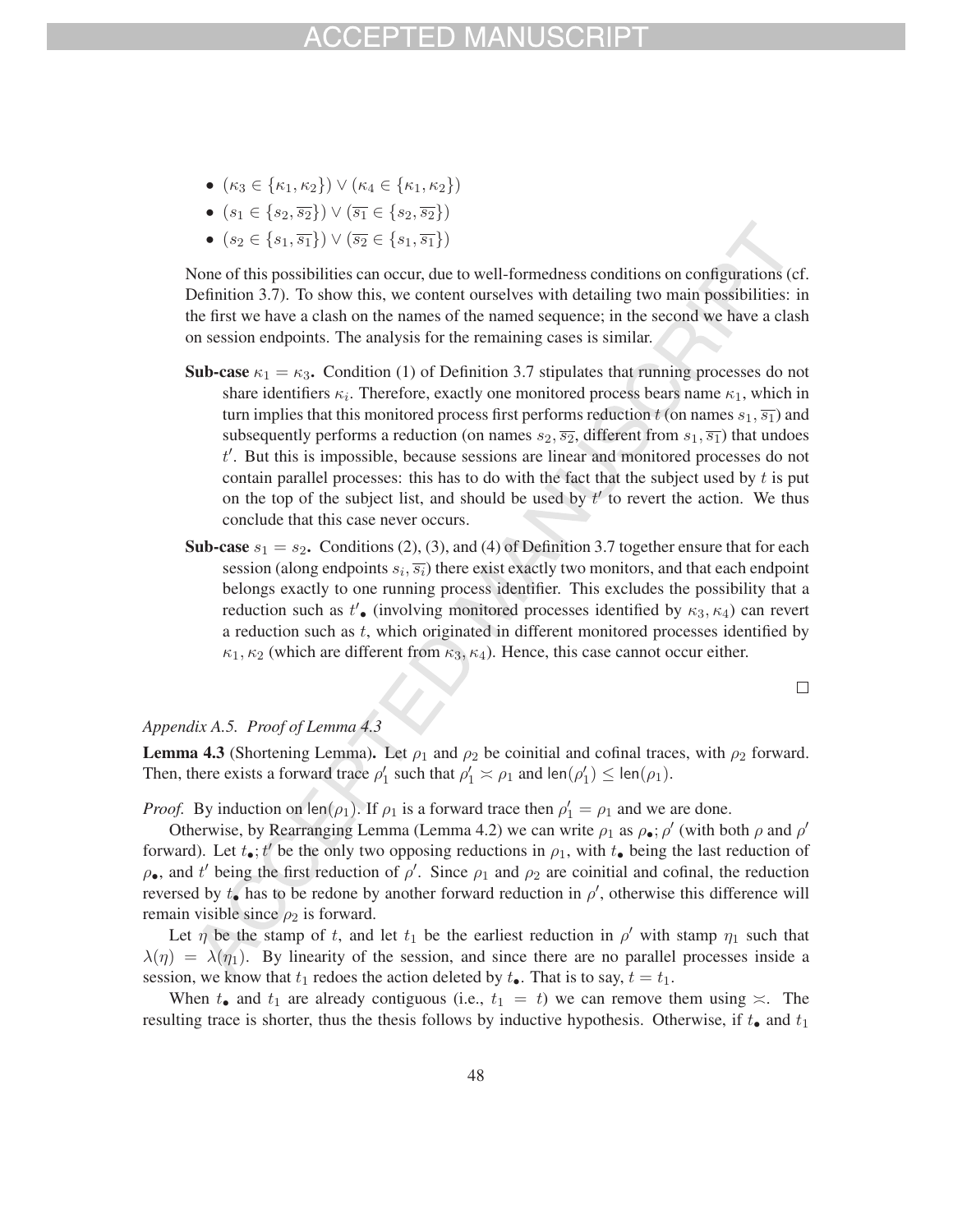- $(\kappa_3 \in \{\kappa_1, \kappa_2\}) \vee (\kappa_4 \in \{\kappa_1, \kappa_2\})$
- $(s_1 \in \{s_2, \overline{s_2}\}) \vee (\overline{s_1} \in \{s_2, \overline{s_2}\})$
- $(s_2 \in \{s_1, \overline{s_1}\}) \vee (\overline{s_2} \in \{s_1, \overline{s_1}\})$

None of this possibilities can occur, due to well-formedness conditions on configurations (cf. Definition 3.7). To show this, we content ourselves with detailing two main possibilities: in the first we have a clash on the names of the named sequence; in the second we have a clash on session endpoints. The analysis for the remaining cases is similar.

**Sub-case** $\kappa_1 = \kappa_3$**.** Condition (1) of Definition 3.7 stipulates that running processes do not share identifiers $\kappa_i$. Therefore, exactly one monitored process bears name $\kappa_1$, which in turn implies that this monitored process first performs reduction $t$ (on names $s_1, \overline{s_1}$) and subsequently performs a reduction (on names $s_2, \overline{s_2}$, different from $s_1, \overline{s_1}$) that undoes $t'$. But this is impossible, because sessions are linear and monitored processes do not contain parallel processes: this has to do with the fact that the subject used by $t$ is put on the top of the subject list, and should be used by $t'$ to revert the action. We thus conclude that this case never occurs.

**Sub-case** $s_1 = s_2$**.** Conditions (2), (3), and (4) of Definition 3.7 together ensure that for each session (along endpoints $s_i, \overline{s_i}$) there exist exactly two monitors, and that each endpoint belongs exactly to one running process identifier. This excludes the possibility that a reduction such as $t'_\bullet$ (involving monitored processes identified by $\kappa_3, \kappa_4$) can revert a reduction such as $t$, which originated in different monitored processes identified by $\kappa_1, \kappa_2$ (which are different from $\kappa_3, \kappa_4$). Hence, this case cannot occur either.

□

*Appendix A.5. Proof of Lemma 4.3*

**Lemma 4.3** (Shortening Lemma)**.** Let $\rho_1$ and $\rho_2$ be coinitial and cofinal traces, with $\rho_2$ forward. Then, there exists a forward trace $\rho'_1$ such that $\rho'_1 \asymp \rho_1$ and $\mathsf{len}(\rho'_1) \leq \mathsf{len}(\rho_1)$.

*Proof.* By induction on $\mathsf{len}(\rho_1)$. If $\rho_1$ is a forward trace then $\rho'_1 = \rho_1$ and we are done.

Otherwise, by Rearranging Lemma (Lemma 4.2) we can write $\rho_1$ as $\rho_\bullet; \rho'$ (with both $\rho$ and $\rho'$ forward). Let $t_\bullet; t'$ be the only two opposing reductions in $\rho_1$, with $t_\bullet$ being the last reduction of $\rho_\bullet$, and $t'$ being the first reduction of $\rho'$. Since $\rho_1$ and $\rho_2$ are coinitial and cofinal, the reduction reversed by $t_\bullet$ has to be redone by another forward reduction in $\rho'$, otherwise this difference will remain visible since $\rho_2$ is forward.

Let $\eta$ be the stamp of $t$, and let $t_1$ be the earliest reduction in $\rho'$ with stamp $\eta_1$ such that $\lambda(\eta) = \lambda(\eta_1)$. By linearity of the session, and since there are no parallel processes inside a session, we know that $t_1$ redoes the action deleted by $t_\bullet$. That is to say, $t = t_1$.

When $t_\bullet$ and $t_1$ are already contiguous (i.e., $t_1 = t$) we can remove them using $\asymp$. The resulting trace is shorter, thus the thesis follows by inductive hypothesis. Otherwise, if $t_\bullet$ and $t_1$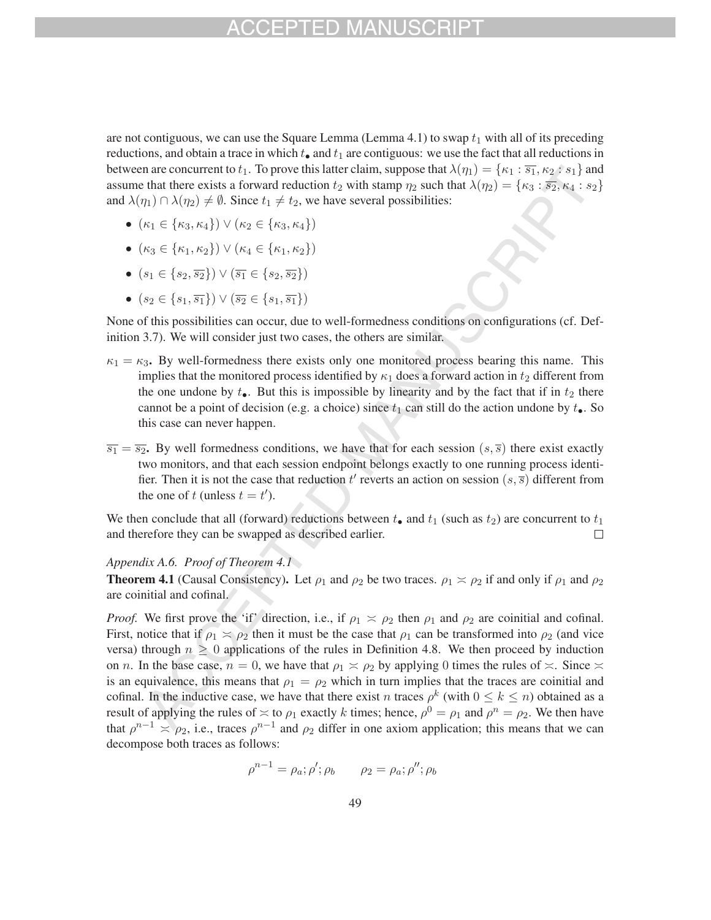are not contiguous, we can use the Square Lemma (Lemma 4.1) to swap $t_1$ with all of its preceding reductions, and obtain a trace in which $t_\bullet$ and $t_1$ are contiguous: we use the fact that all reductions in between are concurrent to $t_1$. To prove this latter claim, suppose that $\lambda(\eta_1) = \{\kappa_1 : \overline{s_1}, \kappa_2 : s_1\}$ and assume that there exists a forward reduction $t_2$ with stamp $\eta_2$ such that $\lambda(\eta_2) = \{\kappa_3 : \overline{s_2}, \kappa_4 : s_2\}$ and $\lambda(\eta_1) \cap \lambda(\eta_2) \neq \emptyset$. Since $t_1 \neq t_2$, we have several possibilities:

- $(\kappa_1 \in \{\kappa_3, \kappa_4\}) \vee (\kappa_2 \in \{\kappa_3, \kappa_4\})$
- $(\kappa_3 \in \{\kappa_1, \kappa_2\}) \vee (\kappa_4 \in \{\kappa_1, \kappa_2\})$
- $(s_1 \in \{s_2, \overline{s_2}\}) \vee (\overline{s_1} \in \{s_2, \overline{s_2}\})$
- $(s_2 \in \{s_1, \overline{s_1}\}) \vee (\overline{s_2} \in \{s_1, \overline{s_1}\})$

None of this possibilities can occur, due to well-formedness conditions on configurations (cf. Definition 3.7). We will consider just two cases, the others are similar.

$\kappa_1 = \kappa_3$**.** By well-formedness there exists only one monitored process bearing this name. This implies that the monitored process identified by $\kappa_1$ does a forward action in $t_2$ different from the one undone by $t_\bullet$. But this is impossible by linearity and by the fact that if in $t_2$ there cannot be a point of decision (e.g. a choice) since $t_1$ can still do the action undone by $t_\bullet$. So this case can never happen.

$\overline{s_1} = \overline{s_2}$**.** By well formedness conditions, we have that for each session $(s, \overline{s})$ there exist exactly two monitors, and that each session endpoint belongs exactly to one running process identifier. Then it is not the case that reduction $t'$ reverts an action on session $(s, \overline{s})$ different from the one of $t$ (unless $t = t'$).

We then conclude that all (forward) reductions between $t_\bullet$ and $t_1$ (such as $t_2$) are concurrent to $t_1$ and therefore they can be swapped as described earlier. □

*Appendix A.6. Proof of Theorem 4.1*

**Theorem 4.1** (Causal Consistency)**.** Let $\rho_1$ and $\rho_2$ be two traces. $\rho_1 \asymp \rho_2$ if and only if $\rho_1$ and $\rho_2$ are coinitial and cofinal.

*Proof.* We first prove the 'if' direction, i.e., if $\rho_1 \asymp \rho_2$ then $\rho_1$ and $\rho_2$ are coinitial and cofinal. First, notice that if $\rho_1 \asymp \rho_2$ then it must be the case that $\rho_1$ can be transformed into $\rho_2$ (and vice versa) through $n \geq 0$ applications of the rules in Definition 4.8. We then proceed by induction on $n$. In the base case, $n = 0$, we have that $\rho_1 \asymp \rho_2$ by applying 0 times the rules of $\asymp$. Since $\asymp$ is an equivalence, this means that $\rho_1 = \rho_2$ which in turn implies that the traces are coinitial and cofinal. In the inductive case, we have that there exist $n$ traces $\rho^k$ (with $0 \leq k \leq n$) obtained as a result of applying the rules of $\asymp$ to $\rho_1$ exactly $k$ times; hence, $\rho^0 = \rho_1$ and $\rho^n = \rho_2$. We then have that $\rho^{n-1} \asymp \rho_2$, i.e., traces $\rho^{n-1}$ and $\rho_2$ differ in one axiom application; this means that we can decompose both traces as follows:

$$\rho^{n-1} = \rho_a; \rho'; \rho_b \qquad \rho_2 = \rho_a; \rho''; \rho_b$$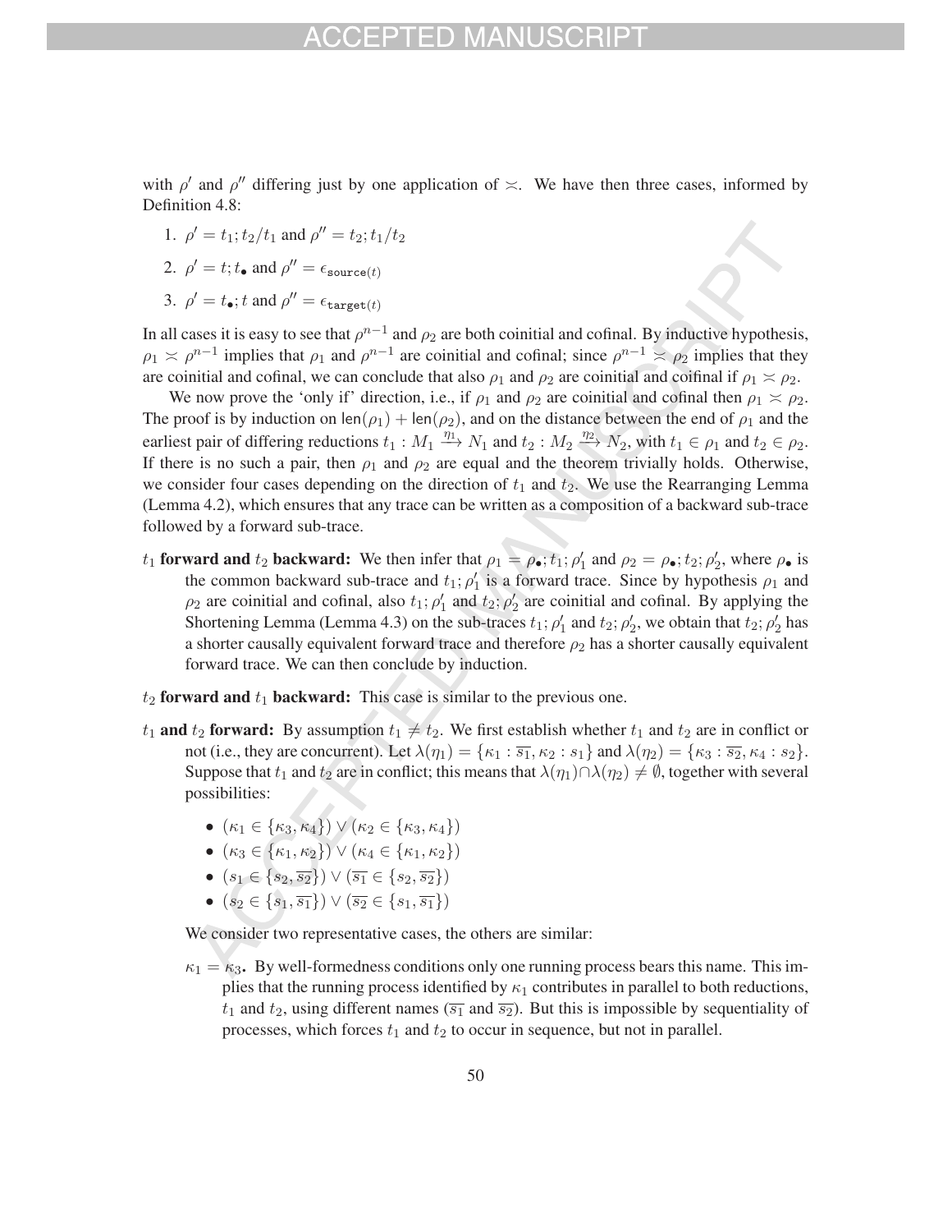with $\rho'$ and $\rho''$ differing just by one application of $\asymp$. We have then three cases, informed by Definition 4.8:

1. $\rho' = t_1; t_2/t_1$ and $\rho'' = t_2; t_1/t_2$
2. $\rho' = t; t_\bullet$ and $\rho'' = \epsilon_{\mathtt{source}(t)}$
3. $\rho' = t_\bullet; t$ and $\rho'' = \epsilon_{\mathtt{target}(t)}$

In all cases it is easy to see that $\rho^{n-1}$ and $\rho_2$ are both coinitial and cofinal. By inductive hypothesis, $\rho_1 \asymp \rho^{n-1}$ implies that $\rho_1$ and $\rho^{n-1}$ are coinitial and cofinal; since $\rho^{n-1} \asymp \rho_2$ implies that they are coinitial and cofinal, we can conclude that also $\rho_1$ and $\rho_2$ are coinitial and coifinal if $\rho_1 \asymp \rho_2$.

We now prove the 'only if' direction, i.e., if $\rho_1$ and $\rho_2$ are coinitial and cofinal then $\rho_1 \asymp \rho_2$. The proof is by induction on $\mathsf{len}(\rho_1) + \mathsf{len}(\rho_2)$, and on the distance between the end of $\rho_1$ and the earliest pair of differing reductions $t_1 : M_1 \xrightarrow{\eta_1} N_1$ and $t_2 : M_2 \xrightarrow{\eta_2} N_2$, with $t_1 \in \rho_1$ and $t_2 \in \rho_2$. If there is no such a pair, then $\rho_1$ and $\rho_2$ are equal and the theorem trivially holds. Otherwise, we consider four cases depending on the direction of $t_1$ and $t_2$. We use the Rearranging Lemma (Lemma 4.2), which ensures that any trace can be written as a composition of a backward sub-trace followed by a forward sub-trace.

$t_1$ **forward and** $t_2$ **backward:** We then infer that $\rho_1 = \rho_\bullet; t_1; \rho'_1$ and $\rho_2 = \rho_\bullet; t_2; \rho'_2$, where $\rho_\bullet$ is the common backward sub-trace and $t_1; \rho'_1$ is a forward trace. Since by hypothesis $\rho_1$ and $\rho_2$ are coinitial and cofinal, also $t_1; \rho'_1$ and $t_2; \rho'_2$ are coinitial and cofinal. By applying the Shortening Lemma (Lemma 4.3) on the sub-traces $t_1; \rho'_1$ and $t_2; \rho'_2$, we obtain that $t_2; \rho'_2$ has a shorter causally equivalent forward trace and therefore $\rho_2$ has a shorter causally equivalent forward trace. We can then conclude by induction.

$t_2$ **forward and** $t_1$ **backward:** This case is similar to the previous one.

$t_1$ **and** $t_2$ **forward:** By assumption $t_1 \neq t_2$. We first establish whether $t_1$ and $t_2$ are in conflict or not (i.e., they are concurrent). Let $\lambda(\eta_1) = \{\kappa_1 : \overline{s_1}, \kappa_2 : s_1\}$ and $\lambda(\eta_2) = \{\kappa_3 : \overline{s_2}, \kappa_4 : s_2\}$. Suppose that $t_1$ and $t_2$ are in conflict; this means that $\lambda(\eta_1) \cap \lambda(\eta_2) \neq \emptyset$, together with several possibilities:

- $(\kappa_1 \in \{\kappa_3, \kappa_4\}) \vee (\kappa_2 \in \{\kappa_3, \kappa_4\})$
- $(\kappa_3 \in \{\kappa_1, \kappa_2\}) \vee (\kappa_4 \in \{\kappa_1, \kappa_2\})$
- $(s_1 \in \{s_2, \overline{s_2}\}) \vee (\overline{s_1} \in \{s_2, \overline{s_2}\})$
- $(s_2 \in \{s_1, \overline{s_1}\}) \vee (\overline{s_2} \in \{s_1, \overline{s_1}\})$

We consider two representative cases, the others are similar:

$\kappa_1 = \kappa_3$**.** By well-formedness conditions only one running process bears this name. This implies that the running process identified by $\kappa_1$ contributes in parallel to both reductions, $t_1$ and $t_2$, using different names ($\overline{s_1}$ and $\overline{s_2}$). But this is impossible by sequentiality of processes, which forces $t_1$ and $t_2$ to occur in sequence, but not in parallel.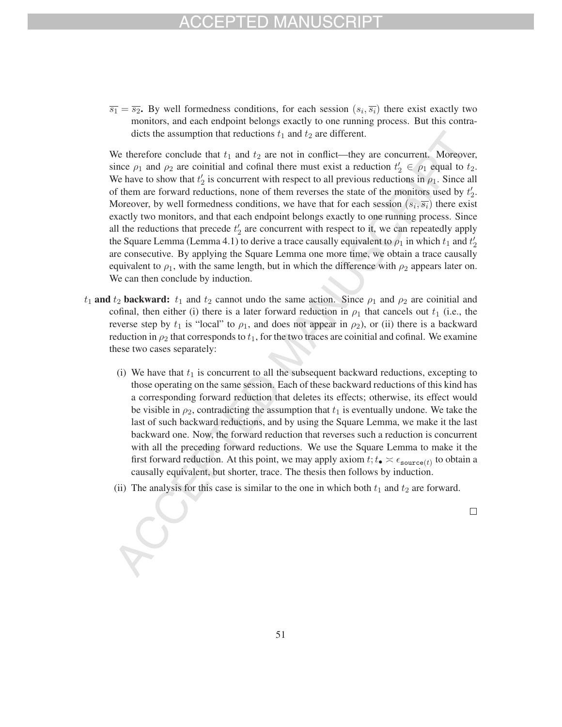$\overline{s_1} = \overline{s_2}$**.** By well formedness conditions, for each session $(s_i, \overline{s_i})$ there exist exactly two monitors, and each endpoint belongs exactly to one running process. But this contradicts the assumption that reductions $t_1$ and $t_2$ are different.

We therefore conclude that $t_1$ and $t_2$ are not in conflict—they are concurrent. Moreover, since $\rho_1$ and $\rho_2$ are coinitial and cofinal there must exist a reduction $t'_2 \in \rho_1$ equal to $t_2$. We have to show that $t'_2$ is concurrent with respect to all previous reductions in $\rho_1$. Since all of them are forward reductions, none of them reverses the state of the monitors used by $t'_2$. Moreover, by well formedness conditions, we have that for each session $(s_i, \overline{s_i})$ there exist exactly two monitors, and that each endpoint belongs exactly to one running process. Since all the reductions that precede $t'_2$ are concurrent with respect to it, we can repeatedly apply the Square Lemma (Lemma 4.1) to derive a trace causally equivalent to $\rho_1$ in which $t_1$ and $t'_2$ are consecutive. By applying the Square Lemma one more time, we obtain a trace causally equivalent to $\rho_1$, with the same length, but in which the difference with $\rho_2$ appears later on. We can then conclude by induction.

**$t_1$ and $t_2$ backward:** $t_1$ and $t_2$ cannot undo the same action. Since $\rho_1$ and $\rho_2$ are coinitial and cofinal, then either (i) there is a later forward reduction in $\rho_1$ that cancels out $t_1$ (i.e., the reverse step by $t_1$ is "local" to $\rho_1$, and does not appear in $\rho_2$), or (ii) there is a backward reduction in $\rho_2$ that corresponds to $t_1$, for the two traces are coinitial and cofinal. We examine these two cases separately:

(i) We have that $t_1$ is concurrent to all the subsequent backward reductions, excepting to those operating on the same session. Each of these backward reductions of this kind has a corresponding forward reduction that deletes its effects; otherwise, its effect would be visible in $\rho_2$, contradicting the assumption that $t_1$ is eventually undone. We take the last of such backward reductions, and by using the Square Lemma, we make it the last backward one. Now, the forward reduction that reverses such a reduction is concurrent with all the preceding forward reductions. We use the Square Lemma to make it the first forward reduction. At this point, we may apply axiom $t; t_\bullet \asymp \epsilon_{\texttt{source}(t)}$ to obtain a causally equivalent, but shorter, trace. The thesis then follows by induction.

(ii) The analysis for this case is similar to the one in which both $t_1$ and $t_2$ are forward.

□